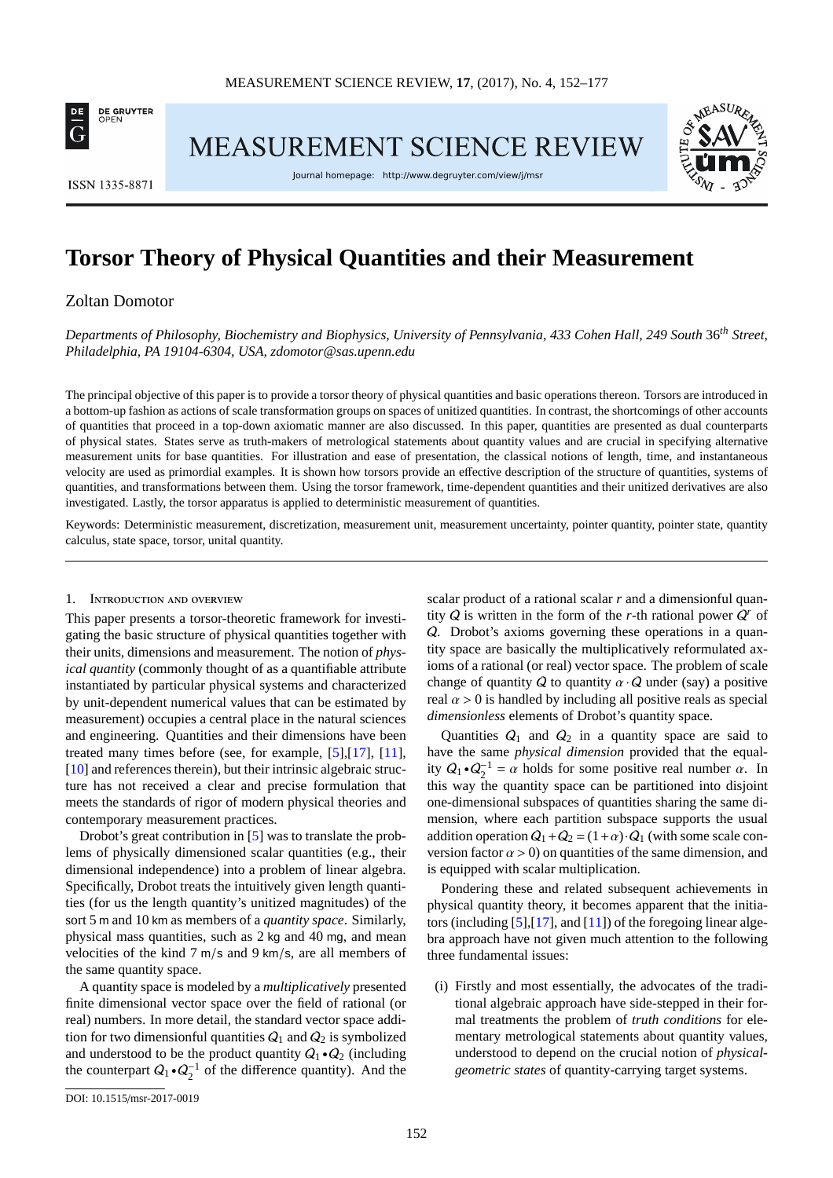# Torsor Theory of Physical Quantities and their Measurement

Zoltan Domotor

*Departments of Philosophy, Biochemistry and Biophysics, University of Pennsylvania, 433 Cohen Hall, 249 South 36*[th] *Street, Philadelphia, PA 19104-6304, USA, zdomotor@sas.upenn.edu*

The principal objective of this paper is to provide a torsor theory of physical quantities and basic operations thereon. Torsors are introduced in a bottom-up fashion as actions of scale transformation groups on spaces of unitized quantities. In contrast, the shortcomings of other accounts of quantities that proceed in a top-down axiomatic manner are also discussed. In this paper, quantities are presented as dual counterparts of physical states. States serve as truth-makers of metrological statements about quantity values and are crucial in specifying alternative measurement units for base quantities. For illustration and ease of presentation, the classical notions of length, time, and instantaneous velocity are used as primordial examples. It is shown how torsors provide an effective description of the structure of quantities, systems of quantities, and transformations between them. Using the torsor framework, time-dependent quantities and their unitized derivatives are also investigated. Lastly, the torsor apparatus is applied to deterministic measurement of quantities.

Keywords: Deterministic measurement, discretization, measurement unit, measurement uncertainty, pointer quantity, pointer state, quantity calculus, state space, torsor, unital quantity.

## 1. Introduction and overview

This paper presents a torsor-theoretic framework for investigating the basic structure of physical quantities together with their units, dimensions and measurement. The notion of *physical quantity* (commonly thought of as a quantifiable attribute instantiated by particular physical systems and characterized by unit-dependent numerical values that can be estimated by measurement) occupies a central place in the natural sciences and engineering. Quantities and their dimensions have been treated many times before (see, for example, [5],[17], [11], [10] and references therein), but their intrinsic algebraic structure has not received a clear and precise formulation that meets the standards of rigor of modern physical theories and contemporary measurement practices.

Drobot's great contribution in [5] was to translate the problems of physically dimensioned scalar quantities (e.g., their dimensional independence) into a problem of linear algebra. Specifically, Drobot treats the intuitively given length quantities (for us the length quantity's unitized magnitudes) of the sort 5 m and 10 km as members of a *quantity space*. Similarly, physical mass quantities, such as 2 kg and 40 mg, and mean velocities of the kind 7 m/s and 9 km/s, are all members of the same quantity space.

A quantity space is modeled by a *multiplicatively* presented finite dimensional vector space over the field of rational (or real) numbers. In more detail, the standard vector space addition for two dimensional quantities $Q_1$ and $Q_2$ is symbolized and understood to be the product quantity $Q_1 \bullet Q_2$ (including the counterpart $Q_1 \bullet Q_2^{-1}$ of the difference quantity). And the scalar product of a rational scalar $r$ and a dimensionful quantity $Q$ is written in the form of the $r$-th rational power $Q^r$ of $Q$. Drobot's axioms governing these operations in a quantity space are basically the multiplicatively reformulated axioms of a rational (or real) vector space. The problem of scale change of quantity $Q$ to quantity $\alpha \cdot Q$ under (say) a positive real $\alpha > 0$ is handled by including all positive reals as special *dimensionless* elements of Drobot's quantity space.

Quantities $Q_1$ and $Q_2$ in a quantity space are said to have the same *physical dimension* provided that the equality $Q_1 \bullet Q_2^{-1} = \alpha$ holds for some positive real number $\alpha$. In this way the quantity space can be partitioned into disjoint one-dimensional subspaces of quantities sharing the same dimension, where each partition subspace supports the usual addition operation $Q_1 + Q_2 = (1+\alpha) \cdot Q_1$ (with some scale conversion factor $\alpha > 0$) on quantities of the same dimension, and is equipped with scalar multiplication.

Pondering these and related subsequent achievements in physical quantity theory, it becomes apparent that the initiators (including [5],[17], and [11]) of the foregoing linear algebra approach have not given much attention to the following three fundamental issues:

(i) Firstly and most essentially, the advocates of the traditional algebraic approach have side-stepped in their formal treatments the problem of *truth conditions* for elementary metrological statements about quantity values, understood to depend on the crucial notion of *physical-geometric states* of quantity-carrying target systems.

DOI: 10.1515/msr-2017-0019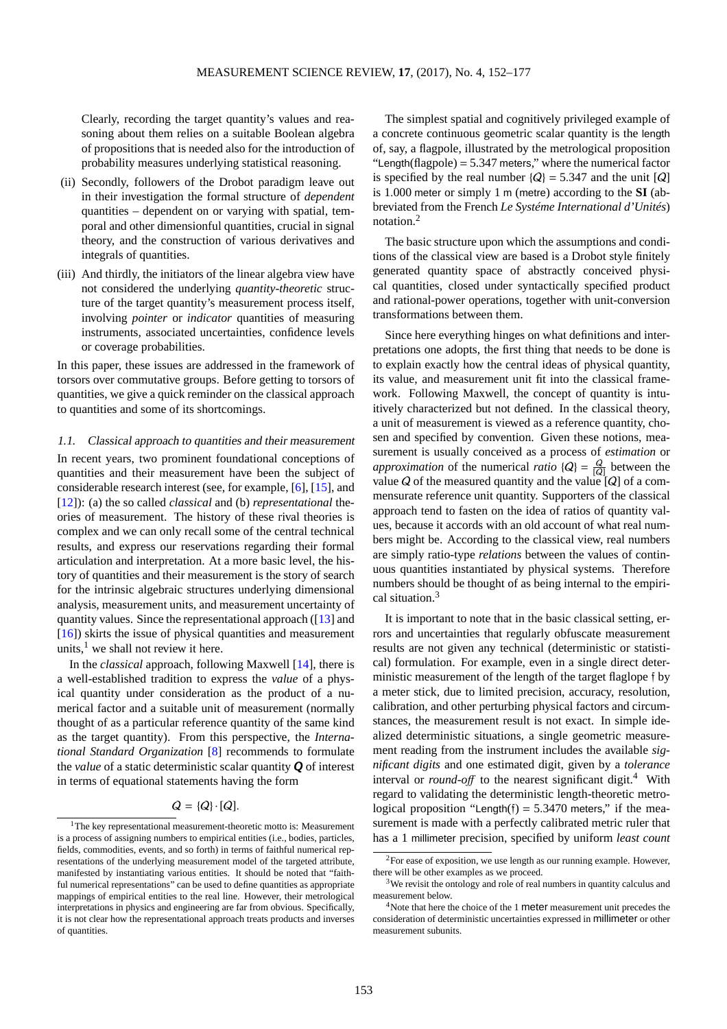Clearly, recording the target quantity's values and reasoning about them relies on a suitable Boolean algebra of propositions that is needed also for the introduction of probability measures underlying statistical reasoning.

(ii) Secondly, followers of the Drobot paradigm leave out in their investigation the formal structure of *dependent* quantities – dependent on or varying with spatial, temporal and other dimensional quantities, crucial in signal theory, and the construction of various derivatives and integrals of quantities.

(iii) And thirdly, the initiators of the linear algebra view have not considered the underlying *quantity-theoretic* structure of the target quantity's measurement process itself, involving *pointer* or *indicator* quantities of measuring instruments, associated uncertainties, confidence levels or coverage probabilities.

In this paper, these issues are addressed in the framework of torsors over commutative groups. Before getting to torsors of quantities, we give a quick reminder on the classical approach to quantities and some of its shortcomings.

### 1.1. Classical approach to quantities and their measurement

In recent years, two prominent foundational conceptions of quantities and their measurement have been the subject of considerable research interest (see, for example, [6], [15], and [12]): (a) the so called *classical* and (b) *representational* theories of measurement. The history of these rival theories is complex and we can only recall some of the central technical results, and express our reservations regarding their formal articulation and interpretation. At a more basic level, the history of quantities and their measurement is the story of search for the intrinsic algebraic structures underlying dimensional analysis, measurement units, and measurement uncertainty of quantity values. Since the representational approach ([13] and [16]) skirts the issue of physical quantities and measurement units,[1] we shall not review it here.

In the *classical* approach, following Maxwell [14], there is a well-established tradition to express the *value* of a physical quantity under consideration as the product of a numerical factor and a suitable unit of measurement (normally thought of as a particular reference quantity of the same kind as the target quantity). From this perspective, the *International Standard Organization* [8] recommends to formulate the *value* of a static deterministic scalar quantity $\boldsymbol{Q}$ of interest in terms of equational statements having the form

$$Q = \{Q\} \cdot [Q].$$

The simplest spatial and cognitively privileged example of a concrete continuous geometric scalar quantity is the length of, say, a flagpole, illustrated by the metrological proposition "Length(flagpole) = 5.347 meters," where the numerical factor is specified by the real number $\{Q\} = 5.347$ and the unit $[Q]$ is 1.000 meter or simply 1 m (metre) according to the **SI** (abbreviated from the French *Le Systéme International d'Unités*) notation.[2]

The basic structure upon which the assumptions and conditions of the classical view are based is a Drobot style finitely generated quantity space of abstractly conceived physical quantities, closed under syntactically specified product and rational-power operations, together with unit-conversion transformations between them.

Since here everything hinges on what definitions and interpretations one adopts, the first thing that needs to be done is to explain exactly how the central ideas of physical quantity, its value, and measurement unit fit into the classical framework. Following Maxwell, the concept of quantity is intuitively characterized but not defined. In the classical theory, a unit of measurement is viewed as a reference quantity, chosen and specified by convention. Given these notions, measurement is usually conceived as a process of *estimation* or *approximation* of the numerical *ratio* $\{Q\} = \frac{Q}{[Q]}$ between the value $Q$ of the measured quantity and the value $[Q]$ of a commensurate reference unit quantity. Supporters of the classical approach tend to fasten on the idea of ratios of quantity values, because it accords with an old account of what real numbers might be. According to the classical view, real numbers are simply ratio-type *relations* between the values of continuous quantities instantiated by physical systems. Therefore numbers should be thought of as being internal to the empirical situation.[3]

It is important to note that in the basic classical setting, errors and uncertainties that regularly obfuscate measurement results are not given any technical (deterministic or statistical) formulation. For example, even in a single direct deterministic measurement of the length of the target flaglope $\mathfrak{f}$ by a meter stick, due to limited precision, accuracy, resolution, calibration, and other perturbing physical factors and circumstances, the measurement result is not exact. In simple idealized deterministic situations, a single geometric measurement reading from the instrument includes the available *significant digits* and one estimated digit, given by a *tolerance* interval or *round-off* to the nearest significant digit.[4] With regard to validating the deterministic length-theoretic metrological proposition "Length($\mathfrak{f}$) = 5.3470 meters," if the measurement is made with a perfectly calibrated metric ruler that has a 1 millimeter precision, specified by uniform *least count*

---

[1] The key representational measurement-theoretic motto is: Measurement is a process of assigning numbers to empirical entities (i.e., bodies, particles, fields, commodities, events, and so forth) in terms of faithful numerical representations of the underlying measurement model of the targeted attribute, manifested by instantiating various entities. It should be noted that "faithful numerical representations" can be used to define quantities as appropriate mappings of empirical entities to the real line. However, their metrological interpretations in physics and engineering are far from obvious. Specifically, it is not clear how the representational approach treats products and inverses of quantities.

[2] For ease of exposition, we use length as our running example. However, there will be other examples as we proceed.

[3] We revisit the ontology and role of real numbers in quantity calculus and measurement below.

[4] Note that here the choice of the 1 meter measurement unit precedes the consideration of deterministic uncertainties expressed in millimeter or other measurement subunits.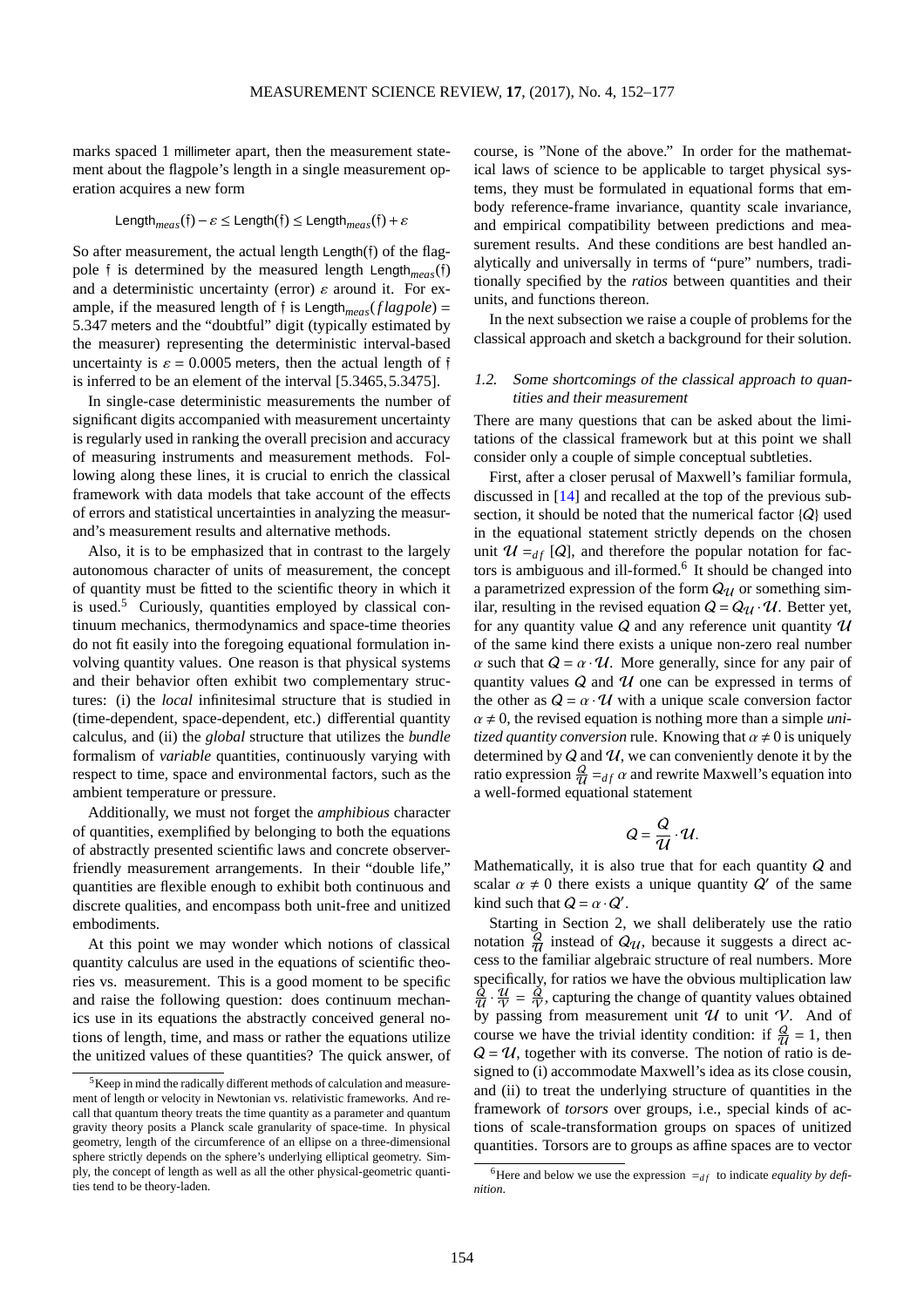marks spaced 1 millimeter apart, then the measurement statement about the flagpole's length in a single measurement operation acquires a new form

$$\mathsf{Length}_{meas}(\mathfrak{f}) - \varepsilon \leq \mathsf{Length}(\mathfrak{f}) \leq \mathsf{Length}_{meas}(\mathfrak{f}) + \varepsilon$$

So after measurement, the actual length $\mathsf{Length}(\mathfrak{f})$ of the flagpole $\mathfrak{f}$ is determined by the measured length $\mathsf{Length}_{meas}(\mathfrak{f})$ and a deterministic uncertainty (error) $\varepsilon$ around it. For example, if the measured length of $\mathfrak{f}$ is $\mathsf{Length}_{meas}(flagpole) =$ 5.347 meters and the "doubtful" digit (typically estimated by the measurer) representing the deterministic interval-based uncertainty is $\varepsilon = 0.0005$ meters, then the actual length of $\mathfrak{f}$ is inferred to be an element of the interval $[5.3465, 5.3475]$.

In single-case deterministic measurements the number of significant digits accompanied with measurement uncertainty is regularly used in ranking the overall precision and accuracy of measuring instruments and measurement methods. Following along these lines, it is crucial to enrich the classical framework with data models that take account of the effects of errors and statistical uncertainties in analyzing the measurand's measurement results and alternative methods.

Also, it is to be emphasized that in contrast to the largely autonomous character of units of measurement, the concept of quantity must be fitted to the scientific theory in which it is used.[5] Curiously, quantities employed by classical continuum mechanics, thermodynamics and space-time theories do not fit easily into the foregoing equational formulation involving quantity values. One reason is that physical systems and their behavior often exhibit two complementary structures: (i) the *local* infinitesimal structure that is studied in (time-dependent, space-dependent, etc.) differential quantity calculus, and (ii) the *global* structure that utilizes the *bundle* formalism of *variable* quantities, continuously varying with respect to time, space and environmental factors, such as the ambient temperature or pressure.

Additionally, we must not forget the *amphibious* character of quantities, exemplified by belonging to both the equations of abstractly presented scientific laws and concrete observer-friendly measurement arrangements. In their "double life," quantities are flexible enough to exhibit both continuous and discrete qualities, and encompass both unit-free and unitized embodiments.

At this point we may wonder which notions of classical quantity calculus are used in the equations of scientific theories vs. measurement. This is a good moment to be specific and raise the following question: does continuum mechanics use in its equations the abstractly conceived general notions of length, time, and mass or rather the equations utilize the unitized values of these quantities? The quick answer, of course, is "None of the above." In order for the mathematical laws of science to be applicable to target physical systems, they must be formulated in equational forms that embody reference-frame invariance, quantity scale invariance, and empirical compatibility between predictions and measurement results. And these conditions are best handled analytically and universally in terms of "pure" numbers, traditionally specified by the *ratios* between quantities and their units, and functions thereon.

In the next subsection we raise a couple of problems for the classical approach and sketch a background for their solution.

### 1.2. Some shortcomings of the classical approach to quantities and their measurement

There are many questions that can be asked about the limitations of the classical framework but at this point we shall consider only a couple of simple conceptual subtleties.

First, after a closer perusal of Maxwell's familiar formula, discussed in [14] and recalled at the top of the previous subsection, it should be noted that the numerical factor $\{Q\}$ used in the equational statement strictly depends on the chosen unit $\mathcal{U} =_{df} [Q]$, and therefore the popular notation for factors is ambiguous and ill-formed.[6] It should be changed into a parametrized expression of the form $Q_{\mathcal{U}}$ or something similar, resulting in the revised equation $Q = Q_{\mathcal{U}} \cdot \mathcal{U}$. Better yet, for any quantity value $Q$ and any reference unit quantity $\mathcal{U}$ of the same kind there exists a unique non-zero real number $\alpha$ such that $Q = \alpha \cdot \mathcal{U}$. More generally, since for any pair of quantity values $Q$ and $\mathcal{U}$ one can be expressed in terms of the other as $Q = \alpha \cdot \mathcal{U}$ with a unique scale conversion factor $\alpha \neq 0$, the revised equation is nothing more than a simple *unitized quantity conversion* rule. Knowing that $\alpha \neq 0$ is uniquely determined by $Q$ and $\mathcal{U}$, we can conveniently denote it by the ratio expression $\frac{Q}{\mathcal{U}} =_{df} \alpha$ and rewrite Maxwell's equation into a well-formed equational statement

$$Q = \frac{Q}{\mathcal{U}} \cdot \mathcal{U}.$$

Mathematically, it is also true that for each quantity $Q$ and scalar $\alpha \neq 0$ there exists a unique quantity $Q'$ of the same kind such that $Q = \alpha \cdot Q'$.

Starting in Section 2, we shall deliberately use the ratio notation $\frac{Q}{\mathcal{U}}$ instead of $Q_{\mathcal{U}}$, because it suggests a direct access to the familiar algebraic structure of real numbers. More specifically, for ratios we have the obvious multiplication law $\frac{Q}{\mathcal{U}} \cdot \frac{\mathcal{U}}{\mathcal{V}} = \frac{Q}{\mathcal{V}}$, capturing the change of quantity values obtained by passing from measurement unit $\mathcal{U}$ to unit $\mathcal{V}$. And of course we have the trivial identity condition: if $\frac{Q}{\mathcal{U}} = 1$, then $Q = \mathcal{U}$, together with its converse. The notion of ratio is designed to (i) accommodate Maxwell's idea as its close cousin, and (ii) to treat the underlying structure of quantities in the framework of *torsors* over groups, i.e., special kinds of actions of scale-transformation groups on spaces of unitized quantities. Torsors are to groups as affine spaces are to vector

[5] Keep in mind the radically different methods of calculation and measurement of length or velocity in Newtonian vs. relativistic frameworks. And recall that quantum theory treats the time quantity as a parameter and quantum gravity theory posits a Planck scale granularity of space-time. In physical geometry, length of the circumference of an ellipse on a three-dimensional sphere strictly depends on the sphere's underlying elliptical geometry. Simply, the concept of length as well as all the other physical-geometric quantities tend to be theory-laden.

[6] Here and below we use the expression $=_{df}$ to indicate *equality by definition*.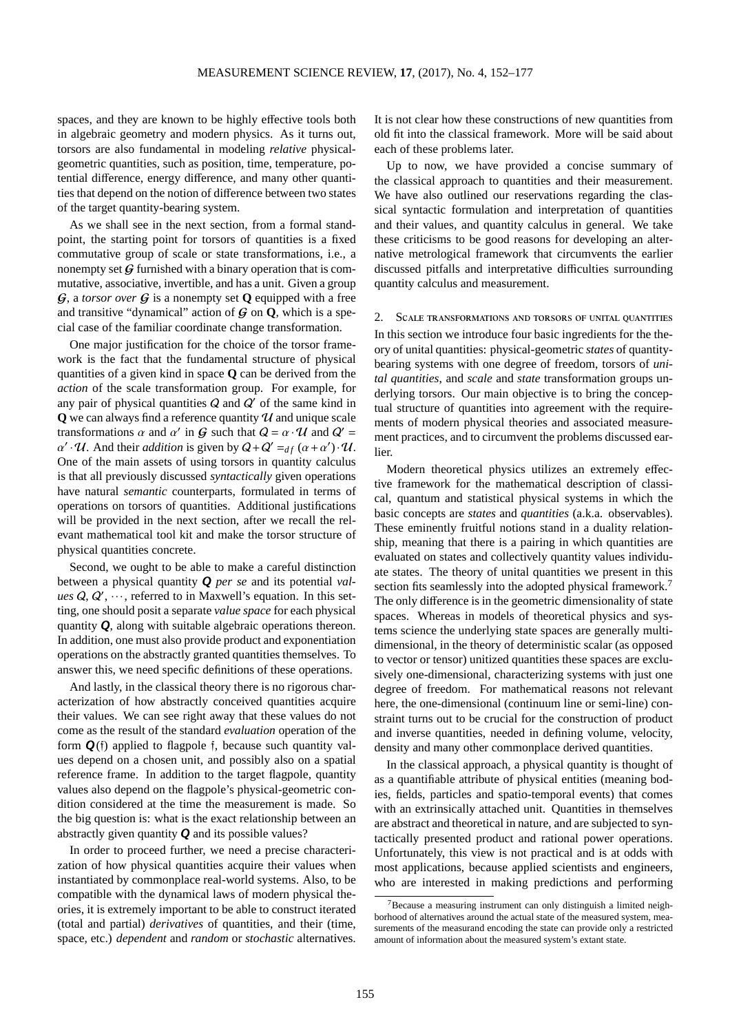spaces, and they are known to be highly effective tools both in algebraic geometry and modern physics. As it turns out, torsors are also fundamental in modeling *relative* physical-geometric quantities, such as position, time, temperature, potential difference, energy difference, and many other quantities that depend on the notion of difference between two states of the target quantity-bearing system.

As we shall see in the next section, from a formal standpoint, the starting point for torsors of quantities is a fixed commutative group of scale or state transformations, i.e., a nonempty set $\mathcal{G}$ furnished with a binary operation that is commutative, associative, invertible, and has a unit. Given a group $\mathcal{G}$, a *torsor over* $\mathcal{G}$ is a nonempty set $\mathbf{Q}$ equipped with a free and transitive "dynamical" action of $\mathcal{G}$ on $\mathbf{Q}$, which is a special case of the familiar coordinate change transformation.

One major justification for the choice of the torsor framework is the fact that the fundamental structure of physical quantities of a given kind in space $\mathbf{Q}$ can be derived from the *action* of the scale transformation group. For example, for any pair of physical quantities $Q$ and $Q'$ of the same kind in $\mathbf{Q}$ we can always find a reference quantity $\mathcal{U}$ and unique scale transformations $\alpha$ and $\alpha'$ in $\mathcal{G}$ such that $Q = \alpha \cdot \mathcal{U}$ and $Q' = \alpha' \cdot \mathcal{U}$. And their *addition* is given by $Q + Q' =_{df} (\alpha + \alpha') \cdot \mathcal{U}$. One of the main assets of using torsors in quantity calculus is that all previously discussed *syntactically* given operations have natural *semantic* counterparts, formulated in terms of operations on torsors of quantities. Additional justifications will be provided in the next section, after we recall the relevant mathematical tool kit and make the torsor structure of physical quantities concrete.

Second, we ought to be able to make a careful distinction between a physical quantity $\boldsymbol{Q}$ *per se* and its potential *values* $Q, Q', \cdots$, referred to in Maxwell's equation. In this setting, one should posit a separate *value space* for each physical quantity $\boldsymbol{Q}$, along with suitable algebraic operations thereon. In addition, one must also provide product and exponentiation operations on the abstractly granted quantities themselves. To answer this, we need specific definitions of these operations.

And lastly, in the classical theory there is no rigorous characterization of how abstractly conceived quantities acquire their values. We can see right away that these values do not come as the result of the standard *evaluation* operation of the form $\boldsymbol{Q}(\mathfrak{f})$ applied to flagpole $\mathfrak{f}$, because such quantity values depend on a chosen unit, and possibly also on a spatial reference frame. In addition to the target flagpole, quantity values also depend on the flagpole's physical-geometric condition considered at the time the measurement is made. So the big question is: what is the exact relationship between an abstractly given quantity $\boldsymbol{Q}$ and its possible values?

In order to proceed further, we need a precise characterization of how physical quantities acquire their values when instantiated by commonplace real-world systems. Also, to be compatible with the dynamical laws of modern physical theories, it is extremely important to be able to construct iterated (total and partial) *derivatives* of quantities, and their (time, space, etc.) *dependent* and *random* or *stochastic* alternatives. It is not clear how these constructions of new quantities from old fit into the classical framework. More will be said about each of these problems later.

Up to now, we have provided a concise summary of the classical approach to quantities and their measurement. We have also outlined our reservations regarding the classical syntactic formulation and interpretation of quantities and their values, and quantity calculus in general. We take these criticisms to be good reasons for developing an alternative metrological framework that circumvents the earlier discussed pitfalls and interpretative difficulties surrounding quantity calculus and measurement.

## 2. Scale transformations and torsors of unital quantities

In this section we introduce four basic ingredients for the theory of unital quantities: physical-geometric *states* of quantity-bearing systems with one degree of freedom, torsors of *unital quantities*, and *scale* and *state* transformation groups underlying torsors. Our main objective is to bring the conceptual structure of quantities into agreement with the requirements of modern physical theories and associated measurement practices, and to circumvent the problems discussed earlier.

Modern theoretical physics utilizes an extremely effective framework for the mathematical description of classical, quantum and statistical physical systems in which the basic concepts are *states* and *quantities* (a.k.a. observables). These eminently fruitful notions stand in a duality relationship, meaning that there is a pairing in which quantities are evaluated on states and collectively quantity values individuate states. The theory of unital quantities we present in this section fits seamlessly into the adopted physical framework.[7] The only difference is in the geometric dimensionality of state spaces. Whereas in models of theoretical physics and systems science the underlying state spaces are generally multidimensional, in the theory of deterministic scalar (as opposed to vector or tensor) unitized quantities these spaces are exclusively one-dimensional, characterizing systems with just one degree of freedom. For mathematical reasons not relevant here, the one-dimensional (continuum line or semi-line) constraint turns out to be crucial for the construction of product and inverse quantities, needed in defining volume, velocity, density and many other commonplace derived quantities.

In the classical approach, a physical quantity is thought of as a quantifiable attribute of physical entities (meaning bodies, fields, particles and spatio-temporal events) that comes with an extrinsically attached unit. Quantities in themselves are abstract and theoretical in nature, and are subjected to syntactically presented product and rational power operations. Unfortunately, this view is not practical and is at odds with most applications, because applied scientists and engineers, who are interested in making predictions and performing

[7] Because a measuring instrument can only distinguish a limited neighborhood of alternatives around the actual state of the measured system, measurements of the measurand encoding the state can provide only a restricted amount of information about the measured system's extant state.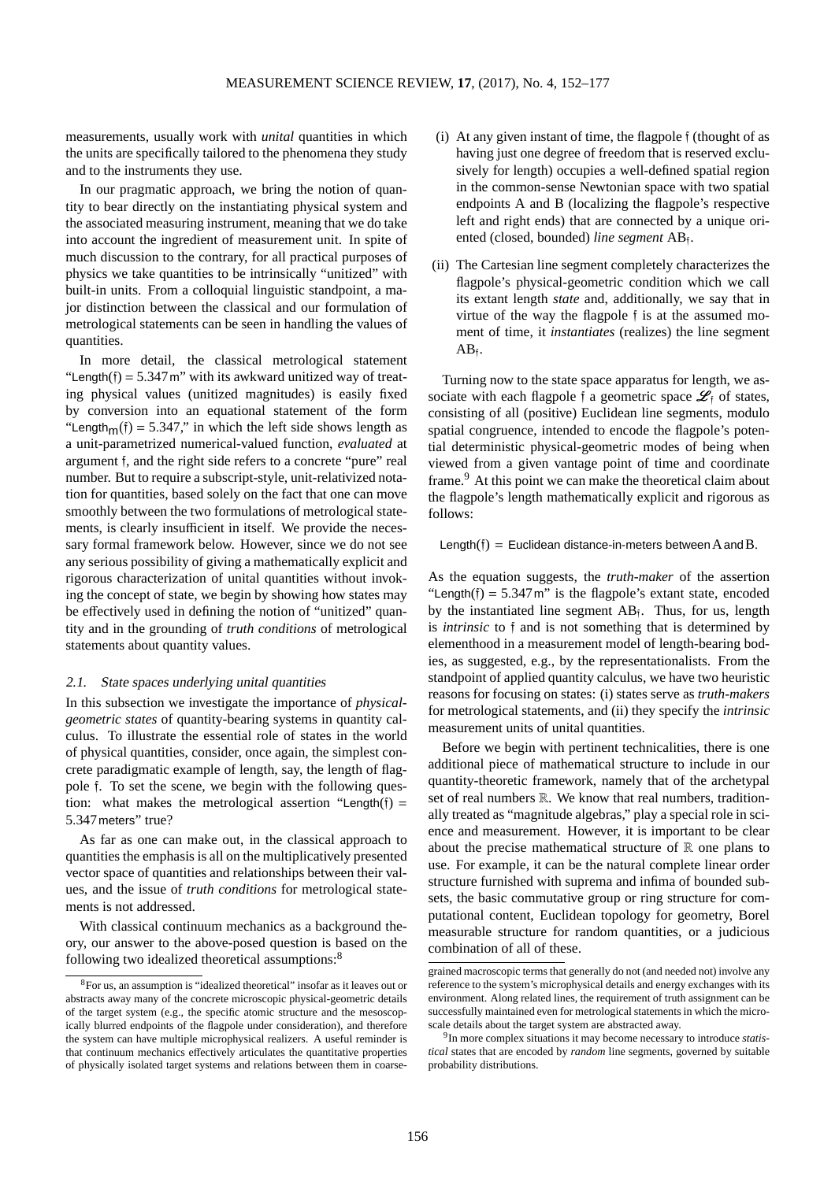measurements, usually work with *unital* quantities in which the units are specifically tailored to the phenomena they study and to the instruments they use.

In our pragmatic approach, we bring the notion of quantity to bear directly on the instantiating physical system and the associated measuring instrument, meaning that we do take into account the ingredient of measurement unit. In spite of much discussion to the contrary, for all practical purposes of physics we take quantities to be intrinsically "unitized" with built-in units. From a colloquial linguistic standpoint, a major distinction between the classical and our formulation of metrological statements can be seen in handling the values of quantities.

In more detail, the classical metrological statement "$\mathsf{Length}(\mathfrak{f}) = 5.347\,\mathrm{m}$" with its awkward unitized way of treating physical values (unitized magnitudes) is easily fixed by conversion into an equational statement of the form "$\mathsf{Length}_{\mathsf{m}}(\mathfrak{f}) = 5.347$," in which the left side shows length as a unit-parametrized numerical-valued function, *evaluated* at argument $\mathfrak{f}$, and the right side refers to a concrete "pure" real number. But to require a subscript-style, unit-relativized notation for quantities, based solely on the fact that one can move smoothly between the two formulations of metrological statements, is clearly insufficient in itself. We provide the necessary formal framework below. However, since we do not see any serious possibility of giving a mathematically explicit and rigorous characterization of unital quantities without invoking the concept of state, we begin by showing how states may be effectively used in defining the notion of "unitized" quantity and in the grounding of *truth conditions* of metrological statements about quantity values.

### 2.1. State spaces underlying unital quantities

In this subsection we investigate the importance of *physical-geometric states* of quantity-bearing systems in quantity calculus. To illustrate the essential role of states in the world of physical quantities, consider, once again, the simplest concrete paradigmatic example of length, say, the length of flagpole $\mathfrak{f}$. To set the scene, we begin with the following question: what makes the metrological assertion "$\mathsf{Length}(\mathfrak{f}) = 5.347\,\mathsf{meters}$" true?

As far as one can make out, in the classical approach to quantities the emphasis is all on the multiplicatively presented vector space of quantities and relationships between their values, and the issue of *truth conditions* for metrological statements is not addressed.

With classical continuum mechanics as a background theory, our answer to the above-posed question is based on the following two idealized theoretical assumptions:[8]

(i) At any given instant of time, the flagpole $\mathfrak{f}$ (thought of as having just one degree of freedom that is reserved exclusively for length) occupies a well-defined spatial region in the common-sense Newtonian space with two spatial endpoints A and B (localizing the flagpole's respective left and right ends) that are connected by a unique oriented (closed, bounded) *line segment* $\mathrm{AB}_{\mathfrak{f}}$.

(ii) The Cartesian line segment completely characterizes the flagpole's physical-geometric condition which we call its extant length *state* and, additionally, we say that in virtue of the way the flagpole $\mathfrak{f}$ is at the assumed moment of time, it *instantiates* (realizes) the line segment $\mathrm{AB}_{\mathfrak{f}}$.

Turning now to the state space apparatus for length, we associate with each flagpole $\mathfrak{f}$ a geometric space $\mathscr{L}_{\mathfrak{f}}$ of states, consisting of all (positive) Euclidean line segments, modulo spatial congruence, intended to encode the flagpole's potential deterministic physical-geometric modes of being when viewed from a given vantage point of time and coordinate frame.[9] At this point we can make the theoretical claim about the flagpole's length mathematically explicit and rigorous as follows:

$$\mathsf{Length}(\mathfrak{f}) = \text{Euclidean distance-in-meters between A and B.}$$

As the equation suggests, the *truth-maker* of the assertion "$\mathsf{Length}(\mathfrak{f}) = 5.347\,\mathrm{m}$" is the flagpole's extant state, encoded by the instantiated line segment $\mathrm{AB}_{\mathfrak{f}}$. Thus, for us, length is *intrinsic* to $\mathfrak{f}$ and is not something that is determined by elementhood in a measurement model of length-bearing bodies, as suggested, e.g., by the representationalists. From the standpoint of applied quantity calculus, we have two heuristic reasons for focusing on states: (i) states serve as *truth-makers* for metrological statements, and (ii) they specify the *intrinsic* measurement units of unital quantities.

Before we begin with pertinent technicalities, there is one additional piece of mathematical structure to include in our quantity-theoretic framework, namely that of the archetypal set of real numbers $\mathbb{R}$. We know that real numbers, traditionally treated as "magnitude algebras," play a special role in science and measurement. However, it is important to be clear about the precise mathematical structure of $\mathbb{R}$ one plans to use. For example, it can be the natural complete linear order structure furnished with suprema and infima of bounded subsets, the basic commutative group or ring structure for computational content, Euclidean topology for geometry, Borel measurable structure for random quantities, or a judicious combination of all of these.

---

[8] For us, an assumption is "idealized theoretical" insofar as it leaves out or abstracts away many of the concrete microscopic physical-geometric details of the target system (e.g., the specific atomic structure and the mesoscopically blurred endpoints of the flagpole under consideration), and therefore the system can have multiple microphysical realizers. A useful reminder is that continuum mechanics effectively articulates the quantitative properties of physically isolated target systems and relations between them in coarse-grained macroscopic terms that generally do not (and needed not) involve any reference to the system's microphysical details and energy exchanges with its environment. Along related lines, the requirement of truth assignment can be successfully maintained even for metrological statements in which the microscale details about the target system are abstracted away.

[9] In more complex situations it may become necessary to introduce *statistical* states that are encoded by *random* line segments, governed by suitable probability distributions.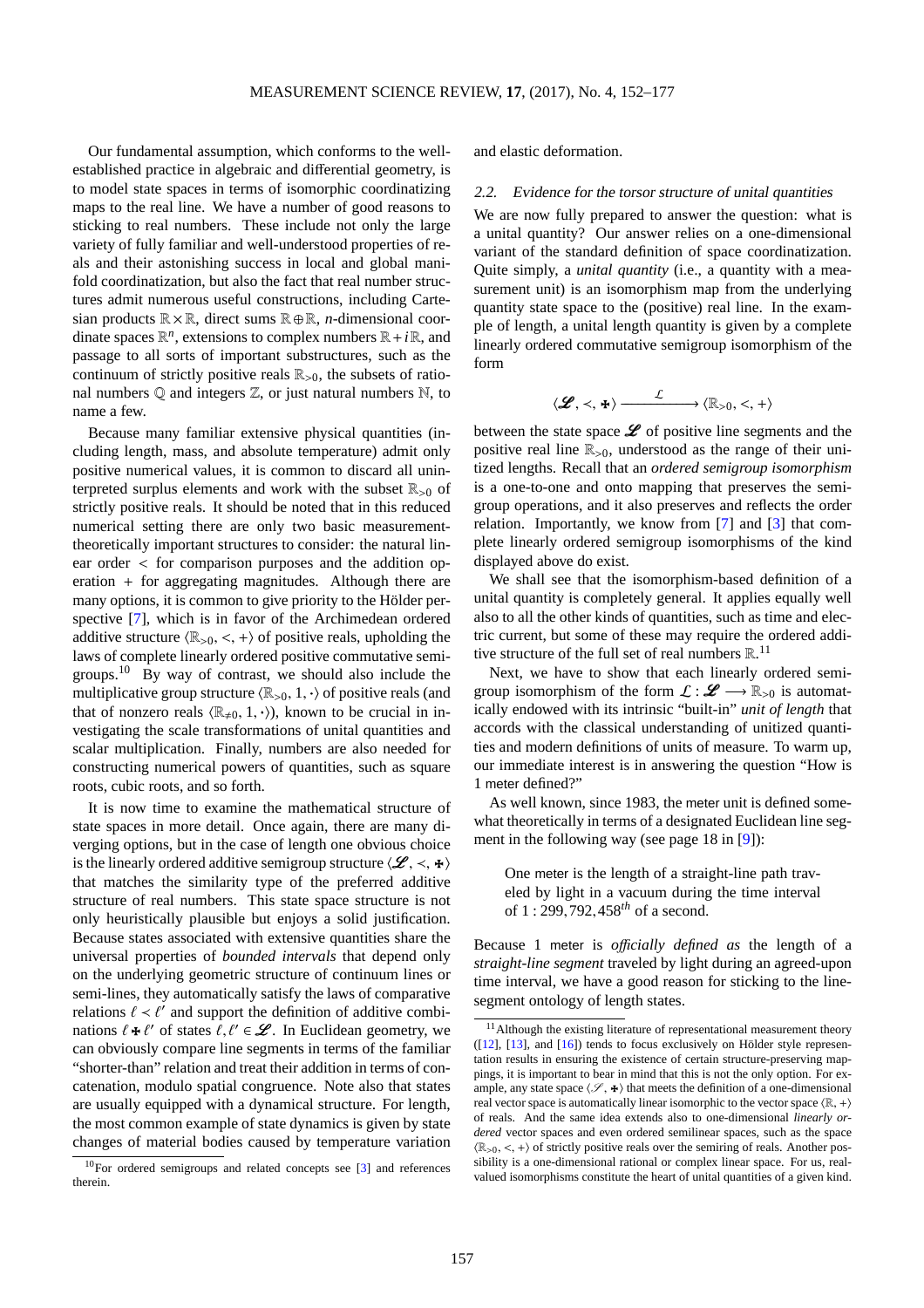Our fundamental assumption, which conforms to the well-established practice in algebraic and differential geometry, is to model state spaces in terms of isomorphic coordinatizing maps to the real line. We have a number of good reasons to sticking to real numbers. These include not only the large variety of fully familiar and well-understood properties of reals and their astonishing success in local and global manifold coordinatization, but also the fact that real number structures admit numerous useful constructions, including Cartesian products $\mathbb{R}\times\mathbb{R}$, direct sums $\mathbb{R}\oplus\mathbb{R}$, $n$-dimensional coordinate spaces $\mathbb{R}^n$, extensions to complex numbers $\mathbb{R}+i\mathbb{R}$, and passage to all sorts of important substructures, such as the continuum of strictly positive reals $\mathbb{R}_{>0}$, the subsets of rational numbers $\mathbb{Q}$ and integers $\mathbb{Z}$, or just natural numbers $\mathbb{N}$, to name a few.

Because many familiar extensive physical quantities (including length, mass, and absolute temperature) admit only positive numerical values, it is common to discard all uninterpreted surplus elements and work with the subset $\mathbb{R}_{>0}$ of strictly positive reals. It should be noted that in this reduced numerical setting there are only two basic measurement-theoretically important structures to consider: the natural linear order $<$ for comparison purposes and the addition operation $+$ for aggregating magnitudes. Although there are many options, it is common to give priority to the Hölder perspective [7], which is in favor of the Archimedean ordered additive structure $\langle\mathbb{R}_{>0},<,+\rangle$ of positive reals, upholding the laws of complete linearly ordered positive commutative semigroups.[10] By way of contrast, we should also include the multiplicative group structure $\langle\mathbb{R}_{>0},1,\cdot\rangle$ of positive reals (and that of nonzero reals $\langle\mathbb{R}_{\neq 0},1,\cdot\rangle$), known to be crucial in investigating the scale transformations of unital quantities and scalar multiplication. Finally, numbers are also needed for constructing numerical powers of quantities, such as square roots, cubic roots, and so forth.

It is now time to examine the mathematical structure of state spaces in more detail. Once again, there are many diverging options, but in the case of length one obvious choice is the linearly ordered additive semigroup structure $\langle\mathscr{L},\prec,\boxplus\rangle$ that matches the similarity type of the preferred additive structure of real numbers. This state space structure is not only heuristically plausible but enjoys a solid justification. Because states associated with extensive quantities share the universal properties of *bounded intervals* that depend only on the underlying geometric structure of continuum lines or semi-lines, they automatically satisfy the laws of comparative relations $\ell\prec\ell'$ and support the definition of additive combinations $\ell\boxplus\ell'$ of states $\ell,\ell'\in\mathscr{L}$. In Euclidean geometry, we can obviously compare line segments in terms of the familiar "shorter-than" relation and treat their addition in terms of concatenation, modulo spatial congruence. Note also that states are usually equipped with a dynamical structure. For length, the most common example of state dynamics is given by state changes of material bodies caused by temperature variation and elastic deformation.

### 2.2. Evidence for the torsor structure of unital quantities

We are now fully prepared to answer the question: what is a unital quantity? Our answer relies on a one-dimensional variant of the standard definition of space coordinatization. Quite simply, a *unital quantity* (i.e., a quantity with a measurement unit) is an isomorphism map from the underlying quantity state space to the (positive) real line. In the example of length, a unital length quantity is given by a complete linearly ordered commutative semigroup isomorphism of the form

$$\langle\mathscr{L},\prec,\boxplus\rangle \xrightarrow{\;\;\mathcal{L}\;\;} \langle\mathbb{R}_{>0},<,+\rangle$$

between the state space $\mathscr{L}$ of positive line segments and the positive real line $\mathbb{R}_{>0}$, understood as the range of their unitized lengths. Recall that an *ordered semigroup isomorphism* is a one-to-one and onto mapping that preserves the semigroup operations, and it also preserves and reflects the order relation. Importantly, we know from [7] and [3] that complete linearly ordered semigroup isomorphisms of the kind displayed above do exist.

We shall see that the isomorphism-based definition of a unital quantity is completely general. It applies equally well also to all the other kinds of quantities, such as time and electric current, but some of these may require the ordered additive structure of the full set of real numbers $\mathbb{R}$.[11]

Next, we have to show that each linearly ordered semigroup isomorphism of the form $\mathcal{L}:\mathscr{L}\longrightarrow\mathbb{R}_{>0}$ is automatically endowed with its intrinsic "built-in" *unit of length* that accords with the classical understanding of unitized quantities and modern definitions of units of measure. To warm up, our immediate interest is in answering the question "How is 1 meter defined?"

As well known, since 1983, the meter unit is defined somewhat theoretically in terms of a designated Euclidean line segment in the following way (see page 18 in [9]):

> One meter is the length of a straight-line path traveled by light in a vacuum during the time interval of $1:299,792,458^{th}$ of a second.

Because 1 meter is *officially defined as* the length of a *straight-line segment* traveled by light during an agreed-upon time interval, we have a good reason for sticking to the line-segment ontology of length states.

---

[10] For ordered semigroups and related concepts see [3] and references therein.

[11] Although the existing literature of representational measurement theory ([12], [13], and [16]) tends to focus exclusively on Hölder style representation results in ensuring the existence of certain structure-preserving mappings, it is important to bear in mind that this is not the only option. For example, any state space $\langle\mathscr{S},\boxplus\rangle$ that meets the definition of a one-dimensional real vector space is automatically linear isomorphic to the vector space $\langle\mathbb{R},+\rangle$ of reals. And the same idea extends also to one-dimensional *linearly ordered* vector spaces and even ordered semilinear spaces, such as the space $\langle\mathbb{R}_{>0},<,+\rangle$ of strictly positive reals over the semiring of reals. Another possibility is a one-dimensional rational or complex linear space. For us, real-valued isomorphisms constitute the heart of unital quantities of a given kind.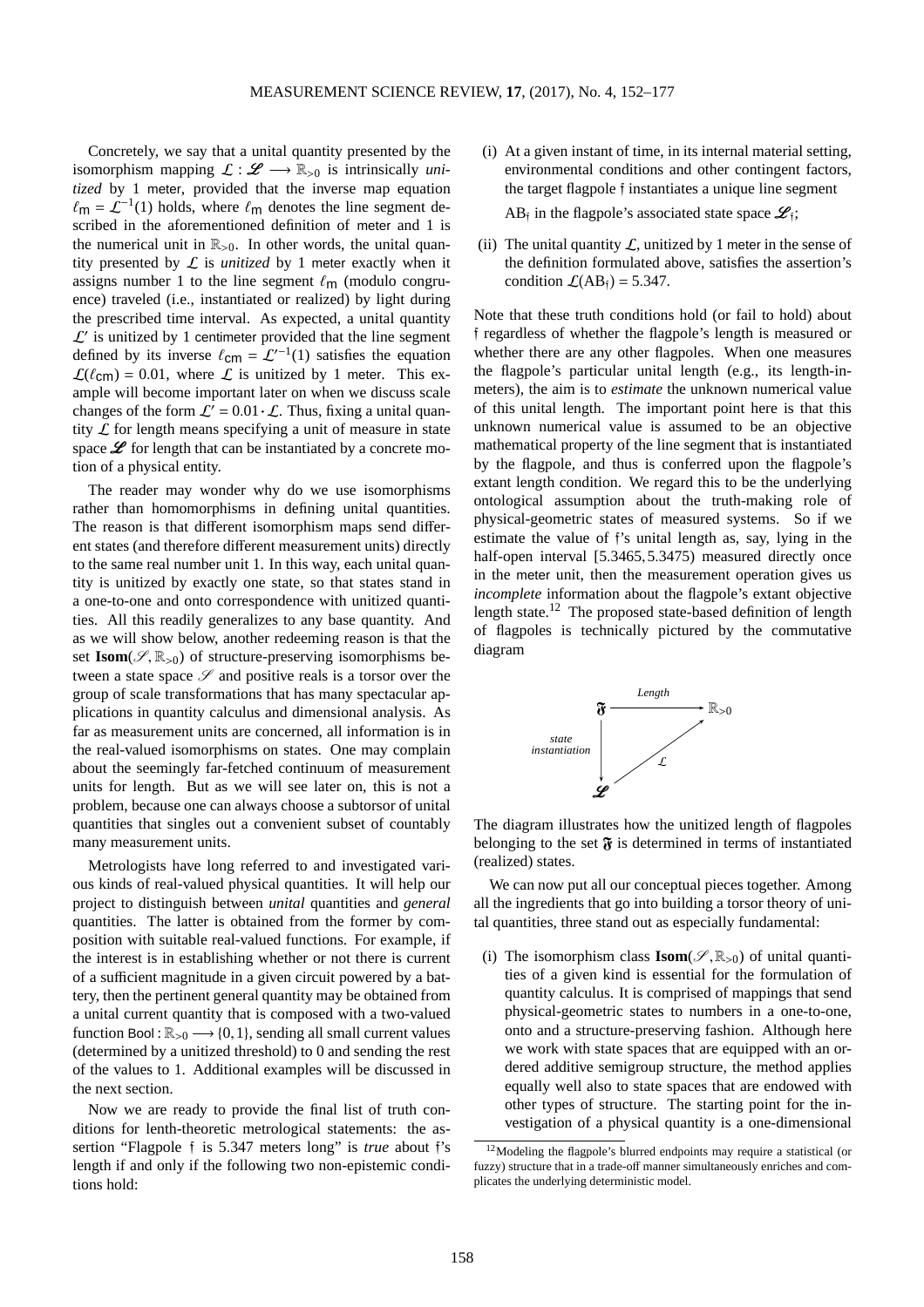Concretely, we say that a unital quantity presented by the isomorphism mapping $\mathcal{L} : \mathscr{L} \longrightarrow \mathbb{R}_{>0}$ is intrinsically *unitized* by 1 meter, provided that the inverse map equation $\ell_{\mathsf{m}} = \mathcal{L}^{-1}(1)$ holds, where $\ell_{\mathsf{m}}$ denotes the line segment described in the aforementioned definition of meter and 1 is the numerical unit in $\mathbb{R}_{>0}$. In other words, the unital quantity presented by $\mathcal{L}$ is *unitized* by 1 meter exactly when it assigns number 1 to the line segment $\ell_{\mathsf{m}}$ (modulo congruence) traveled (i.e., instantiated or realized) by light during the prescribed time interval. As expected, a unital quantity $\mathcal{L}'$ is unitized by 1 centimeter provided that the line segment defined by its inverse $\ell_{\mathsf{cm}} = \mathcal{L}'^{-1}(1)$ satisfies the equation $\mathcal{L}(\ell_{\mathsf{cm}}) = 0.01$, where $\mathcal{L}$ is unitized by 1 meter. This example will become important later on when we discuss scale changes of the form $\mathcal{L}' = 0.01 \cdot \mathcal{L}$. Thus, fixing a unital quantity $\mathcal{L}$ for length means specifying a unit of measure in state space $\mathscr{L}$ for length that can be instantiated by a concrete motion of a physical entity.

The reader may wonder why do we use isomorphisms rather than homomorphisms in defining unital quantities. The reason is that different isomorphism maps send different states (and therefore different measurement units) directly to the same real number unit 1. In this way, each unital quantity is unitized by exactly one state, so that states stand in a one-to-one and onto correspondence with unitized quantities. All this readily generalizes to any base quantity. And as we will show below, another redeeming reason is that the set $\mathbf{Isom}(\mathscr{S}, \mathbb{R}_{>0})$ of structure-preserving isomorphisms between a state space $\mathscr{S}$ and positive reals is a torsor over the group of scale transformations that has many spectacular applications in quantity calculus and dimensional analysis. As far as measurement units are concerned, all information is in the real-valued isomorphisms on states. One may complain about the seemingly far-fetched continuum of measurement units for length. But as we will see later on, this is not a problem, because one can always choose a subtorsor of unital quantities that singles out a convenient subset of countably many measurement units.

Metrologists have long referred to and investigated various kinds of real-valued physical quantities. It will help our project to distinguish between *unital* quantities and *general* quantities. The latter is obtained from the former by composition with suitable real-valued functions. For example, if the interest is in establishing whether or not there is current of a sufficient magnitude in a given circuit powered by a battery, then the pertinent general quantity may be obtained from a unital current quantity that is composed with a two-valued function $\mathsf{Bool} : \mathbb{R}_{>0} \longrightarrow \{0, 1\}$, sending all small current values (determined by a unitized threshold) to 0 and sending the rest of the values to 1. Additional examples will be discussed in the next section.

Now we are ready to provide the final list of truth conditions for lenth-theoretic metrological statements: the assertion "Flagpole $\mathfrak{f}$ is 5.347 meters long" is *true* about $\mathfrak{f}$'s length if and only if the following two non-epistemic conditions hold:

(i) At a given instant of time, in its internal material setting, environmental conditions and other contingent factors, the target flagpole $\mathfrak{f}$ instantiates a unique line segment $\mathrm{AB}_{\mathfrak{f}}$ in the flagpole's associated state space $\mathscr{L}_{\mathfrak{f}}$;

(ii) The unital quantity $\mathcal{L}$, unitized by 1 meter in the sense of the definition formulated above, satisfies the assertion's condition $\mathcal{L}(\mathrm{AB}_{\mathfrak{f}}) = 5.347$.

Note that these truth conditions hold (or fail to hold) about $\mathfrak{f}$ regardless of whether the flagpole's length is measured or whether there are any other flagpoles. When one measures the flagpole's particular unital length (e.g., its length-in-meters), the aim is to *estimate* the unknown numerical value of this unital length. The important point here is that this unknown numerical value is assumed to be an objective mathematical property of the line segment that is instantiated by the flagpole, and thus is conferred upon the flagpole's extant length condition. We regard this to be the underlying ontological assumption about the truth-making role of physical-geometric states of measured systems. So if we estimate the value of $\mathfrak{f}$'s unital length as, say, lying in the half-open interval $[5.3465, 5.3475)$ measured directly once in the meter unit, then the measurement operation gives us *incomplete* information about the flagpole's extant objective length state.[12] The proposed state-based definition of length of flagpoles is technically pictured by the commutative diagram

$$
\begin{array}{ccc}
\mathfrak{F} & \xrightarrow{\ \ Length\ \ } & \mathbb{R}_{>0} \\
{\scriptstyle state\ instantiation}\big\downarrow & \nearrow_{\mathcal{L}} & \\
\mathscr{L} & &
\end{array}
$$

The diagram illustrates how the unitized length of flagpoles belonging to the set $\mathfrak{F}$ is determined in terms of instantiated (realized) states.

We can now put all our conceptual pieces together. Among all the ingredients that go into building a torsor theory of unital quantities, three stand out as especially fundamental:

(i) The isomorphism class $\mathbf{Isom}(\mathscr{S}, \mathbb{R}_{>0})$ of unital quantities of a given kind is essential for the formulation of quantity calculus. It is comprised of mappings that send physical-geometric states to numbers in a one-to-one, onto and a structure-preserving fashion. Although here we work with state spaces that are equipped with an ordered additive semigroup structure, the method applies equally well also to state spaces that are endowed with other types of structure. The starting point for the investigation of a physical quantity is a one-dimensional

[12] Modeling the flagpole's blurred endpoints may require a statistical (or fuzzy) structure that in a trade-off manner simultaneously enriches and complicates the underlying deterministic model.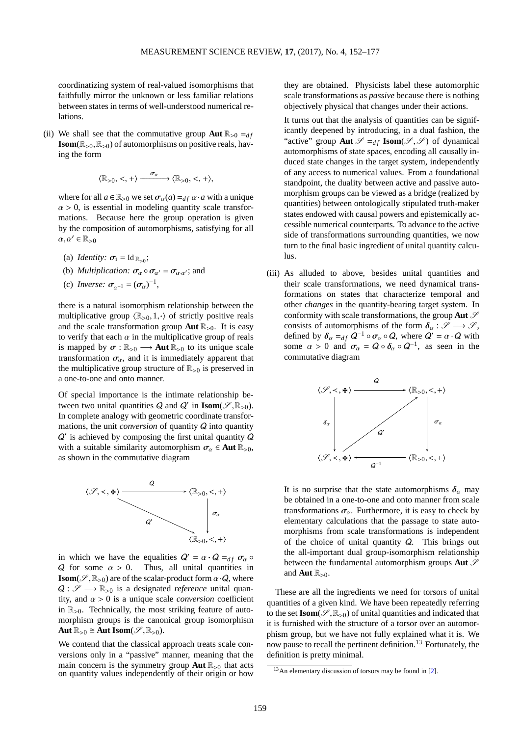coordinatizing system of real-valued isomorphisms that faithfully mirror the unknown or less familiar relations between states in terms of well-understood numerical relations.

(ii) We shall see that the commutative group $\mathbf{Aut}\,\mathbb{R}_{>0} =_{df} \mathbf{Isom}(\mathbb{R}_{>0}, \mathbb{R}_{>0})$ of automorphisms on positive reals, having the form

$$\langle \mathbb{R}_{>0}, <, + \rangle \xrightarrow{\ \sigma_\alpha\ } \langle \mathbb{R}_{>0}, <, + \rangle,$$

where for all $a \in \mathbb{R}_{>0}$ we set $\sigma_\alpha(a) =_{df} \alpha \cdot a$ with a unique $\alpha > 0$, is essential in modeling quantity scale transformations. Because here the group operation is given by the composition of automorphisms, satisfying for all $\alpha, \alpha' \in \mathbb{R}_{>0}$

(a) *Identity:* $\sigma_1 = \mathrm{Id}_{\mathbb{R}_{>0}}$;

(b) *Multiplication:* $\sigma_\alpha \circ \sigma_{\alpha'} = \sigma_{\alpha \cdot \alpha'}$; and

(c) *Inverse:* $\sigma_{\alpha^{-1}} = (\sigma_\alpha)^{-1}$,

there is a natural isomorphism relationship between the multiplicative group $\langle \mathbb{R}_{>0}, 1, \cdot \rangle$ of strictly positive reals and the scale transformation group $\mathbf{Aut}\,\mathbb{R}_{>0}$. It is easy to verify that each $\alpha$ in the multiplicative group of reals is mapped by $\sigma : \mathbb{R}_{>0} \longrightarrow \mathbf{Aut}\,\mathbb{R}_{>0}$ to its unique scale transformation $\sigma_\alpha$, and it is immediately apparent that the multiplicative group structure of $\mathbb{R}_{>0}$ is preserved in a one-to-one and onto manner.

Of special importance is the intimate relationship between two unital quantities $Q$ and $Q'$ in $\mathbf{Isom}(\mathscr{S}, \mathbb{R}_{>0})$. In complete analogy with geometric coordinate transformations, the unit *conversion* of quantity $Q$ into quantity $Q'$ is achieved by composing the first unital quantity $Q$ with a suitable similarity automorphism $\sigma_\alpha \in \mathbf{Aut}\,\mathbb{R}_{>0}$, as shown in the commutative diagram

$$\begin{array}{ccc} \langle \mathscr{S}, \prec, \maltese \rangle & \xrightarrow{\ Q\ } & \langle \mathbb{R}_{>0}, <, + \rangle \\ & \searrow^{Q'} & \downarrow \sigma_\alpha \\ & & \langle \mathbb{R}_{>0}, <, + \rangle \end{array}$$

in which we have the equalities $Q' = \alpha \cdot Q =_{df} \sigma_\alpha \circ Q$ for some $\alpha > 0$. Thus, all unital quantities in $\mathbf{Isom}(\mathscr{S}, \mathbb{R}_{>0})$ are of the scalar-product form $\alpha \cdot Q$, where $Q : \mathscr{S} \longrightarrow \mathbb{R}_{>0}$ is a designated *reference* unital quantity, and $\alpha > 0$ is a unique scale *conversion* coefficient in $\mathbb{R}_{>0}$. Technically, the most striking feature of automorphism groups is the canonical group isomorphism $\mathbf{Aut}\,\mathbb{R}_{>0} \cong \mathbf{Aut}\,\mathbf{Isom}(\mathscr{S}, \mathbb{R}_{>0})$.

We contend that the classical approach treats scale conversions only in a "passive" manner, meaning that the main concern is the symmetry group $\mathbf{Aut}\,\mathbb{R}_{>0}$ that acts on quantity values independently of their origin or how they are obtained. Physicists label these automorphic scale transformations as *passive* because there is nothing objectively physical that changes under their actions.

It turns out that the analysis of quantities can be significantly deepened by introducing, in a dual fashion, the "active" group $\mathbf{Aut}\,\mathscr{S} =_{df} \mathbf{Isom}(\mathscr{S}, \mathscr{S})$ of dynamical automorphisms of state spaces, encoding all causally induced state changes in the target system, independently of any access to numerical values. From a foundational standpoint, the duality between active and passive automorphism groups can be viewed as a bridge (realized by quantities) between ontologically stipulated truth-maker states endowed with causal powers and epistemically accessible numerical counterparts. To advance to the active side of transformations surrounding quantities, we now turn to the final basic ingredient of unital quantity calculus.

(iii) As alluded to above, besides unital quantities and their scale transformations, we need dynamical transformations on states that characterize temporal and other *changes* in the quantity-bearing target system. In conformity with scale transformations, the group $\mathbf{Aut}\,\mathscr{S}$ consists of automorphisms of the form $\delta_\alpha : \mathscr{S} \longrightarrow \mathscr{S}$, defined by $\delta_\alpha =_{df} Q^{-1} \circ \sigma_\alpha \circ Q$, where $Q' = \alpha \cdot Q$ with some $\alpha > 0$ and $\sigma_\alpha = Q \circ \delta_\alpha \circ Q^{-1}$, as seen in the commutative diagram

$$\begin{array}{ccc} \langle \mathscr{S}, \prec, \maltese \rangle & \xrightarrow{\ Q\ } & \langle \mathbb{R}_{>0}, <, + \rangle \\ \delta_\alpha \downarrow & \nearrow^{Q'} & \downarrow \sigma_\alpha \\ \langle \mathscr{S}, \prec, \maltese \rangle & \xleftarrow{\ Q^{-1}\ } & \langle \mathbb{R}_{>0}, <, + \rangle \end{array}$$

It is no surprise that the state automorphisms $\delta_\alpha$ may be obtained in a one-to-one and onto manner from scale transformations $\sigma_\alpha$. Furthermore, it is easy to check by elementary calculations that the passage to state automorphisms from scale transformations is independent of the choice of unital quantity $Q$. This brings out the all-important dual group-isomorphism relationship between the fundamental automorphism groups $\mathbf{Aut}\,\mathscr{S}$ and $\mathbf{Aut}\,\mathbb{R}_{>0}$.

These are all the ingredients we need for torsors of unital quantities of a given kind. We have been repeatedly referring to the set $\mathbf{Isom}(\mathscr{S}, \mathbb{R}_{>0})$ of unital quantities and indicated that it is furnished with the structure of a torsor over an automorphism group, but we have not fully explained what it is. We now pause to recall the pertinent definition.[13] Fortunately, the definition is pretty minimal.

[13] An elementary discussion of torsors may be found in [2].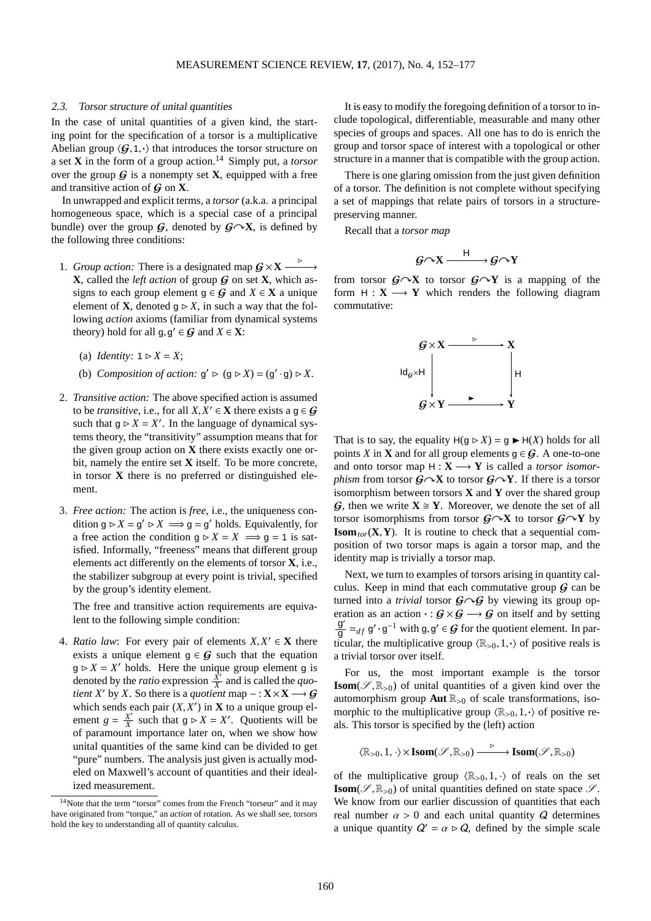### 2.3. Torsor structure of unital quantities

In the case of unital quantities of a given kind, the starting point for the specification of a torsor is a multiplicative Abelian group $\langle \mathcal{G}, \mathtt{1}, \cdot \rangle$ that introduces the torsor structure on a set $\mathbf{X}$ in the form of a group action.[14] Simply put, a *torsor* over the group $\mathcal{G}$ is a nonempty set $\mathbf{X}$, equipped with a free and transitive action of $\mathcal{G}$ on $\mathbf{X}$.

In unwrapped and explicit terms, a *torsor* (a.k.a. a principal homogeneous space, which is a special case of a principal bundle) over the group $\mathcal{G}$, denoted by $\mathcal{G} \curvearrowright \mathbf{X}$, is defined by the following three conditions:

1. *Group action:* There is a designated map $\mathcal{G} \times \mathbf{X} \xrightarrow{\ \triangleright\ } \mathbf{X}$, called the *left action* of group $\mathcal{G}$ on set $\mathbf{X}$, which assigns to each group element $\mathtt{g} \in \mathcal{G}$ and $X \in \mathbf{X}$ a unique element of $\mathbf{X}$, denoted $\mathtt{g} \triangleright X$, in such a way that the following *action* axioms (familiar from dynamical systems theory) hold for all $\mathtt{g}, \mathtt{g}' \in \mathcal{G}$ and $X \in \mathbf{X}$:

   (a) *Identity:* $\mathtt{1} \triangleright X = X$;

   (b) *Composition of action:* $\mathtt{g}' \triangleright (\mathtt{g} \triangleright X) = (\mathtt{g}' \cdot \mathtt{g}) \triangleright X$.

2. *Transitive action:* The above specified action is assumed to be *transitive*, i.e., for all $X, X' \in \mathbf{X}$ there exists a $\mathtt{g} \in \mathcal{G}$ such that $\mathtt{g} \triangleright X = X'$. In the language of dynamical systems theory, the "transitivity" assumption means that for the given group action on $\mathbf{X}$ there exists exactly one orbit, namely the entire set $\mathbf{X}$ itself. To be more concrete, in torsor $\mathbf{X}$ there is no preferred or distinguished element.

3. *Free action:* The action is *free*, i.e., the uniqueness condition $\mathtt{g} \triangleright X = \mathtt{g}' \triangleright X \implies \mathtt{g} = \mathtt{g}'$ holds. Equivalently, for a free action the condition $\mathtt{g} \triangleright X = X \implies \mathtt{g} = \mathtt{1}$ is satisfied. Informally, "freeness" means that different group elements act differently on the elements of torsor $\mathbf{X}$, i.e., the stabilizer subgroup at every point is trivial, specified by the group's identity element.

   The free and transitive action requirements are equivalent to the following simple condition:

4. *Ratio law*: For every pair of elements $X, X' \in \mathbf{X}$ there exists a unique element $\mathtt{g} \in \mathcal{G}$ such that the equation $\mathtt{g} \triangleright X = X'$ holds. Here the unique group element $\mathtt{g}$ is denoted by the *ratio* expression $\frac{X'}{X}$ and is called the *quotient* $X'$ by $X$. So there is a *quotient* map $- : \mathbf{X} \times \mathbf{X} \longrightarrow \mathcal{G}$ which sends each pair $(X, X')$ in $\mathbf{X}$ to a unique group element $g = \frac{X'}{X}$ such that $\mathtt{g} \triangleright X = X'$. Quotients will be of paramount importance later on, when we show how unital quantities of the same kind can be divided to get "pure" numbers. The analysis just given is actually modeled on Maxwell's account of quantities and their idealized measurement.

It is easy to modify the foregoing definition of a torsor to include topological, differentiable, measurable and many other species of groups and spaces. All one has to do is enrich the group and torsor space of interest with a topological or other structure in a manner that is compatible with the group action.

There is one glaring omission from the just given definition of a torsor. The definition is not complete without specifying a set of mappings that relate pairs of torsors in a structure-preserving manner.

Recall that a *torsor map*

$$\mathcal{G} \curvearrowright \mathbf{X} \xrightarrow{\ \mathsf{H}\ } \mathcal{G} \curvearrowright \mathbf{Y}$$

from torsor $\mathcal{G} \curvearrowright \mathbf{X}$ to torsor $\mathcal{G} \curvearrowright \mathbf{Y}$ is a mapping of the form $\mathsf{H} : \mathbf{X} \longrightarrow \mathbf{Y}$ which renders the following diagram commutative:

$$\begin{array}{ccc} \mathcal{G} \times \mathbf{X} & \xrightarrow{\ \triangleright\ } & \mathbf{X} \\ \Big\downarrow {\scriptstyle \mathsf{Id}_{\mathcal{G}} \times \mathsf{H}} & & \Big\downarrow {\scriptstyle \mathsf{H}} \\ \mathcal{G} \times \mathbf{Y} & \xrightarrow{\ \blacktriangleright\ } & \mathbf{Y} \end{array}$$

That is to say, the equality $\mathsf{H}(\mathtt{g} \triangleright X) = \mathtt{g} \blacktriangleright \mathsf{H}(X)$ holds for all points $X$ in $\mathbf{X}$ and for all group elements $\mathtt{g} \in \mathcal{G}$. A one-to-one and onto torsor map $\mathsf{H} : \mathbf{X} \longrightarrow \mathbf{Y}$ is called a *torsor isomorphism* from torsor $\mathcal{G} \curvearrowright \mathbf{X}$ to torsor $\mathcal{G} \curvearrowright \mathbf{Y}$. If there is a torsor isomorphism between torsors $\mathbf{X}$ and $\mathbf{Y}$ over the shared group $\mathcal{G}$, then we write $\mathbf{X} \cong \mathbf{Y}$. Moreover, we denote the set of all torsor isomorphisms from torsor $\mathcal{G} \curvearrowright \mathbf{X}$ to torsor $\mathcal{G} \curvearrowright \mathbf{Y}$ by $\mathbf{Isom}_{tor}(\mathbf{X}, \mathbf{Y})$. It is routine to check that a sequential composition of two torsor maps is again a torsor map, and the identity map is trivially a torsor map.

Next, we turn to examples of torsors arising in quantity calculus. Keep in mind that each commutative group $\mathcal{G}$ can be turned into a *trivial* torsor $\mathcal{G} \curvearrowright \mathcal{G}$ by viewing its group operation as an action $\cdot : \mathcal{G} \times \mathcal{G} \longrightarrow \mathcal{G}$ on itself and by setting $\frac{\mathtt{g}'}{\mathtt{g}} =_{df} \mathtt{g}' \cdot \mathtt{g}^{-1}$ with $\mathtt{g}, \mathtt{g}' \in \mathcal{G}$ for the quotient element. In particular, the multiplicative group $\langle \mathbb{R}_{>0}, 1, \cdot \rangle$ of positive reals is a trivial torsor over itself.

For us, the most important example is the torsor $\mathbf{Isom}(\mathscr{S}, \mathbb{R}_{>0})$ of unital quantities of a given kind over the automorphism group $\mathbf{Aut}\,\mathbb{R}_{>0}$ of scale transformations, isomorphic to the multiplicative group $\langle \mathbb{R}_{>0}, 1, \cdot \rangle$ of positive reals. This torsor is specified by the (left) action

$$\langle \mathbb{R}_{>0}, 1, \cdot \rangle \times \mathbf{Isom}(\mathscr{S}, \mathbb{R}_{>0}) \xrightarrow{\ \triangleright\ } \mathbf{Isom}(\mathscr{S}, \mathbb{R}_{>0})$$

of the multiplicative group $\langle \mathbb{R}_{>0}, 1, \cdot \rangle$ of reals on the set $\mathbf{Isom}(\mathscr{S}, \mathbb{R}_{>0})$ of unital quantities defined on state space $\mathscr{S}$. We know from our earlier discussion of quantities that each real number $\alpha > 0$ and each unital quantity $Q$ determines a unique quantity $Q' = \alpha \triangleright Q$, defined by the simple scale

[14] Note that the term "torsor" comes from the French "torseur" and it may have originated from "torque," an *action* of rotation. As we shall see, torsors hold the key to understanding all of quantity calculus.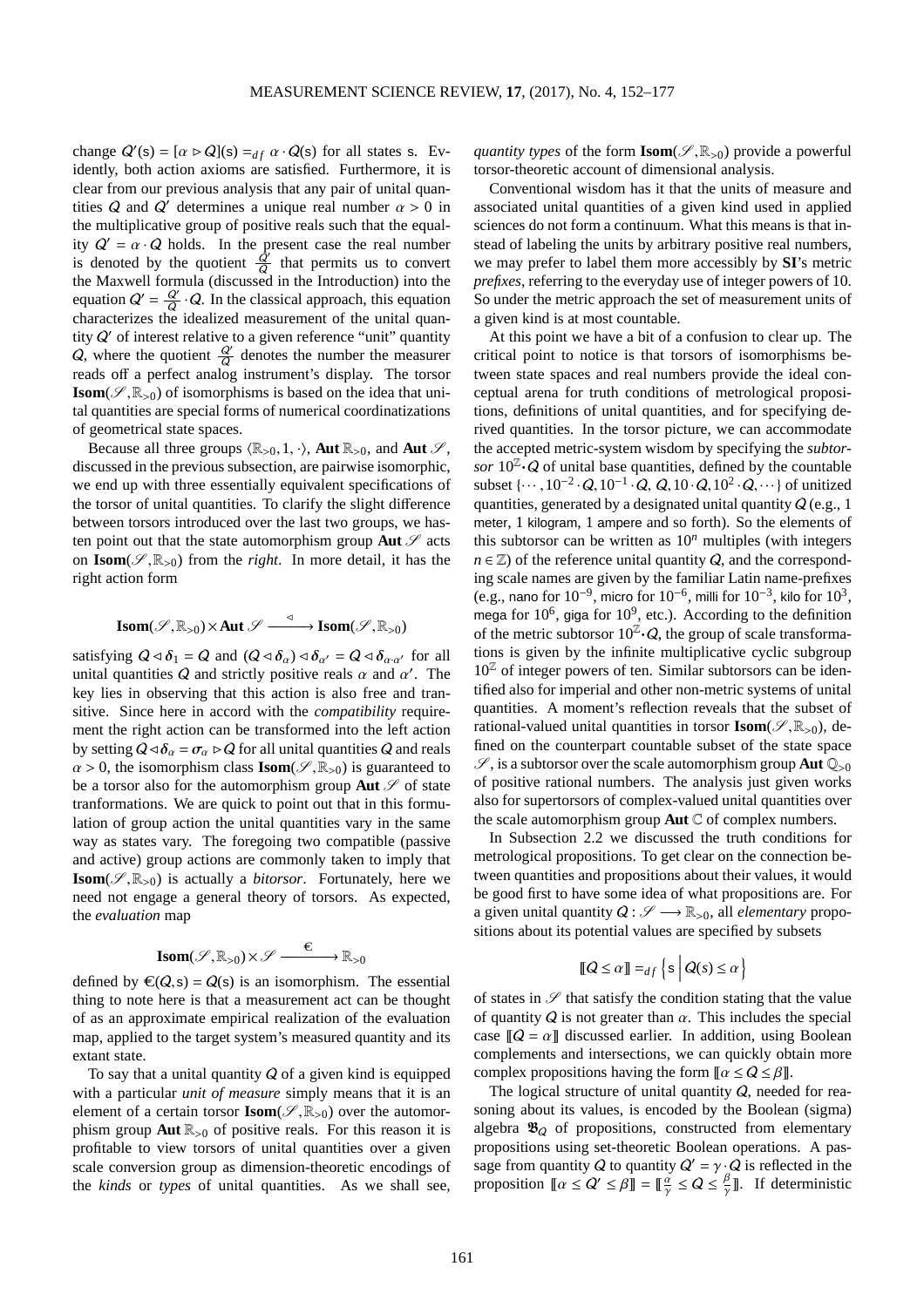change $Q'(\mathsf{s}) = [\alpha \rhd Q](\mathsf{s}) =_{df} \alpha \cdot Q(\mathsf{s})$ for all states s. Evidently, both action axioms are satisfied. Furthermore, it is clear from our previous analysis that any pair of unital quantities $Q$ and $Q'$ determines a unique real number $\alpha > 0$ in the multiplicative group of positive reals such that the equality $Q' = \alpha \cdot Q$ holds. In the present case the real number is denoted by the quotient $\frac{Q'}{Q}$ that permits us to convert the Maxwell formula (discussed in the Introduction) into the equation $Q' = \frac{Q'}{Q} \cdot Q$. In the classical approach, this equation characterizes the idealized measurement of the unital quantity $Q'$ of interest relative to a given reference "unit" quantity $Q$, where the quotient $\frac{Q'}{Q}$ denotes the number the measurer reads off a perfect analog instrument's display. The torsor $\mathbf{Isom}(\mathscr{S}, \mathbb{R}_{>0})$ of isomorphisms is based on the idea that unital quantities are special forms of numerical coordinatizations of geometrical state spaces.

Because all three groups $\langle \mathbb{R}_{>0}, 1, \cdot \rangle$, $\mathbf{Aut}\, \mathbb{R}_{>0}$, and $\mathbf{Aut}\, \mathscr{S}$, discussed in the previous subsection, are pairwise isomorphic, we end up with three essentially equivalent specifications of the torsor of unital quantities. To clarify the slight difference between torsors introduced over the last two groups, we hasten point out that the state automorphism group $\mathbf{Aut}\, \mathscr{S}$ acts on $\mathbf{Isom}(\mathscr{S}, \mathbb{R}_{>0})$ from the *right*. In more detail, it has the right action form

$$\mathbf{Isom}(\mathscr{S}, \mathbb{R}_{>0}) \times \mathbf{Aut}\, \mathscr{S} \xrightarrow{\ \lhd\ } \mathbf{Isom}(\mathscr{S}, \mathbb{R}_{>0})$$

satisfying $Q \lhd \boldsymbol{\delta}_1 = Q$ and $(Q \lhd \boldsymbol{\delta}_\alpha) \lhd \boldsymbol{\delta}_{\alpha'} = Q \lhd \boldsymbol{\delta}_{\alpha \cdot \alpha'}$ for all unital quantities $Q$ and strictly positive reals $\alpha$ and $\alpha'$. The key lies in observing that this action is also free and transitive. Since here in accord with the *compatibility* requirement the right action can be transformed into the left action by setting $Q \lhd \boldsymbol{\delta}_\alpha = \boldsymbol{\sigma}_\alpha \rhd Q$ for all unital quantities $Q$ and reals $\alpha > 0$, the isomorphism class $\mathbf{Isom}(\mathscr{S}, \mathbb{R}_{>0})$ is guaranteed to be a torsor also for the automorphism group $\mathbf{Aut}\, \mathscr{S}$ of state tranformations. We are quick to point out that in this formulation of group action the unital quantities vary in the same way as states vary. The foregoing two compatible (passive and active) group actions are commonly taken to imply that $\mathbf{Isom}(\mathscr{S}, \mathbb{R}_{>0})$ is actually a *bitorsor*. Fortunately, here we need not engage a general theory of torsors. As expected, the *evaluation* map

$$\mathbf{Isom}(\mathscr{S}, \mathbb{R}_{>0}) \times \mathscr{S} \xrightarrow{\ \in\ } \mathbb{R}_{>0}$$

defined by $\in(Q, \mathsf{s}) = Q(\mathsf{s})$ is an isomorphism. The essential thing to note here is that a measurement act can be thought of as an approximate empirical realization of the evaluation map, applied to the target system's measured quantity and its extant state.

To say that a unital quantity $Q$ of a given kind is equipped with a particular *unit of measure* simply means that it is an element of a certain torsor $\mathbf{Isom}(\mathscr{S}, \mathbb{R}_{>0})$ over the automorphism group $\mathbf{Aut}\, \mathbb{R}_{>0}$ of positive reals. For this reason it is profitable to view torsors of unital quantities over a given scale conversion group as dimension-theoretic encodings of the *kinds* or *types* of unital quantities. As we shall see, *quantity types* of the form $\mathbf{Isom}(\mathscr{S}, \mathbb{R}_{>0})$ provide a powerful torsor-theoretic account of dimensional analysis.

Conventional wisdom has it that the units of measure and associated unital quantities of a given kind used in applied sciences do not form a continuum. What this means is that instead of labeling the units by arbitrary positive real numbers, we may prefer to label them more accessibly by **SI**'s metric *prefixes*, referring to the everyday use of integer powers of 10. So under the metric approach the set of measurement units of a given kind is at most countable.

At this point we have a bit of a confusion to clear up. The critical point to notice is that torsors of isomorphisms between state spaces and real numbers provide the ideal conceptual arena for truth conditions of metrological propositions, definitions of unital quantities, and for specifying derived quantities. In the torsor picture, we can accommodate the accepted metric-system wisdom by specifying the *subtorsor* $10^{\mathbb{Z}} \cdot Q$ of unital base quantities, defined by the countable subset $\{\cdots, 10^{-2} \cdot Q, 10^{-1} \cdot Q, Q, 10 \cdot Q, 10^2 \cdot Q, \cdots\}$ of unitized quantities, generated by a designated unital quantity $Q$ (e.g., 1 meter, 1 kilogram, 1 ampere and so forth). So the elements of this subtorsor can be written as $10^n$ multiples (with integers $n \in \mathbb{Z}$) of the reference unital quantity $Q$, and the corresponding scale names are given by the familiar Latin name-prefixes (e.g., nano for $10^{-9}$, micro for $10^{-6}$, milli for $10^{-3}$, kilo for $10^3$, mega for $10^6$, giga for $10^9$, etc.). According to the definition of the metric subtorsor $10^{\mathbb{Z}} \cdot Q$, the group of scale transformations is given by the infinite multiplicative cyclic subgroup $10^{\mathbb{Z}}$ of integer powers of ten. Similar subtorsors can be identified also for imperial and other non-metric systems of unital quantities. A moment's reflection reveals that the subset of rational-valued unital quantities in torsor $\mathbf{Isom}(\mathscr{S}, \mathbb{R}_{>0})$, defined on the counterpart countable subset of the state space $\mathscr{S}$, is a subtorsor over the scale automorphism group $\mathbf{Aut}\, \mathbb{Q}_{>0}$ of positive rational numbers. The analysis just given works also for supertorsors of complex-valued unital quantities over the scale automorphism group $\mathbf{Aut}\, \mathbb{C}$ of complex numbers.

In Subsection 2.2 we discussed the truth conditions for metrological propositions. To get clear on the connection between quantities and propositions about their values, it would be good first to have some idea of what propositions are. For a given unital quantity $Q : \mathscr{S} \longrightarrow \mathbb{R}_{>0}$, all *elementary* propositions about its potential values are specified by subsets

$$[\![Q \leq \alpha]\!] =_{df} \left\{ \mathsf{s} \,\middle|\, Q(s) \leq \alpha \right\}$$

of states in $\mathscr{S}$ that satisfy the condition stating that the value of quantity $Q$ is not greater than $\alpha$. This includes the special case $[\![Q = \alpha]\!]$ discussed earlier. In addition, using Boolean complements and intersections, we can quickly obtain more complex propositions having the form $[\![\alpha \leq Q \leq \beta]\!]$.

The logical structure of unital quantity $Q$, needed for reasoning about its values, is encoded by the Boolean (sigma) algebra $\mathfrak{B}_Q$ of propositions, constructed from elementary propositions using set-theoretic Boolean operations. A passage from quantity $Q$ to quantity $Q' = \gamma \cdot Q$ is reflected in the proposition $[\![\alpha \leq Q' \leq \beta]\!] = [\![\frac{\alpha}{\gamma} \leq Q \leq \frac{\beta}{\gamma}]\!]$. If deterministic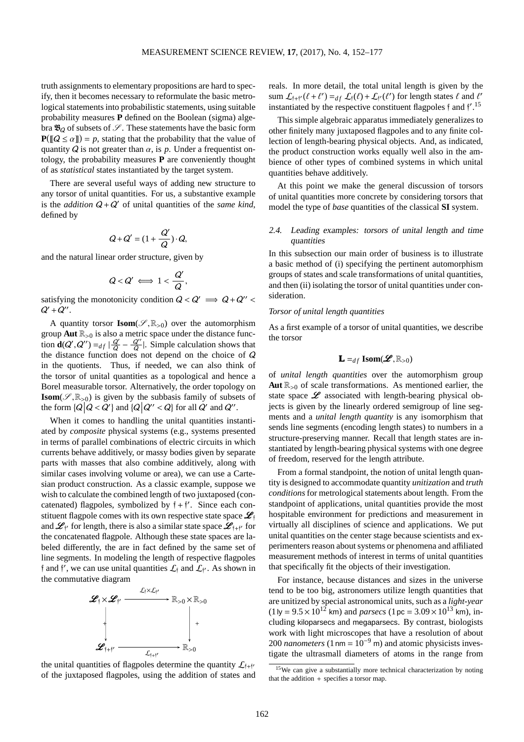truth assignments to elementary propositions are hard to specify, then it becomes necessary to reformulate the basic metrological statements into probabilistic statements, using suitable probability measures $\mathbf{P}$ defined on the Boolean (sigma) algebra $\mathfrak{B}_Q$ of subsets of $\mathscr{S}$. These statements have the basic form $\mathbf{P}([\![Q \leq \alpha]\!]) = p$, stating that the probability that the value of quantity $Q$ is not greater than $\alpha$, is $p$. Under a frequentist ontology, the probability measures $\mathbf{P}$ are conveniently thought of as *statistical* states instantiated by the target system.

There are several useful ways of adding new structure to any torsor of unital quantities. For us, a substantive example is the *addition* $Q + Q'$ of unital quantities of the *same kind*, defined by

$$Q + Q' = (1 + \frac{Q'}{Q}) \cdot Q,$$

and the natural linear order structure, given by

$$Q < Q' \iff 1 < \frac{Q'}{Q},$$

satisfying the monotonicity condition $Q < Q' \implies Q + Q'' < Q' + Q''$.

A quantity torsor $\mathbf{Isom}(\mathscr{S}, \mathbb{R}_{>0})$ over the automorphism group $\mathbf{Aut}\, \mathbb{R}_{>0}$ is also a metric space under the distance function $\mathbf{d}(Q', Q'') =_{df} |\frac{Q'}{Q} - \frac{Q''}{Q}|$. Simple calculation shows that the distance function does not depend on the choice of $Q$ in the quotients. Thus, if needed, we can also think of the torsor of unital quantities as a topological and hence a Borel measurable torsor. Alternatively, the order topology on $\mathbf{Isom}(\mathscr{S}, \mathbb{R}_{>0})$ is given by the subbasis family of subsets of the form $\{Q \big| Q < Q'\}$ and $\{Q \big| Q'' < Q\}$ for all $Q'$ and $Q''$.

When it comes to handling the unital quantities instantiated by *composite* physical systems (e.g., systems presented in terms of parallel combinations of electric circuits in which currents behave additively, or massy bodies given by separate parts with masses that also combine additively, along with similar cases involving volume or area), we can use a Cartesian product construction. As a classic example, suppose we wish to calculate the combined length of two juxtaposed (concatenated) flagpoles, symbolized by $\mathfrak{f} + \mathfrak{f}'$. Since each constituent flagpole comes with its own respective state space $\mathscr{L}_{\mathfrak{f}}$ and $\mathscr{L}_{\mathfrak{f}'}$ for length, there is also a similar state space $\mathscr{L}_{\mathfrak{f}+\mathfrak{f}'}$ for the concatenated flagpole. Although these state spaces are labeled differently, the are in fact defined by the same set of line segments. In modeling the length of respective flagpoles $\mathfrak{f}$ and $\mathfrak{f}'$, we can use unital quantities $\mathcal{L}_{\mathfrak{f}}$ and $\mathcal{L}_{\mathfrak{f}'}$. As shown in the commutative diagram

$$\begin{array}{ccc}
\mathscr{L}_{\mathfrak{f}} \times \mathscr{L}_{\mathfrak{f}'} & \xrightarrow{\mathcal{L}_{\mathfrak{f}} \times \mathcal{L}_{\mathfrak{f}'}} & \mathbb{R}_{>0} \times \mathbb{R}_{>0} \\
\Big\downarrow + & & \Big\downarrow + \\
\mathscr{L}_{\mathfrak{f}+\mathfrak{f}'} & \xrightarrow[\mathcal{L}_{\mathfrak{f}+\mathfrak{f}'}]{} & \mathbb{R}_{>0}
\end{array}$$

the unital quantities of flagpoles determine the quantity $\mathcal{L}_{\mathfrak{f}+\mathfrak{f}'}$ of the juxtaposed flagpoles, using the addition of states and reals. In more detail, the total unital length is given by the sum $\mathcal{L}_{\mathfrak{f}+\mathfrak{f}'}(\ell + \ell') =_{df} \mathcal{L}_{\mathfrak{f}}(\ell) + \mathcal{L}_{\mathfrak{f}'}(\ell')$ for length states $\ell$ and $\ell'$ instantiated by the respective constituent flagpoles $\mathfrak{f}$ and $\mathfrak{f}'$.[15]

This simple algebraic apparatus immediately generalizes to other finitely many juxtaposed flagpoles and to any finite collection of length-bearing physical objects. And, as indicated, the product construction works equally well also in the ambience of other types of combined systems in which unital quantities behave additively.

At this point we make the general discussion of torsors of unital quantities more concrete by considering torsors that model the type of *base* quantities of the classical **SI** system.

### 2.4. Leading examples: torsors of unital length and time quantities

In this subsection our main order of business is to illustrate a basic method of (i) specifying the pertinent automorphism groups of states and scale transformations of unital quantities, and then (ii) isolating the torsor of unital quantities under consideration.

*Torsor of unital length quantities*

As a first example of a torsor of unital quantities, we describe the torsor

$$\mathbf{L} =_{df} \mathbf{Isom}(\mathscr{L}, \mathbb{R}_{>0})$$

of *unital length quantities* over the automorphism group $\mathbf{Aut}\, \mathbb{R}_{>0}$ of scale transformations. As mentioned earlier, the state space $\mathscr{L}$ associated with length-bearing physical objects is given by the linearly ordered semigroup of line segments and a *unital length quantity* is any isomorphism that sends line segments (encoding length states) to numbers in a structure-preserving manner. Recall that length states are instantiated by length-bearing physical systems with one degree of freedom, reserved for the length attribute.

From a formal standpoint, the notion of unital length quantity is designed to accommodate quantity *unitization* and *truth conditions* for metrological statements about length. From the standpoint of applications, unital quantities provide the most hospitable environment for predictions and measurement in virtually all disciplines of science and applications. We put unital quantities on the center stage because scientists and experimenters reason about systems or phenomena and affiliated measurement methods of interest in terms of unital quantities that specifically fit the objects of their investigation.

For instance, because distances and sizes in the universe tend to be too big, astronomers utilize length quantities that are unitized by special astronomical units, such as a *light-year* ($1\,\mathsf{ly} = 9.5 \times 10^{12}$ km) and *parsecs* ($1\,\mathsf{pc} = 3.09 \times 10^{13}$ km), including kiloparsecs and megaparsecs. By contrast, biologists work with light microscopes that have a resolution of about 200 *nanometers* ($1\,\mathsf{nm} = 10^{-9}$ m) and atomic physicists investigate the ultrasmall diameters of atoms in the range from

[15] We can give a substantially more technical characterization by noting that the addition $+$ specifies a torsor map.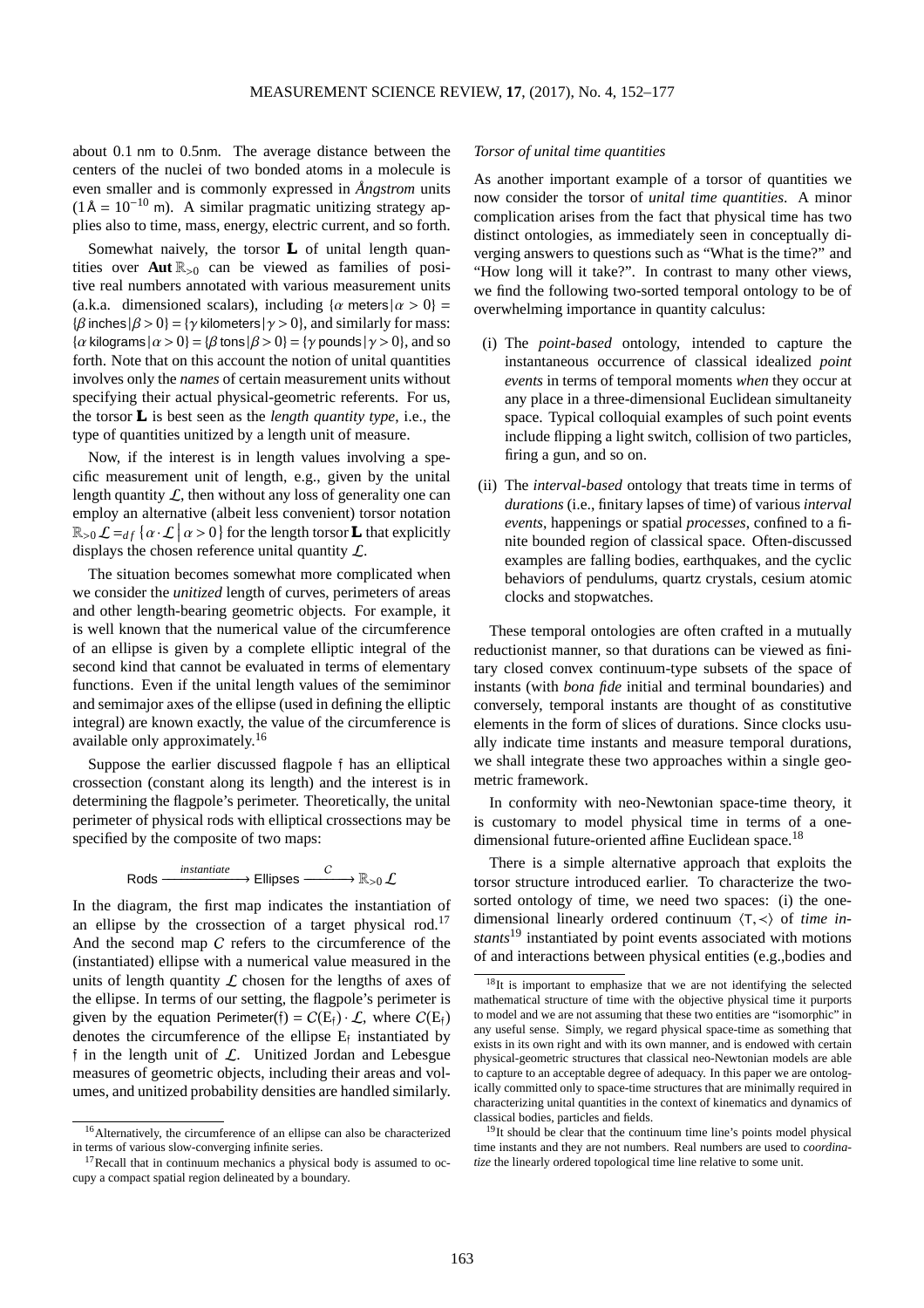about 0.1 nm to 0.5nm. The average distance between the centers of the nuclei of two bonded atoms in a molecule is even smaller and is commonly expressed in *Ångstrom* units ($1\,\text{Å} = 10^{-10}$ m). A similar pragmatic unitizing strategy applies also to time, mass, energy, electric current, and so forth.

Somewhat naively, the torsor $\mathbf{L}$ of unital length quantities over $\mathbf{Aut}\,\mathbb{R}_{>0}$ can be viewed as families of positive real numbers annotated with various measurement units (a.k.a. dimensioned scalars), including $\{\alpha\ \text{meters}\,|\,\alpha > 0\} = \{\beta\ \text{inches}\,|\,\beta > 0\} = \{\gamma\ \text{kilometers}\,|\,\gamma > 0\}$, and similarly for mass: $\{\alpha\ \text{kilograms}\,|\,\alpha > 0\} = \{\beta\ \text{tons}\,|\,\beta > 0\} = \{\gamma\ \text{pounds}\,|\,\gamma > 0\}$, and so forth. Note that on this account the notion of unital quantities involves only the *names* of certain measurement units without specifying their actual physical-geometric referents. For us, the torsor $\mathbf{L}$ is best seen as the *length quantity type*, i.e., the type of quantities unitized by a length unit of measure.

Now, if the interest is in length values involving a specific measurement unit of length, e.g., given by the unital length quantity $\mathcal{L}$, then without any loss of generality one can employ an alternative (albeit less convenient) torsor notation $\mathbb{R}_{>0}\mathcal{L} =_{df} \{\alpha \cdot \mathcal{L}\,|\,\alpha > 0\}$ for the length torsor $\mathbf{L}$ that explicitly displays the chosen reference unital quantity $\mathcal{L}$.

The situation becomes somewhat more complicated when we consider the *unitized* length of curves, perimeters of areas and other length-bearing geometric objects. For example, it is well known that the numerical value of the circumference of an ellipse is given by a complete elliptic integral of the second kind that cannot be evaluated in terms of elementary functions. Even if the unital length values of the semiminor and semimajor axes of the ellipse (used in defining the elliptic integral) are known exactly, the value of the circumference is available only approximately.[16]

Suppose the earlier discussed flagpole $\mathfrak{f}$ has an elliptical crossection (constant along its length) and the interest is in determining the flagpole's perimeter. Theoretically, the unital perimeter of physical rods with elliptical crossections may be specified by the composite of two maps:

$$\text{Rods} \xrightarrow{\ \textit{instantiate}\ } \text{Ellipses} \xrightarrow{\ C\ } \mathbb{R}_{>0}\mathcal{L}$$

In the diagram, the first map indicates the instantiation of an ellipse by the crossection of a target physical rod.[17] And the second map $C$ refers to the circumference of the (instantiated) ellipse with a numerical value measured in the units of length quantity $\mathcal{L}$ chosen for the lengths of axes of the ellipse. In terms of our setting, the flagpole's perimeter is given by the equation $\text{Perimeter}(\mathfrak{f}) = C(\mathrm{E}_{\mathfrak{f}}) \cdot \mathcal{L}$, where $C(\mathrm{E}_{\mathfrak{f}})$ denotes the circumference of the ellipse $\mathrm{E}_{\mathfrak{f}}$ instantiated by $\mathfrak{f}$ in the length unit of $\mathcal{L}$. Unitized Jordan and Lebesgue measures of geometric objects, including their areas and volumes, and unitized probability densities are handled similarly.

*Torsor of unital time quantities*

As another important example of a torsor of quantities we now consider the torsor of *unital time quantities*. A minor complication arises from the fact that physical time has two distinct ontologies, as immediately seen in conceptually diverging answers to questions such as "What is the time?" and "How long will it take?". In contrast to many other views, we find the following two-sorted temporal ontology to be of overwhelming importance in quantity calculus:

(i) The *point-based* ontology, intended to capture the instantaneous occurrence of classical idealized *point events* in terms of temporal moments *when* they occur at any place in a three-dimensional Euclidean simultaneity space. Typical colloquial examples of such point events include flipping a light switch, collision of two particles, firing a gun, and so on.

(ii) The *interval-based* ontology that treats time in terms of *durations* (i.e., finitary lapses of time) of various *interval events*, happenings or spatial *processes*, confined to a finite bounded region of classical space. Often-discussed examples are falling bodies, earthquakes, and the cyclic behaviors of pendulums, quartz crystals, cesium atomic clocks and stopwatches.

These temporal ontologies are often crafted in a mutually reductionist manner, so that durations can be viewed as finitary closed convex continuum-type subsets of the space of instants (with *bona fide* initial and terminal boundaries) and conversely, temporal instants are thought of as constitutive elements in the form of slices of durations. Since clocks usually indicate time instants and measure temporal durations, we shall integrate these two approaches within a single geometric framework.

In conformity with neo-Newtonian space-time theory, it is customary to model physical time in terms of a one-dimensional future-oriented affine Euclidean space.[18]

There is a simple alternative approach that exploits the torsor structure introduced earlier. To characterize the two-sorted ontology of time, we need two spaces: (i) the one-dimensional linearly ordered continuum $\langle \mathsf{T}, \prec \rangle$ of *time instants*[19] instantiated by point events associated with motions of and interactions between physical entities (e.g.,bodies and

---

[16] Alternatively, the circumference of an ellipse can also be characterized in terms of various slow-converging infinite series.

[17] Recall that in continuum mechanics a physical body is assumed to occupy a compact spatial region delineated by a boundary.

[18] It is important to emphasize that we are not identifying the selected mathematical structure of time with the objective physical time it purports to model and we are not assuming that these two entities are "isomorphic" in any useful sense. Simply, we regard physical space-time as something that exists in its own right and with its own manner, and is endowed with certain physical-geometric structures that classical neo-Newtonian models are able to capture to an acceptable degree of adequacy. In this paper we are ontologically committed only to space-time structures that are minimally required in characterizing unital quantities in the context of kinematics and dynamics of classical bodies, particles and fields.

[19] It should be clear that the continuum time line's points model physical time instants and they are not numbers. Real numbers are used to *coordinatize* the linearly ordered topological time line relative to some unit.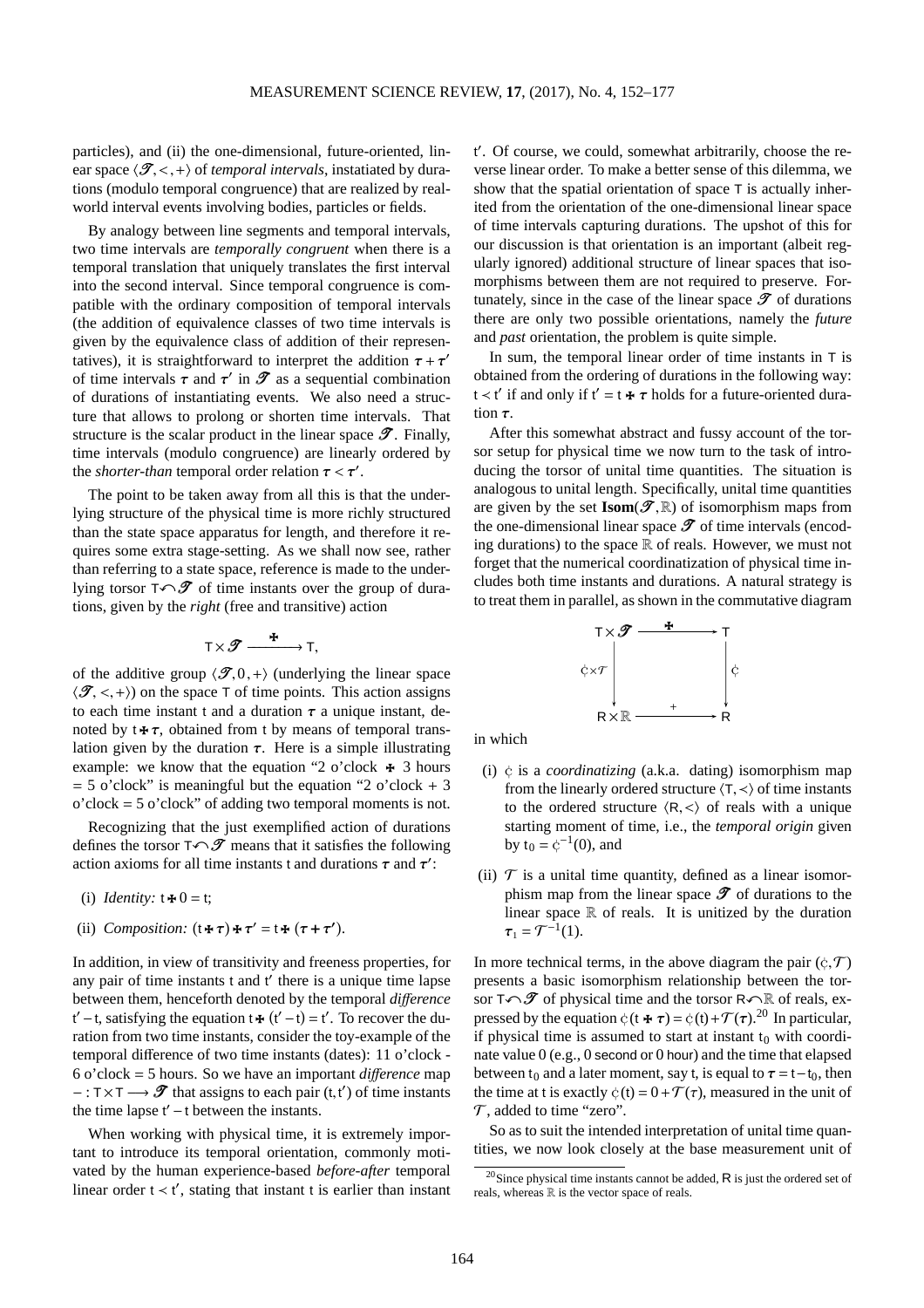particles), and (ii) the one-dimensional, future-oriented, linear space $\langle \mathscr{T}, <, + \rangle$ of *temporal intervals*, instatiated by durations (modulo temporal congruence) that are realized by real-world interval events involving bodies, particles or fields.

By analogy between line segments and temporal intervals, two time intervals are *temporally congruent* when there is a temporal translation that uniquely translates the first interval into the second interval. Since temporal congruence is compatible with the ordinary composition of temporal intervals (the addition of equivalence classes of two time intervals is given by the equivalence class of addition of their representatives), it is straightforward to interpret the addition $\tau + \tau'$ of time intervals $\tau$ and $\tau'$ in $\mathscr{T}$ as a sequential combination of durations of instantiating events. We also need a structure that allows to prolong or shorten time intervals. That structure is the scalar product in the linear space $\mathscr{T}$. Finally, time intervals (modulo congruence) are linearly ordered by the *shorter-than* temporal order relation $\tau < \tau'$.

The point to be taken away from all this is that the underlying structure of the physical time is more richly structured than the state space apparatus for length, and therefore it requires some extra stage-setting. As we shall now see, rather than referring to a state space, reference is made to the underlying torsor $\mathsf{T} \curvearrowleft \mathscr{T}$ of time instants over the group of durations, given by the *right* (free and transitive) action

$$\mathsf{T} \times \mathscr{T} \xrightarrow{\;\;\maltese\;\;} \mathsf{T},$$

of the additive group $\langle \mathscr{T}, 0, + \rangle$ (underlying the linear space $\langle \mathscr{T}, <, + \rangle$) on the space $\mathsf{T}$ of time points. This action assigns to each time instant $\mathsf{t}$ and a duration $\tau$ a unique instant, denoted by $\mathsf{t} \maltese \tau$, obtained from $\mathsf{t}$ by means of temporal translation given by the duration $\tau$. Here is a simple illustrating example: we know that the equation "2 o'clock $\maltese$ 3 hours = 5 o'clock" is meaningful but the equation "2 o'clock + 3 o'clock = 5 o'clock" of adding two temporal moments is not.

Recognizing that the just exemplified action of durations defines the torsor $\mathsf{T} \curvearrowleft \mathscr{T}$ means that it satisfies the following action axioms for all time instants $\mathsf{t}$ and durations $\tau$ and $\tau'$:

(i) *Identity:* $\mathsf{t} \maltese 0 = \mathsf{t}$;

(ii) *Composition:* $(\mathsf{t} \maltese \tau) \maltese \tau' = \mathsf{t} \maltese (\tau + \tau')$.

In addition, in view of transitivity and freeness properties, for any pair of time instants $\mathsf{t}$ and $\mathsf{t}'$ there is a unique time lapse between them, henceforth denoted by the temporal *difference* $\mathsf{t}' - \mathsf{t}$, satisfying the equation $\mathsf{t} \maltese (\mathsf{t}' - \mathsf{t}) = \mathsf{t}'$. To recover the duration from two time instants, consider the toy-example of the temporal difference of two time instants (dates): 11 o'clock - 6 o'clock = 5 hours. So we have an important *difference* map $- : \mathsf{T} \times \mathsf{T} \longrightarrow \mathscr{T}$ that assigns to each pair $(\mathsf{t}, \mathsf{t}')$ of time instants the time lapse $\mathsf{t}' - \mathsf{t}$ between the instants.

When working with physical time, it is extremely important to introduce its temporal orientation, commonly motivated by the human experience-based *before-after* temporal linear order $\mathsf{t} \prec \mathsf{t}'$, stating that instant $\mathsf{t}$ is earlier than instant $\mathsf{t}'$. Of course, we could, somewhat arbitrarily, choose the reverse linear order. To make a better sense of this dilemma, we show that the spatial orientation of space $\mathsf{T}$ is actually inherited from the orientation of the one-dimensional linear space of time intervals capturing durations. The upshot of this for our discussion is that orientation is an important (albeit regularly ignored) additional structure of linear spaces that isomorphisms between them are not required to preserve. Fortunately, since in the case of the linear space $\mathscr{T}$ of durations there are only two possible orientations, namely the *future* and *past* orientation, the problem is quite simple.

In sum, the temporal linear order of time instants in $\mathsf{T}$ is obtained from the ordering of durations in the following way: $\mathsf{t} \prec \mathsf{t}'$ if and only if $\mathsf{t}' = \mathsf{t} \maltese \tau$ holds for a future-oriented duration $\tau$.

After this somewhat abstract and fussy account of the torsor setup for physical time we now turn to the task of introducing the torsor of unital time quantities. The situation is analogous to unital length. Specifically, unital time quantities are given by the set $\mathbf{Isom}(\mathscr{T}, \mathbb{R})$ of isomorphism maps from the one-dimensional linear space $\mathscr{T}$ of time intervals (encoding durations) to the space $\mathbb{R}$ of reals. However, we must not forget that the numerical coordinatization of physical time includes both time instants and durations. A natural strategy is to treat them in parallel, as shown in the commutative diagram

$$\begin{array}{ccc} \mathsf{T} \times \mathscr{T} & \xrightarrow{\;\;\maltese\;\;} & \mathsf{T} \\ \Big\downarrow {\scriptstyle ¢ \times \mathcal{T}} & & \Big\downarrow {\scriptstyle ¢} \\ \mathsf{R} \times \mathbb{R} & \xrightarrow{\;\;+\;\;} & \mathsf{R} \end{array}$$

in which

(i) $¢$ is a *coordinatizing* (a.k.a. dating) isomorphism map from the linearly ordered structure $\langle \mathsf{T}, \prec \rangle$ of time instants to the ordered structure $\langle \mathsf{R}, < \rangle$ of reals with a unique starting moment of time, i.e., the *temporal origin* given by $\mathsf{t}_0 = ¢^{-1}(0)$, and

(ii) $\mathcal{T}$ is a unital time quantity, defined as a linear isomorphism map from the linear space $\mathscr{T}$ of durations to the linear space $\mathbb{R}$ of reals. It is unitized by the duration $\tau_1 = \mathcal{T}^{-1}(1)$.

In more technical terms, in the above diagram the pair $(¢, \mathcal{T})$ presents a basic isomorphism relationship between the torsor $\mathsf{T} \curvearrowleft \mathscr{T}$ of physical time and the torsor $\mathsf{R} \curvearrowleft \mathbb{R}$ of reals, expressed by the equation $¢(\mathsf{t} \maltese \tau) = ¢(\mathsf{t}) + \mathcal{T}(\tau)$.[20] In particular, if physical time is assumed to start at instant $\mathsf{t}_0$ with coordinate value 0 (e.g., 0 second or 0 hour) and the time that elapsed between $\mathsf{t}_0$ and a later moment, say $\mathsf{t}$, is equal to $\tau = \mathsf{t} - \mathsf{t}_0$, then the time at $\mathsf{t}$ is exactly $¢(\mathsf{t}) = 0 + \mathcal{T}(\tau)$, measured in the unit of $\mathcal{T}$, added to time "zero".

So as to suit the intended interpretation of unital time quantities, we now look closely at the base measurement unit of

[20] Since physical time instants cannot be added, $\mathsf{R}$ is just the ordered set of reals, whereas $\mathbb{R}$ is the vector space of reals.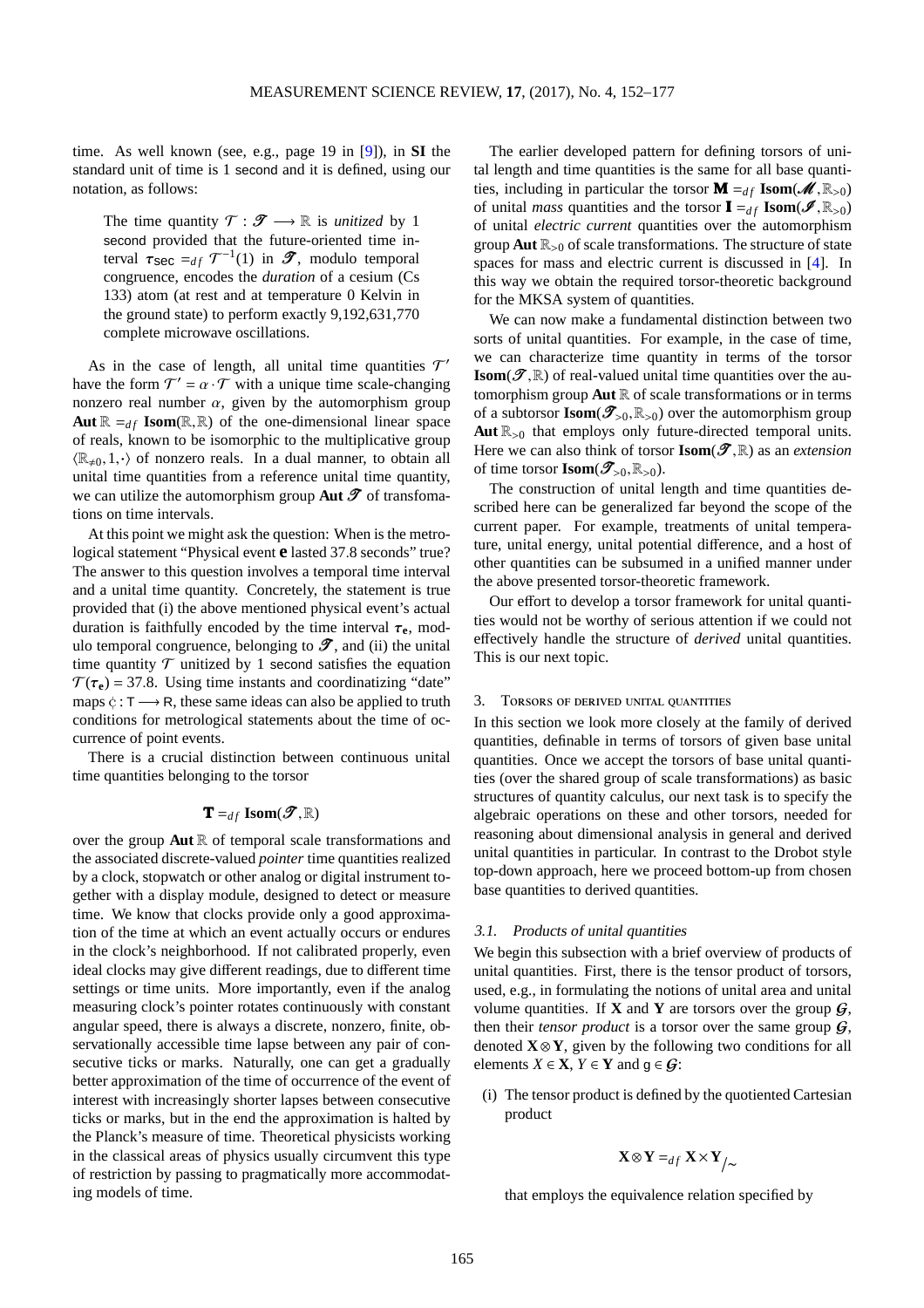time. As well known (see, e.g., page 19 in [9]), in **SI** the standard unit of time is 1 second and it is defined, using our notation, as follows:

> The time quantity $\mathcal{T} : \mathscr{T} \longrightarrow \mathbb{R}$ is *unitized* by 1 second provided that the future-oriented time interval $\tau_{\mathsf{sec}} =_{df} \mathcal{T}^{-1}(1)$ in $\mathscr{T}$, modulo temporal congruence, encodes the *duration* of a cesium (Cs 133) atom (at rest and at temperature 0 Kelvin in the ground state) to perform exactly 9,192,631,770 complete microwave oscillations.

As in the case of length, all unital time quantities $\mathcal{T}'$ have the form $\mathcal{T}' = \alpha \cdot \mathcal{T}$ with a unique time scale-changing nonzero real number $\alpha$, given by the automorphism group $\mathbf{Aut}\,\mathbb{R} =_{df} \mathbf{Isom}(\mathbb{R}, \mathbb{R})$ of the one-dimensional linear space of reals, known to be isomorphic to the multiplicative group $\langle \mathbb{R}_{\neq 0}, 1, \cdot \rangle$ of nonzero reals. In a dual manner, to obtain all unital time quantities from a reference unital time quantity, we can utilize the automorphism group $\mathbf{Aut}\,\mathscr{T}$ of transfomations on time intervals.

At this point we might ask the question: When is the metrological statement "Physical event $\mathbf{e}$ lasted 37.8 seconds" true? The answer to this question involves a temporal time interval and a unital time quantity. Concretely, the statement is true provided that (i) the above mentioned physical event's actual duration is faithfully encoded by the time interval $\tau_{\mathbf{e}}$, modulo temporal congruence, belonging to $\mathscr{T}$, and (ii) the unital time quantity $\mathcal{T}$ unitized by 1 second satisfies the equation $\mathcal{T}(\tau_{\mathbf{e}}) = 37.8$. Using time instants and coordinatizing "date" maps $\cent : \mathsf{T} \longrightarrow \mathsf{R}$, these same ideas can also be applied to truth conditions for metrological statements about the time of occurrence of point events.

There is a crucial distinction between continuous unital time quantities belonging to the torsor

$$\mathbf{T} =_{df} \mathbf{Isom}(\mathscr{T}, \mathbb{R})$$

over the group $\mathbf{Aut}\,\mathbb{R}$ of temporal scale transformations and the associated discrete-valued *pointer* time quantities realized by a clock, stopwatch or other analog or digital instrument together with a display module, designed to detect or measure time. We know that clocks provide only a good approximation of the time at which an event actually occurs or endures in the clock's neighborhood. If not calibrated properly, even ideal clocks may give different readings, due to different time settings or time units. More importantly, even if the analog measuring clock's pointer rotates continuously with constant angular speed, there is always a discrete, nonzero, finite, observationally accessible time lapse between any pair of consecutive ticks or marks. Naturally, one can get a gradually better approximation of the time of occurrence of the event of interest with increasingly shorter lapses between consecutive ticks or marks, but in the end the approximation is halted by the Planck's measure of time. Theoretical physicists working in the classical areas of physics usually circumvent this type of restriction by passing to pragmatically more accommodating models of time.

The earlier developed pattern for defining torsors of unital length and time quantities is the same for all base quantities, including in particular the torsor $\mathbf{M} =_{df} \mathbf{Isom}(\mathscr{M}, \mathbb{R}_{>0})$ of unital *mass* quantities and the torsor $\mathbf{I} =_{df} \mathbf{Isom}(\mathscr{I}, \mathbb{R}_{>0})$ of unital *electric current* quantities over the automorphism group $\mathbf{Aut}\,\mathbb{R}_{>0}$ of scale transformations. The structure of state spaces for mass and electric current is discussed in [4]. In this way we obtain the required torsor-theoretic background for the MKSA system of quantities.

We can now make a fundamental distinction between two sorts of unital quantities. For example, in the case of time, we can characterize time quantity in terms of the torsor $\mathbf{Isom}(\mathscr{T}, \mathbb{R})$ of real-valued unital time quantities over the automorphism group $\mathbf{Aut}\,\mathbb{R}$ of scale transformations or in terms of a subtorsor $\mathbf{Isom}(\mathscr{T}_{>0}, \mathbb{R}_{>0})$ over the automorphism group $\mathbf{Aut}\,\mathbb{R}_{>0}$ that employs only future-directed temporal units. Here we can also think of torsor $\mathbf{Isom}(\mathscr{T}, \mathbb{R})$ as an *extension* of time torsor $\mathbf{Isom}(\mathscr{T}_{>0}, \mathbb{R}_{>0})$.

The construction of unital length and time quantities described here can be generalized far beyond the scope of the current paper. For example, treatments of unital temperature, unital energy, unital potential difference, and a host of other quantities can be subsumed in a unified manner under the above presented torsor-theoretic framework.

Our effort to develop a torsor framework for unital quantities would not be worthy of serious attention if we could not effectively handle the structure of *derived* unital quantities. This is our next topic.

## 3. Torsors of derived unital quantities

In this section we look more closely at the family of derived quantities, definable in terms of torsors of given base unital quantities. Once we accept the torsors of base unital quantities (over the shared group of scale transformations) as basic structures of quantity calculus, our next task is to specify the algebraic operations on these and other torsors, needed for reasoning about dimensional analysis in general and derived unital quantities in particular. In contrast to the Drobot style top-down approach, here we proceed bottom-up from chosen base quantities to derived quantities.

### 3.1. Products of unital quantities

We begin this subsection with a brief overview of products of unital quantities. First, there is the tensor product of torsors, used, e.g., in formulating the notions of unital area and unital volume quantities. If $\mathbf{X}$ and $\mathbf{Y}$ are torsors over the group $\mathcal{G}$, then their *tensor product* is a torsor over the same group $\mathcal{G}$, denoted $\mathbf{X} \otimes \mathbf{Y}$, given by the following two conditions for all elements $X \in \mathbf{X}$, $Y \in \mathbf{Y}$ and $\mathsf{g} \in \mathcal{G}$:

(i) The tensor product is defined by the quotiented Cartesian product

$$\mathbf{X} \otimes \mathbf{Y} =_{df} \mathbf{X} \times \mathbf{Y}_{/\sim}$$

that employs the equivalence relation specified by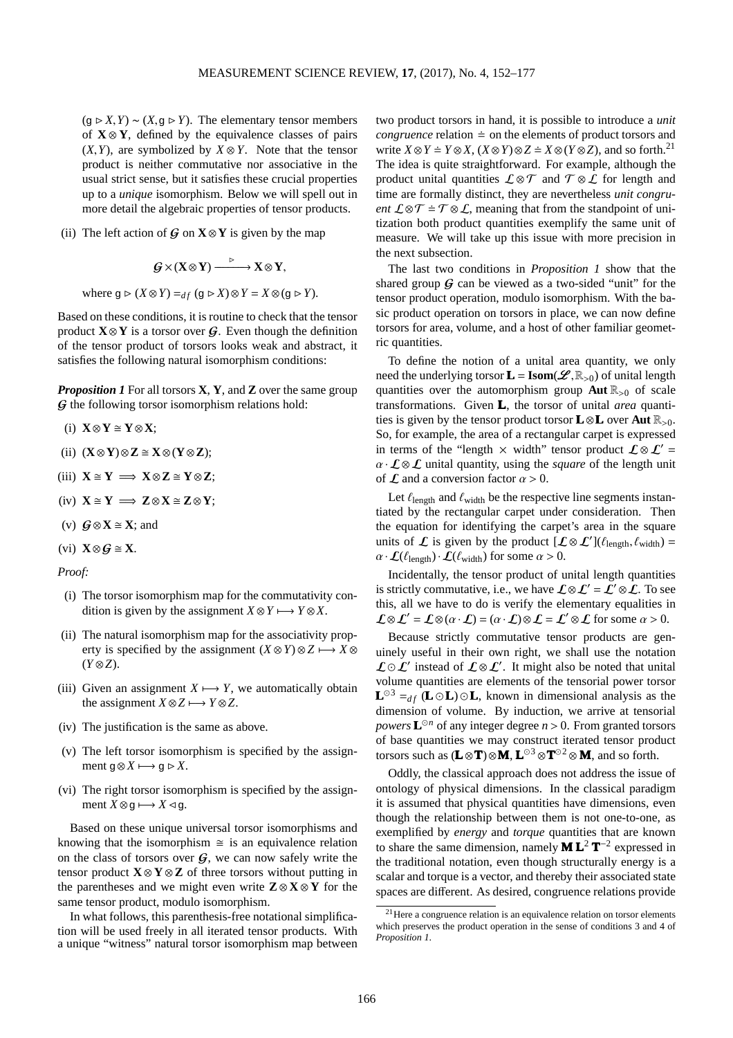$(\mathsf{g} \rhd X, Y) \sim (X, \mathsf{g} \rhd Y)$. The elementary tensor members of $\mathbf{X} \otimes \mathbf{Y}$, defined by the equivalence classes of pairs $(X, Y)$, are symbolized by $X \otimes Y$. Note that the tensor product is neither commutative nor associative in the usual strict sense, but it satisfies these crucial properties up to a *unique* isomorphism. Below we will spell out in more detail the algebraic properties of tensor products.

(ii) The left action of $\mathcal{G}$ on $\mathbf{X} \otimes \mathbf{Y}$ is given by the map

$$\mathcal{G} \times (\mathbf{X} \otimes \mathbf{Y}) \xrightarrow{\ \rhd\ } \mathbf{X} \otimes \mathbf{Y},$$

where $\mathsf{g} \rhd (X \otimes Y) =_{df} (\mathsf{g} \rhd X) \otimes Y = X \otimes (\mathsf{g} \rhd Y)$.

Based on these conditions, it is routine to check that the tensor product $\mathbf{X} \otimes \mathbf{Y}$ is a torsor over $\mathcal{G}$. Even though the definition of the tensor product of torsors looks weak and abstract, it satisfies the following natural isomorphism conditions:

***Proposition 1*** For all torsors $\mathbf{X}$, $\mathbf{Y}$, and $\mathbf{Z}$ over the same group $\mathcal{G}$ the following torsor isomorphism relations hold:

(i) $\mathbf{X} \otimes \mathbf{Y} \cong \mathbf{Y} \otimes \mathbf{X}$;

(ii) $(\mathbf{X} \otimes \mathbf{Y}) \otimes \mathbf{Z} \cong \mathbf{X} \otimes (\mathbf{Y} \otimes \mathbf{Z})$;

(iii) $\mathbf{X} \cong \mathbf{Y} \implies \mathbf{X} \otimes \mathbf{Z} \cong \mathbf{Y} \otimes \mathbf{Z}$;

(iv) $\mathbf{X} \cong \mathbf{Y} \implies \mathbf{Z} \otimes \mathbf{X} \cong \mathbf{Z} \otimes \mathbf{Y}$;

(v) $\mathcal{G} \otimes \mathbf{X} \cong \mathbf{X}$; and

(vi) $\mathbf{X} \otimes \mathcal{G} \cong \mathbf{X}$.

*Proof:*

(i) The torsor isomorphism map for the commutativity condition is given by the assignment $X \otimes Y \longmapsto Y \otimes X$.

(ii) The natural isomorphism map for the associativity property is specified by the assignment $(X \otimes Y) \otimes Z \longmapsto X \otimes (Y \otimes Z)$.

(iii) Given an assignment $X \longmapsto Y$, we automatically obtain the assignment $X \otimes Z \longmapsto Y \otimes Z$.

(iv) The justification is the same as above.

(v) The left torsor isomorphism is specified by the assignment $\mathsf{g} \otimes X \longmapsto \mathsf{g} \rhd X$.

(vi) The right torsor isomorphism is specified by the assignment $X \otimes \mathsf{g} \longmapsto X \lhd \mathsf{g}$.

Based on these unique universal torsor isomorphisms and knowing that the isomorphism $\cong$ is an equivalence relation on the class of torsors over $\mathcal{G}$, we can now safely write the tensor product $\mathbf{X} \otimes \mathbf{Y} \otimes \mathbf{Z}$ of three torsors without putting in the parentheses and we might even write $\mathbf{Z} \otimes \mathbf{X} \otimes \mathbf{Y}$ for the same tensor product, modulo isomorphism.

In what follows, this parenthesis-free notational simplification will be used freely in all iterated tensor products. With a unique "witness" natural torsor isomorphism map between two product torsors in hand, it is possible to introduce a *unit congruence* relation $\doteq$ on the elements of product torsors and write $X \otimes Y \doteq Y \otimes X$, $(X \otimes Y) \otimes Z \doteq X \otimes (Y \otimes Z)$, and so forth.[21] The idea is quite straightforward. For example, although the product unital quantities $\mathcal{L} \otimes \mathcal{T}$ and $\mathcal{T} \otimes \mathcal{L}$ for length and time are formally distinct, they are nevertheless *unit congruent* $\mathcal{L} \otimes \mathcal{T} \doteq \mathcal{T} \otimes \mathcal{L}$, meaning that from the standpoint of unitization both product quantities exemplify the same unit of measure. We will take up this issue with more precision in the next subsection.

The last two conditions in *Proposition 1* show that the shared group $\mathcal{G}$ can be viewed as a two-sided "unit" for the tensor product operation, modulo isomorphism. With the basic product operation on torsors in place, we can now define torsors for area, volume, and a host of other familiar geometric quantities.

To define the notion of a unital area quantity, we only need the underlying torsor $\mathbf{L} = \mathbf{Isom}(\mathscr{L}, \mathbb{R}_{>0})$ of unital length quantities over the automorphism group $\mathbf{Aut}\,\mathbb{R}_{>0}$ of scale transformations. Given $\mathbf{L}$, the torsor of unital *area* quantities is given by the tensor product torsor $\mathbf{L} \otimes \mathbf{L}$ over $\mathbf{Aut}\,\mathbb{R}_{>0}$. So, for example, the area of a rectangular carpet is expressed in terms of the "length $\times$ width" tensor product $\mathcal{L} \otimes \mathcal{L}' = \alpha \cdot \mathcal{L} \otimes \mathcal{L}$ unital quantity, using the *square* of the length unit of $\mathcal{L}$ and a conversion factor $\alpha > 0$.

Let $\ell_{\text{length}}$ and $\ell_{\text{width}}$ be the respective line segments instantiated by the rectangular carpet under consideration. Then the equation for identifying the carpet's area in the square units of $\mathcal{L}$ is given by the product $[\mathcal{L} \otimes \mathcal{L}'](\ell_{\text{length}}, \ell_{\text{width}}) = \alpha \cdot \mathcal{L}(\ell_{\text{length}}) \cdot \mathcal{L}(\ell_{\text{width}})$ for some $\alpha > 0$.

Incidentally, the tensor product of unital length quantities is strictly commutative, i.e., we have $\mathcal{L} \otimes \mathcal{L}' = \mathcal{L}' \otimes \mathcal{L}$. To see this, all we have to do is verify the elementary equalities in $\mathcal{L} \otimes \mathcal{L}' = \mathcal{L} \otimes (\alpha \cdot \mathcal{L}) = (\alpha \cdot \mathcal{L}) \otimes \mathcal{L} = \mathcal{L}' \otimes \mathcal{L}$ for some $\alpha > 0$.

Because strictly commutative tensor products are genuinely useful in their own right, we shall use the notation $\mathcal{L} \odot \mathcal{L}'$ instead of $\mathcal{L} \otimes \mathcal{L}'$. It might also be noted that unital volume quantities are elements of the tensorial power torsor $\mathbf{L}^{\odot 3} =_{df} (\mathbf{L} \odot \mathbf{L}) \odot \mathbf{L}$, known in dimensional analysis as the dimension of volume. By induction, we arrive at tensorial *powers* $\mathbf{L}^{\odot n}$ of any integer degree $n > 0$. From granted torsors of base quantities we may construct iterated tensor product torsors such as $(\mathbf{L} \otimes \mathbf{T}) \otimes \mathbf{M}$, $\mathbf{L}^{\odot 3} \otimes \mathbf{T}^{\odot 2} \otimes \mathbf{M}$, and so forth.

Oddly, the classical approach does not address the issue of ontology of physical dimensions. In the classical paradigm it is assumed that physical quantities have dimensions, even though the relationship between them is not one-to-one, as exemplified by *energy* and *torque* quantities that are known to share the same dimension, namely $\mathbf{M}\,\mathbf{L}^2\,\mathbf{T}^{-2}$ expressed in the traditional notation, even though structurally energy is a scalar and torque is a vector, and thereby their associated state spaces are different. As desired, congruence relations provide

[21] Here a congruence relation is an equivalence relation on torsor elements which preserves the product operation in the sense of conditions 3 and 4 of *Proposition 1*.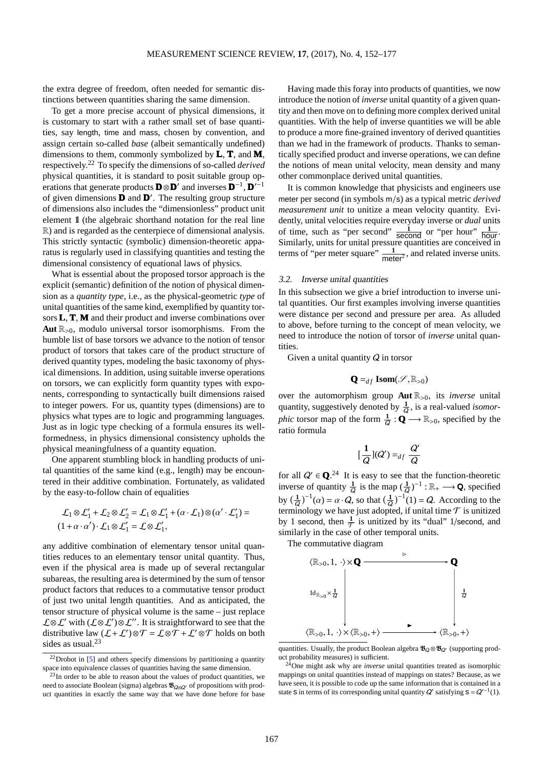the extra degree of freedom, often needed for semantic distinctions between quantities sharing the same dimension.

To get a more precise account of physical dimensions, it is customary to start with a rather small set of base quantities, say length, time and mass, chosen by convention, and assign certain so-called *base* (albeit semantically undefined) dimensions to them, commonly symbolized by $\mathbf{L}$, $\mathbf{T}$, and $\mathbf{M}$, respectively.[22] To specify the dimensions of so-called *derived* physical quantities, it is standard to posit suitable group operations that generate products $\mathbf{D}\otimes\mathbf{D}'$ and inverses $\mathbf{D}^{-1}$, $\mathbf{D}'^{-1}$ of given dimensions $\mathbf{D}$ and $\mathbf{D}'$. The resulting group structure of dimensions also includes the "dimensionless" product unit element $\mathbb{1}$ (the algebraic shorthand notation for the real line $\mathbb{R}$) and is regarded as the centerpiece of dimensional analysis. This strictly syntactic (symbolic) dimension-theoretic apparatus is regularly used in classifying quantities and testing the dimensional consistency of equational laws of physics.

What is essential about the proposed torsor approach is the explicit (semantic) definition of the notion of physical dimension as a *quantity type*, i.e., as the physical-geometric *type* of unital quantities of the same kind, exemplified by quantity torsors $\mathbf{L}$, $\mathbf{T}$, $\mathbf{M}$ and their product and inverse combinations over $\mathbf{Aut}\,\mathbb{R}_{>0}$, modulo universal torsor isomorphisms. From the humble list of base torsors we advance to the notion of tensor product of torsors that takes care of the product structure of derived quantity types, modeling the basic taxonomy of physical dimensions. In addition, using suitable inverse operations on torsors, we can explicitly form quantity types with exponents, corresponding to syntactically built dimensions raised to integer powers. For us, quantity types (dimensions) are to physics what types are to logic and programming languages. Just as in logic type checking of a formula ensures its well-formedness, in physics dimensional consistency upholds the physical meaningfulness of a quantity equation.

One apparent stumbling block in handling products of unital quantities of the same kind (e.g., length) may be encountered in their additive combination. Fortunately, as validated by the easy-to-follow chain of equalities

$$\mathcal{L}_1\otimes\mathcal{L}_1'+\mathcal{L}_2\otimes\mathcal{L}_2' = \mathcal{L}_1\otimes\mathcal{L}_1'+(\alpha\cdot\mathcal{L}_1)\otimes(\alpha'\cdot\mathcal{L}_1') = (1+\alpha\cdot\alpha')\cdot\mathcal{L}_1\otimes\mathcal{L}_1' = \mathcal{L}\otimes\mathcal{L}_1',$$

any additive combination of elementary tensor unital quantities reduces to an elementary tensor unital quantity. Thus, even if the physical area is made up of several rectangular subareas, the resulting area is determined by the sum of tensor product factors that reduces to a commutative tensor product of just two unital length quantities. And as anticipated, the tensor structure of physical volume is the same – just replace $\mathcal{L}\otimes\mathcal{L}'$ with $(\mathcal{L}\otimes\mathcal{L}')\otimes\mathcal{L}''$. It is straightforward to see that the distributive law $(\mathcal{L}+\mathcal{L}')\otimes\mathcal{T} = \mathcal{L}\otimes\mathcal{T}+\mathcal{L}'\otimes\mathcal{T}$ holds on both sides as usual.[23]

Having made this foray into products of quantities, we now introduce the notion of *inverse* unital quantity of a given quantity and then move on to defining more complex derived unital quantities. With the help of inverse quantities we will be able to produce a more fine-grained inventory of derived quantities than we had in the framework of products. Thanks to semantically specified product and inverse operations, we can define the notions of mean unital velocity, mean density and many other commonplace derived unital quantities.

It is common knowledge that physicists and engineers use meter per second (in symbols m/s) as a typical metric *derived measurement unit* to unitize a mean velocity quantity. Evidently, unital velocities require everyday inverse or *dual* units of time, such as "per second" $\frac{1}{\text{second}}$ or "per hour" $\frac{1}{\text{hour}}$. Similarly, units for unital pressure quantities are conceived in terms of "per meter square" $\frac{1}{\text{meter}^2}$, and related inverse units.

### 3.2. Inverse unital quantities

In this subsection we give a brief introduction to inverse unital quantities. Our first examples involving inverse quantities were distance per second and pressure per area. As alluded to above, before turning to the concept of mean velocity, we need to introduce the notion of torsor of *inverse* unital quantities.

Given a unital quantity $Q$ in torsor

$$\mathbf{Q} =_{df} \mathbf{Isom}(\mathscr{S},\mathbb{R}_{>0})$$

over the automorphism group $\mathbf{Aut}\,\mathbb{R}_{>0}$, its *inverse* unital quantity, suggestively denoted by $\frac{1}{Q}$, is a real-valued *isomorphic* torsor map of the form $\frac{1}{Q}:\mathbf{Q}\longrightarrow\mathbb{R}_{>0}$, specified by the ratio formula

$$[\frac{1}{Q}](Q') =_{df} \frac{Q'}{Q}$$

for all $Q'\in\mathbf{Q}$.[24] It is easy to see that the function-theoretic inverse of quantity $\frac{1}{Q}$ is the map $(\frac{1}{Q})^{-1}:\mathbb{R}_{+}\longrightarrow\mathbf{Q}$, specified by $(\frac{1}{Q})^{-1}(\alpha)=\alpha\cdot Q$, so that $(\frac{1}{Q})^{-1}(1)=Q$. According to the terminology we have just adopted, if unital time $\mathcal{T}$ is unitized by 1 second, then $\frac{1}{\mathcal{T}}$ is unitized by its "dual" 1/second, and similarly in the case of other temporal units.

The commutative diagram

$$\begin{array}{ccc}
\langle\mathbb{R}_{>0},1,\cdot\rangle\times\mathbf{Q} & \xrightarrow{\ \triangleright\ } & \mathbf{Q}\\
\Big\downarrow{\scriptstyle \mathrm{Id}_{\mathbb{R}_{>0}}\times\frac{1}{Q}} & & \Big\downarrow{\scriptstyle \frac{1}{Q}}\\
\langle\mathbb{R}_{>0},1,\cdot\rangle\times\langle\mathbb{R}_{>0},+\rangle & \xrightarrow{\ \blacktriangleright\ } & \langle\mathbb{R}_{>0},+\rangle
\end{array}$$

---

[22] Drobot in [5] and others specify dimensions by partitioning a quantity space into equivalence classes of quantities having the same dimension.

[23] In order to be able to reason about the values of product quantities, we need to associate Boolean (sigma) algebras $\mathfrak{B}_{Q\otimes Q'}$ of propositions with product quantities in exactly the same way that we have done before for base quantities. Usually, the product Boolean algebra $\mathfrak{B}_Q\otimes\mathfrak{B}_{Q'}$ (supporting product probability measures) is sufficient.

[24] One might ask why are *inverse* unital quantities treated as isomorphic mappings on unital quantities instead of mappings on states? Because, as we have seen, it is possible to code up the same information that is contained in a state $\mathsf{s}$ in terms of its corresponding unital quantity $Q'$ satisfying $\mathsf{s}=Q'^{-1}(1)$.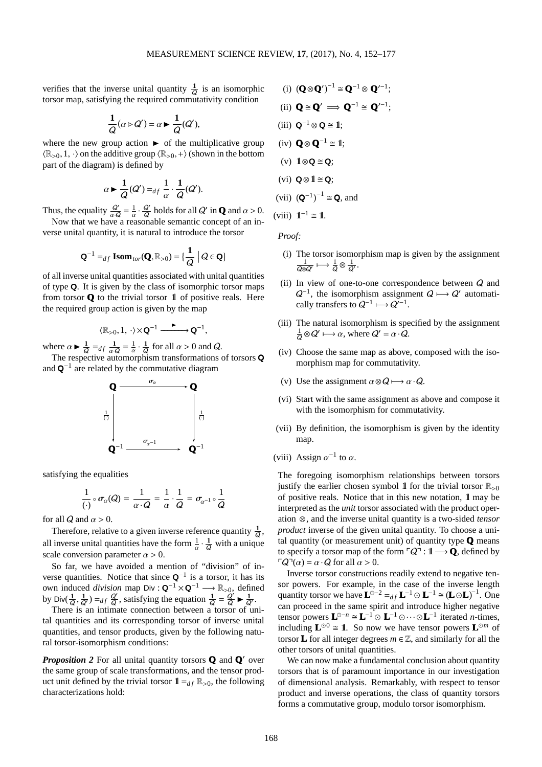verifies that the inverse unital quantity $\frac{\mathbf{1}}{Q}$ is an isomorphic torsor map, satisfying the required commutativity condition

$$\frac{\mathbf{1}}{Q}(\alpha \triangleright Q') = \alpha \blacktriangleright \frac{\mathbf{1}}{Q}(Q'),$$

where the new group action $\blacktriangleright$ of the multiplicative group $\langle \mathbb{R}_{>0}, 1, \cdot \rangle$ on the additive group $\langle \mathbb{R}_{>0}, + \rangle$ (shown in the bottom part of the diagram) is defined by

$$\alpha \blacktriangleright \frac{\mathbf{1}}{Q}(Q') =_{df} \frac{1}{\alpha} \cdot \frac{\mathbf{1}}{Q}(Q').$$

Thus, the equality $\frac{Q'}{\alpha \cdot Q} = \frac{1}{\alpha} \cdot \frac{Q'}{Q}$ holds for all $Q'$ in $\mathbf{Q}$ and $\alpha > 0$.

Now that we have a reasonable semantic concept of an inverse unital quantity, it is natural to introduce the torsor

$$\mathsf{Q}^{-1} =_{df} \mathbf{Isom}_{tor}(\mathbf{Q}, \mathbb{R}_{>0}) = \{\frac{\mathbf{1}}{Q} \mid Q \in \mathsf{Q}\}$$

of all inverse unital quantities associated with unital quantities of type $\mathsf{Q}$. It is given by the class of isomorphic torsor maps from torsor $\mathbf{Q}$ to the trivial torsor $\mathbb{1}$ of positive reals. Here the required group action is given by the map

$$\langle \mathbb{R}_{>0}, 1, \cdot \rangle \times \mathsf{Q}^{-1} \xrightarrow{\ \blacktriangleright\ } \mathsf{Q}^{-1},$$

where $\alpha \blacktriangleright \frac{\mathbf{1}}{Q} =_{df} \frac{\mathbf{1}}{\alpha \cdot Q} = \frac{1}{\alpha} \cdot \frac{\mathbf{1}}{Q}$ for all $\alpha > 0$ and $Q$.

The respective automorphism transformations of torsors $\mathsf{Q}$ and $\mathsf{Q}^{-1}$ are related by the commutative diagram

$$\begin{array}{ccc}
\mathbf{Q} & \xrightarrow{\ \sigma_\alpha\ } & \mathbf{Q} \\
\Big\downarrow \frac{1}{(\cdot)} & & \Big\downarrow \frac{1}{(\cdot)} \\
\mathbf{Q}^{-1} & \xrightarrow{\ \sigma_{\alpha^{-1}}\ } & \mathbf{Q}^{-1}
\end{array}$$

satisfying the equalities

$$\frac{1}{(\cdot)} \circ \sigma_\alpha(Q) = \frac{1}{\alpha \cdot Q} = \frac{1}{\alpha} \cdot \frac{1}{Q} = \sigma_{\alpha^{-1}} \circ \frac{1}{Q}$$

for all $Q$ and $\alpha > 0$.

Therefore, relative to a given inverse reference quantity $\frac{\mathbf{1}}{Q}$, all inverse unital quantities have the form $\frac{1}{\alpha} \cdot \frac{\mathbf{1}}{Q}$ with a unique scale conversion parameter $\alpha > 0$.

So far, we have avoided a mention of "division" of inverse quantities. Notice that since $\mathsf{Q}^{-1}$ is a torsor, it has its own induced *division* map $\mathsf{Div} : \mathsf{Q}^{-1} \times \mathsf{Q}^{-1} \longrightarrow \mathbb{R}_{>0}$, defined by $\mathsf{Div}(\frac{\mathbf{1}}{Q}, \frac{\mathbf{1}}{Q'}) =_{df} \frac{Q'}{Q}$, satisfying the equation $\frac{\mathbf{1}}{Q} = \frac{Q'}{Q} \blacktriangleright \frac{\mathbf{1}}{Q'}$.

There is an intimate connection between a torsor of unital quantities and its corresponding torsor of inverse unital quantities, and tensor products, given by the following natural torsor-isomorphism conditions:

***Proposition 2*** For all unital quantity torsors $\mathbf{Q}$ and $\mathbf{Q}'$ over the same group of scale transformations, and the tensor product unit defined by the trivial torsor $\mathbb{1} =_{df} \mathbb{R}_{>0}$, the following characterizations hold:

(i) $(\mathbf{Q} \otimes \mathbf{Q}')^{-1} \cong \mathbf{Q}^{-1} \otimes \mathbf{Q}'^{-1}$;

(ii) $\mathbf{Q} \cong \mathbf{Q}' \implies \mathbf{Q}^{-1} \cong \mathbf{Q}'^{-1}$;

(iii) $\mathsf{Q}^{-1} \otimes \mathsf{Q} \cong \mathbb{1}$;

(iv) $\mathbf{Q} \otimes \mathbf{Q}^{-1} \cong \mathbb{1}$;

(v) $\mathbb{1} \otimes \mathsf{Q} \cong \mathsf{Q}$;

(vi) $\mathsf{Q} \otimes \mathbb{1} \cong \mathsf{Q}$;

(vii) $(\mathsf{Q}^{-1})^{-1} \cong \mathsf{Q}$, and

(viii) $\mathbb{1}^{-1} \cong \mathbb{1}$.

*Proof:*

(i) The torsor isomorphism map is given by the assignment $\frac{1}{Q \otimes Q'} \longmapsto \frac{1}{Q} \otimes \frac{1}{Q'}$.

(ii) In view of one-to-one correspondence between $Q$ and $Q^{-1}$, the isomorphism assignment $Q \longmapsto Q'$ automatically transfers to $Q^{-1} \longmapsto Q'^{-1}$.

(iii) The natural isomorphism is specified by the assignment $\frac{1}{Q} \otimes Q' \longmapsto \alpha$, where $Q' = \alpha \cdot Q$.

(iv) Choose the same map as above, composed with the isomorphism map for commutativity.

(v) Use the assignment $\alpha \otimes Q \longmapsto \alpha \cdot Q$.

(vi) Start with the same assignment as above and compose it with the isomorphism for commutativity.

(vii) By definition, the isomorphism is given by the identity map.

(viii) Assign $\alpha^{-1}$ to $\alpha$.

The foregoing isomorphism relationships between torsors justify the earlier chosen symbol $\mathbb{1}$ for the trivial torsor $\mathbb{R}_{>0}$ of positive reals. Notice that in this new notation, $\mathbb{1}$ may be interpreted as the *unit* torsor associated with the product operation $\otimes$, and the inverse unital quantity is a two-sided *tensor product* inverse of the given unital quantity. To choose a unital quantity (or measurement unit) of quantity type $\mathbf{Q}$ means to specify a torsor map of the form $\ulcorner Q \urcorner : \mathbb{1} \longrightarrow \mathbf{Q}$, defined by $\ulcorner Q \urcorner(\alpha) = \alpha \cdot Q$ for all $\alpha > 0$.

Inverse torsor constructions readily extend to negative tensor powers. For example, in the case of the inverse length quantity torsor we have $\mathbf{L}^{\odot -2} =_{df} \mathbf{L}^{-1} \odot \mathbf{L}^{-1} \cong (\mathbf{L} \odot \mathbf{L})^{-1}$. One can proceed in the same spirit and introduce higher negative tensor powers $\mathbf{L}^{\odot -n} \cong \mathbf{L}^{-1} \odot \mathbf{L}^{-1} \odot \cdots \odot \mathbf{L}^{-1}$ iterated $n$-times, including $\mathbf{L}^{\odot 0} \cong \mathbb{1}$. So now we have tensor powers $\mathbf{L}^{\odot m}$ of torsor $\mathbf{L}$ for all integer degrees $m \in \mathbb{Z}$, and similarly for all the other torsors of unital quantities.

We can now make a fundamental conclusion about quantity torsors that is of paramount importance in our investigation of dimensional analysis. Remarkably, with respect to tensor product and inverse operations, the class of quantity torsors forms a commutative group, modulo torsor isomorphism.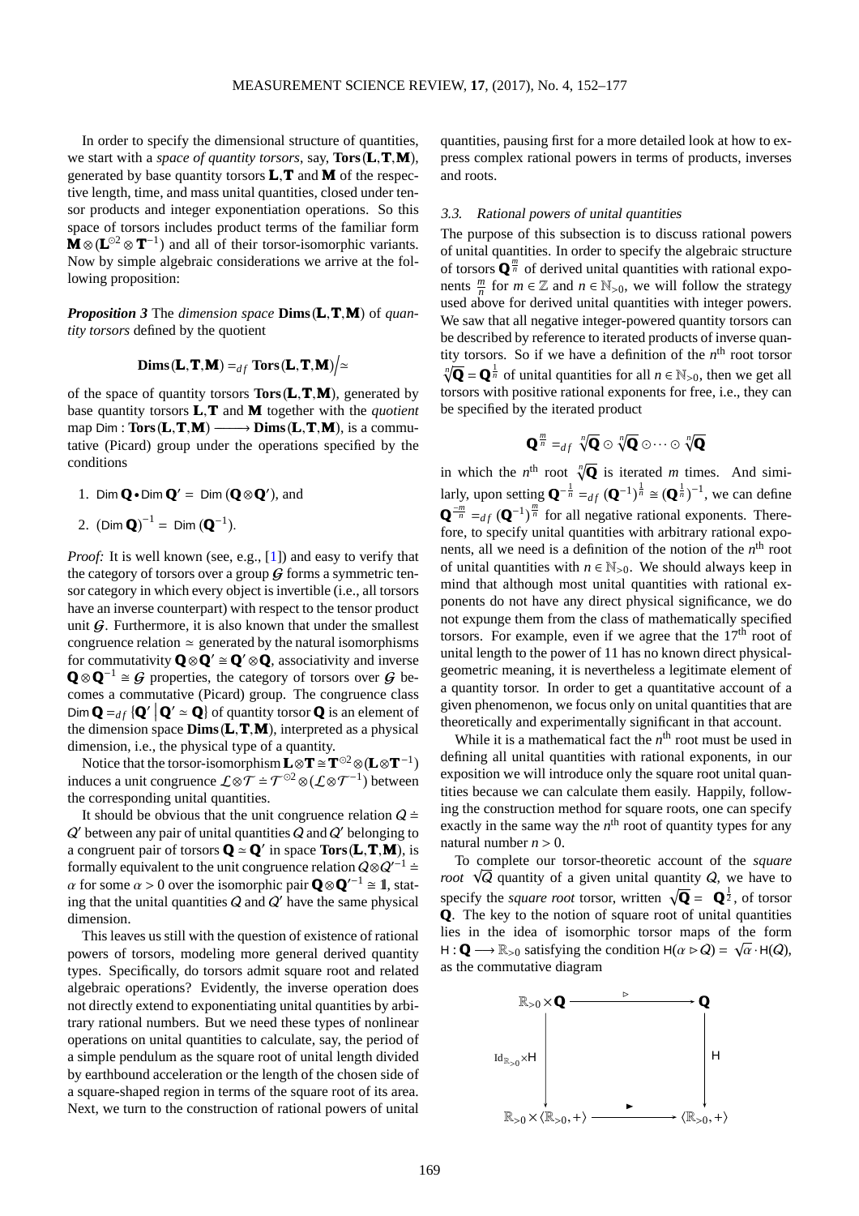In order to specify the dimensional structure of quantities, we start with a *space of quantity torsors*, say, $\mathbf{Tors}(\mathbf{L},\mathbf{T},\mathbf{M})$, generated by base quantity torsors $\mathbf{L}$, $\mathbf{T}$ and $\mathbf{M}$ of the respective length, time, and mass unital quantities, closed under tensor products and integer exponentiation operations. So this space of torsors includes product terms of the familiar form $\mathbf{M}\otimes(\mathbf{L}^{\odot 2}\otimes\mathbf{T}^{-1})$ and all of their torsor-isomorphic variants. Now by simple algebraic considerations we arrive at the following proposition:

***Proposition 3*** The *dimension space* $\mathbf{Dims}(\mathbf{L},\mathbf{T},\mathbf{M})$ of *quantity torsors* defined by the quotient

$$\mathbf{Dims}(\mathbf{L},\mathbf{T},\mathbf{M}) =_{df} \mathbf{Tors}(\mathbf{L},\mathbf{T},\mathbf{M})\Big/\!\simeq$$

of the space of quantity torsors $\mathbf{Tors}(\mathbf{L},\mathbf{T},\mathbf{M})$, generated by base quantity torsors $\mathbf{L}$, $\mathbf{T}$ and $\mathbf{M}$ together with the *quotient* map $\mathsf{Dim} : \mathbf{Tors}(\mathbf{L},\mathbf{T},\mathbf{M}) \longrightarrow \mathbf{Dims}(\mathbf{L},\mathbf{T},\mathbf{M})$, is a commutative (Picard) group under the operations specified by the conditions

1. $\mathsf{Dim}\,\mathbf{Q}\bullet\mathsf{Dim}\,\mathbf{Q}' = \mathsf{Dim}\,(\mathbf{Q}\otimes\mathbf{Q}')$, and
2. $(\mathsf{Dim}\,\mathbf{Q})^{-1} = \mathsf{Dim}\,(\mathbf{Q}^{-1})$.

*Proof:* It is well known (see, e.g., [1]) and easy to verify that the category of torsors over a group $\mathcal{G}$ forms a symmetric tensor category in which every object is invertible (i.e., all torsors have an inverse counterpart) with respect to the tensor product unit $\mathcal{G}$. Furthermore, it is also known that under the smallest congruence relation $\simeq$ generated by the natural isomorphisms for commutativity $\mathbf{Q}\otimes\mathbf{Q}'\cong\mathbf{Q}'\otimes\mathbf{Q}$, associativity and inverse $\mathbf{Q}\otimes\mathbf{Q}^{-1}\cong\mathcal{G}$ properties, the category of torsors over $\mathcal{G}$ becomes a commutative (Picard) group. The congruence class $\mathsf{Dim}\,\mathbf{Q} =_{df} \{\mathbf{Q}' \,|\, \mathbf{Q}'\simeq\mathbf{Q}\}$ of quantity torsor $\mathbf{Q}$ is an element of the dimension space $\mathbf{Dims}(\mathbf{L},\mathbf{T},\mathbf{M})$, interpreted as a physical dimension, i.e., the physical type of a quantity.

Notice that the torsor-isomorphism $\mathbf{L}\otimes\mathbf{T}\cong\mathbf{T}^{\odot 2}\otimes(\mathbf{L}\otimes\mathbf{T}^{-1})$ induces a unit congruence $\mathcal{L}\otimes\mathcal{T}\doteq\mathcal{T}^{\odot 2}\otimes(\mathcal{L}\otimes\mathcal{T}^{-1})$ between the corresponding unital quantities.

It should be obvious that the unit congruence relation $\mathcal{Q}\doteq\mathcal{Q}'$ between any pair of unital quantities $\mathcal{Q}$ and $\mathcal{Q}'$ belonging to a congruent pair of torsors $\mathbf{Q}\simeq\mathbf{Q}'$ in space $\mathbf{Tors}(\mathbf{L},\mathbf{T},\mathbf{M})$, is formally equivalent to the unit congruence relation $\mathcal{Q}\otimes\mathcal{Q}'^{-1}\doteq\alpha$ for some $\alpha>0$ over the isomorphic pair $\mathbf{Q}\otimes\mathbf{Q}'^{-1}\cong\mathbb{1}$, stating that the unital quantities $\mathcal{Q}$ and $\mathcal{Q}'$ have the same physical dimension.

This leaves us still with the question of existence of rational powers of torsors, modeling more general derived quantity types. Specifically, do torsors admit square root and related algebraic operations? Evidently, the inverse operation does not directly extend to exponentiating unital quantities by arbitrary rational numbers. But we need these types of nonlinear operations on unital quantities to calculate, say, the period of a simple pendulum as the square root of unital length divided by earthbound acceleration or the length of the chosen side of a square-shaped region in terms of the square root of its area. Next, we turn to the construction of rational powers of unital quantities, pausing first for a more detailed look at how to express complex rational powers in terms of products, inverses and roots.

### 3.3. Rational powers of unital quantities

The purpose of this subsection is to discuss rational powers of unital quantities. In order to specify the algebraic structure of torsors $\mathbf{Q}^{\frac{m}{n}}$ of derived unital quantities with rational exponents $\frac{m}{n}$ for $m\in\mathbb{Z}$ and $n\in\mathbb{N}_{>0}$, we will follow the strategy used above for derived unital quantities with integer powers. We saw that all negative integer-powered quantity torsors can be described by reference to iterated products of inverse quantity torsors. So if we have a definition of the $n^{\text{th}}$ root torsor $\sqrt[n]{\mathbf{Q}}=\mathbf{Q}^{\frac{1}{n}}$ of unital quantities for all $n\in\mathbb{N}_{>0}$, then we get all torsors with positive rational exponents for free, i.e., they can be specified by the iterated product

$$\mathbf{Q}^{\frac{m}{n}} =_{df} \sqrt[n]{\mathbf{Q}}\odot\sqrt[n]{\mathbf{Q}}\odot\cdots\odot\sqrt[n]{\mathbf{Q}}$$

in which the $n^{\text{th}}$ root $\sqrt[n]{\mathbf{Q}}$ is iterated $m$ times. And similarly, upon setting $\mathbf{Q}^{-\frac{1}{n}} =_{df} (\mathbf{Q}^{-1})^{\frac{1}{n}} \cong (\mathbf{Q}^{\frac{1}{n}})^{-1}$, we can define $\mathbf{Q}^{\frac{-m}{n}} =_{df} (\mathbf{Q}^{-1})^{\frac{m}{n}}$ for all negative rational exponents. Therefore, to specify unital quantities with arbitrary rational exponents, all we need is a definition of the notion of the $n^{\text{th}}$ root of unital quantities with $n\in\mathbb{N}_{>0}$. We should always keep in mind that although most unital quantities with rational exponents do not have any direct physical significance, we do not expunge them from the class of mathematically specified torsors. For example, even if we agree that the $17^{\text{th}}$ root of unital length to the power of 11 has no known direct physical-geometric meaning, it is nevertheless a legitimate element of a quantity torsor. In order to get a quantitative account of a given phenomenon, we focus only on unital quantities that are theoretically and experimentally significant in that account.

While it is a mathematical fact the $n^{\text{th}}$ root must be used in defining all unital quantities with rational exponents, in our exposition we will introduce only the square root unital quantities because we can calculate them easily. Happily, following the construction method for square roots, one can specify exactly in the same way the $n^{\text{th}}$ root of quantity types for any natural number $n>0$.

To complete our torsor-theoretic account of the *square root* $\sqrt{\mathcal{Q}}$ quantity of a given unital quantity $\mathcal{Q}$, we have to specify the *square root* torsor, written $\sqrt{\mathbf{Q}} = \mathbf{Q}^{\frac{1}{2}}$, of torsor $\mathbf{Q}$. The key to the notion of square root of unital quantities lies in the idea of isomorphic torsor maps of the form $\mathsf{H}:\mathbf{Q}\longrightarrow\mathbb{R}_{>0}$ satisfying the condition $\mathsf{H}(\alpha\rhd\mathcal{Q})=\sqrt{\alpha}\cdot\mathsf{H}(\mathcal{Q})$, as the commutative diagram

$$\begin{array}{ccc}
\mathbb{R}_{>0}\times\mathbf{Q} & \xrightarrow{\quad\rhd\quad} & \mathbf{Q} \\
\Big\downarrow{\scriptstyle \mathrm{Id}_{\mathbb{R}_{>0}}\times\mathsf{H}} & & \Big\downarrow{\scriptstyle \mathsf{H}} \\
\mathbb{R}_{>0}\times\langle\mathbb{R}_{>0},+\rangle & \xrightarrow{\quad\blacktriangleright\quad} & \langle\mathbb{R}_{>0},+\rangle
\end{array}$$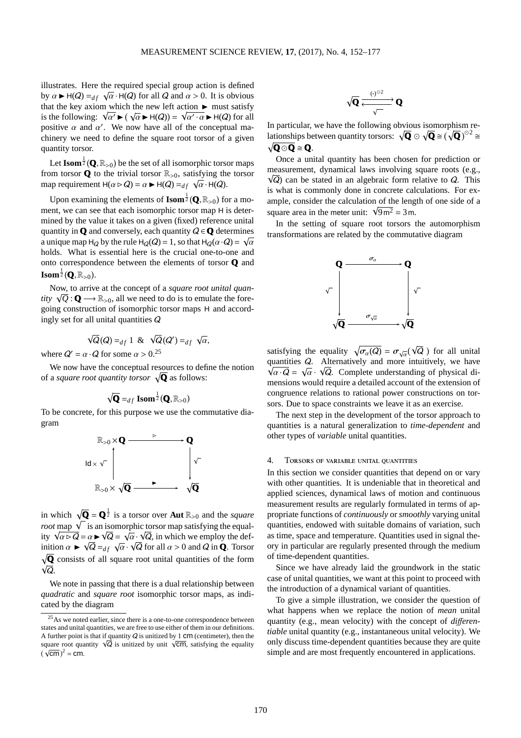illustrates. Here the required special group action is defined by $\alpha \blacktriangleright \mathsf{H}(Q) =_{df} \sqrt{\alpha} \cdot \mathsf{H}(Q)$ for all $Q$ and $\alpha > 0$. It is obvious that the key axiom which the new left action $\blacktriangleright$ must satisfy is the following: $\sqrt{\alpha'} \blacktriangleright (\sqrt{\alpha} \blacktriangleright \mathsf{H}(Q)) = \sqrt{\alpha' \cdot \alpha} \blacktriangleright \mathsf{H}(Q)$ for all positive $\alpha$ and $\alpha'$. We now have all of the conceptual machinery we need to define the square root torsor of a given quantity torsor.

Let $\mathbf{Isom}^{\frac{1}{2}}(\mathbf{Q}, \mathbb{R}_{>0})$ be the set of all isomorphic torsor maps from torsor $\mathbf{Q}$ to the trivial torsor $\mathbb{R}_{>0}$, satisfying the torsor map requirement $\mathsf{H}(\alpha \triangleright Q) = \alpha \blacktriangleright \mathsf{H}(Q) =_{df} \sqrt{\alpha} \cdot \mathsf{H}(Q)$.

Upon examining the elements of $\mathbf{Isom}^{\frac{1}{2}}(\mathbf{Q}, \mathbb{R}_{>0})$ for a moment, we can see that each isomorphic torsor map $\mathsf{H}$ is determined by the value it takes on a given (fixed) reference unital quantity in $\mathbf{Q}$ and conversely, each quantity $Q \in \mathbf{Q}$ determines a unique map $\mathsf{H}_Q$ by the rule $\mathsf{H}_Q(Q) = 1$, so that $\mathsf{H}_Q(\alpha \cdot Q) = \sqrt{\alpha}$ holds. What is essential here is the crucial one-to-one and onto correspondence between the elements of torsor $\mathbf{Q}$ and $\mathbf{Isom}^{\frac{1}{2}}(\mathbf{Q}, \mathbb{R}_{>0})$.

Now, to arrive at the concept of a *square root unital quantity* $\sqrt{Q} : \mathbf{Q} \longrightarrow \mathbb{R}_{>0}$, all we need to do is to emulate the foregoing construction of isomorphic torsor maps $\mathsf{H}$ and accordingly set for all unital quantities $Q$

$$\sqrt{Q}(Q) =_{df} 1 \;\;\&\;\; \sqrt{Q}(Q') =_{df} \sqrt{\alpha},$$

where $Q' = \alpha \cdot Q$ for some $\alpha > 0$.[25]

We now have the conceptual resources to define the notion of a *square root quantity torsor* $\sqrt{\mathbf{Q}}$ as follows:

$$\sqrt{\mathbf{Q}} =_{df} \mathbf{Isom}^{\frac{1}{2}}(\mathbf{Q}, \mathbb{R}_{>0})$$

To be concrete, for this purpose we use the commutative diagram

$$\begin{array}{ccc}
\mathbb{R}_{>0} \times \mathbf{Q} & \xrightarrow{\ \triangleright\ } & \mathbf{Q} \\
\uparrow {\scriptstyle \mathsf{Id} \times \sqrt{\ }} & & \downarrow {\scriptstyle \sqrt{\ }} \\
\mathbb{R}_{>0} \times \sqrt{\mathbf{Q}} & \xrightarrow{\ \blacktriangleright\ } & \sqrt{\mathbf{Q}}
\end{array}$$

in which $\sqrt{\mathbf{Q}} = \mathbf{Q}^{\frac{1}{2}}$ is a torsor over $\mathbf{Aut}\,\mathbb{R}_{>0}$ and the *square root* map $\sqrt{\ }$ is an isomorphic torsor map satisfying the equality $\sqrt{\alpha \triangleright Q} = \alpha \blacktriangleright \sqrt{Q} = \sqrt{\alpha} \cdot \sqrt{Q}$, in which we employ the definition $\alpha \blacktriangleright \sqrt{Q} =_{df} \sqrt{\alpha} \cdot \sqrt{Q}$ for all $\alpha > 0$ and $Q$ in $\mathbf{Q}$. Torsor $\sqrt{\mathbf{Q}}$ consists of all square root unital quantities of the form $\sqrt{Q}$.

We note in passing that there is a dual relationship between *quadratic* and *square root* isomorphic torsor maps, as indicated by the diagram

$$\sqrt{\mathbf{Q}} \; \underset{\sqrt{\ }}{\overset{(\cdot)^{\odot 2}}{\rightleftarrows}} \; \mathbf{Q}$$

In particular, we have the following obvious isomorphism relationships between quantity torsors: $\sqrt{\mathbf{Q}} \odot \sqrt{\mathbf{Q}} \cong (\sqrt{\mathbf{Q}})^{\odot 2} \cong \sqrt{\mathbf{Q} \odot \mathbf{Q}} \cong \mathbf{Q}$.

Once a unital quantity has been chosen for prediction or measurement, dynamical laws involving square roots (e.g., $\sqrt{Q}$) can be stated in an algebraic form relative to $Q$. This is what is commonly done in concrete calculations. For example, consider the calculation of the length of one side of a square area in the meter unit: $\sqrt{9\,\mathsf{m}^2} = 3\,\mathsf{m}$.

In the setting of square root torsors the automorphism transformations are related by the commutative diagram

$$\begin{array}{ccc}
\mathbf{Q} & \xrightarrow{\ \sigma_\alpha\ } & \mathbf{Q} \\
\downarrow {\scriptstyle \sqrt{\ }} & & \downarrow {\scriptstyle \sqrt{\ }} \\
\sqrt{\mathbf{Q}} & \xrightarrow{\ \sigma_{\sqrt{\alpha}}\ } & \sqrt{\mathbf{Q}}
\end{array}$$

satisfying the equality $\sqrt{\sigma_\alpha(Q)} = \sigma_{\sqrt{\alpha}}(\sqrt{Q}\,)$ for all unital quantities $Q$. Alternatively and more intuitively, we have $\sqrt{\alpha \cdot Q} = \sqrt{\alpha} \cdot \sqrt{Q}$. Complete understanding of physical dimensions would require a detailed account of the extension of congruence relations to rational power constructions on torsors. Due to space constraints we leave it as an exercise.

The next step in the development of the torsor approach to quantities is a natural generalization to *time-dependent* and other types of *variable* unital quantities.

## 4. Torsors of variable unital quantities

In this section we consider quantities that depend on or vary with other quantities. It is undeniable that in theoretical and applied sciences, dynamical laws of motion and continuous measurement results are regularly formulated in terms of appropriate functions of *continuously* or *smoothly* varying unital quantities, endowed with suitable domains of variation, such as time, space and temperature. Quantities used in signal theory in particular are regularly presented through the medium of time-dependent quantities.

Since we have already laid the groundwork in the static case of unital quantities, we want at this point to proceed with the introduction of a dynamical variant of quantities.

To give a simple illustration, we consider the question of what happens when we replace the notion of *mean* unital quantity (e.g., mean velocity) with the concept of *differentiable* unital quantity (e.g., instantaneous unital velocity). We only discuss time-dependent quantities because they are quite simple and are most frequently encountered in applications.

---

[25] As we noted earlier, since there is a one-to-one correspondence between states and unital quantities, we are free to use either of them in our definitions. A further point is that if quantity $Q$ is unitized by $1\,\mathsf{cm}$ (centimeter), then the square root quantity $\sqrt{Q}$ is unitized by unit $\sqrt{\mathsf{cm}}$, satisfying the equality $(\sqrt{\mathsf{cm}}\,)^2 = \mathsf{cm}$.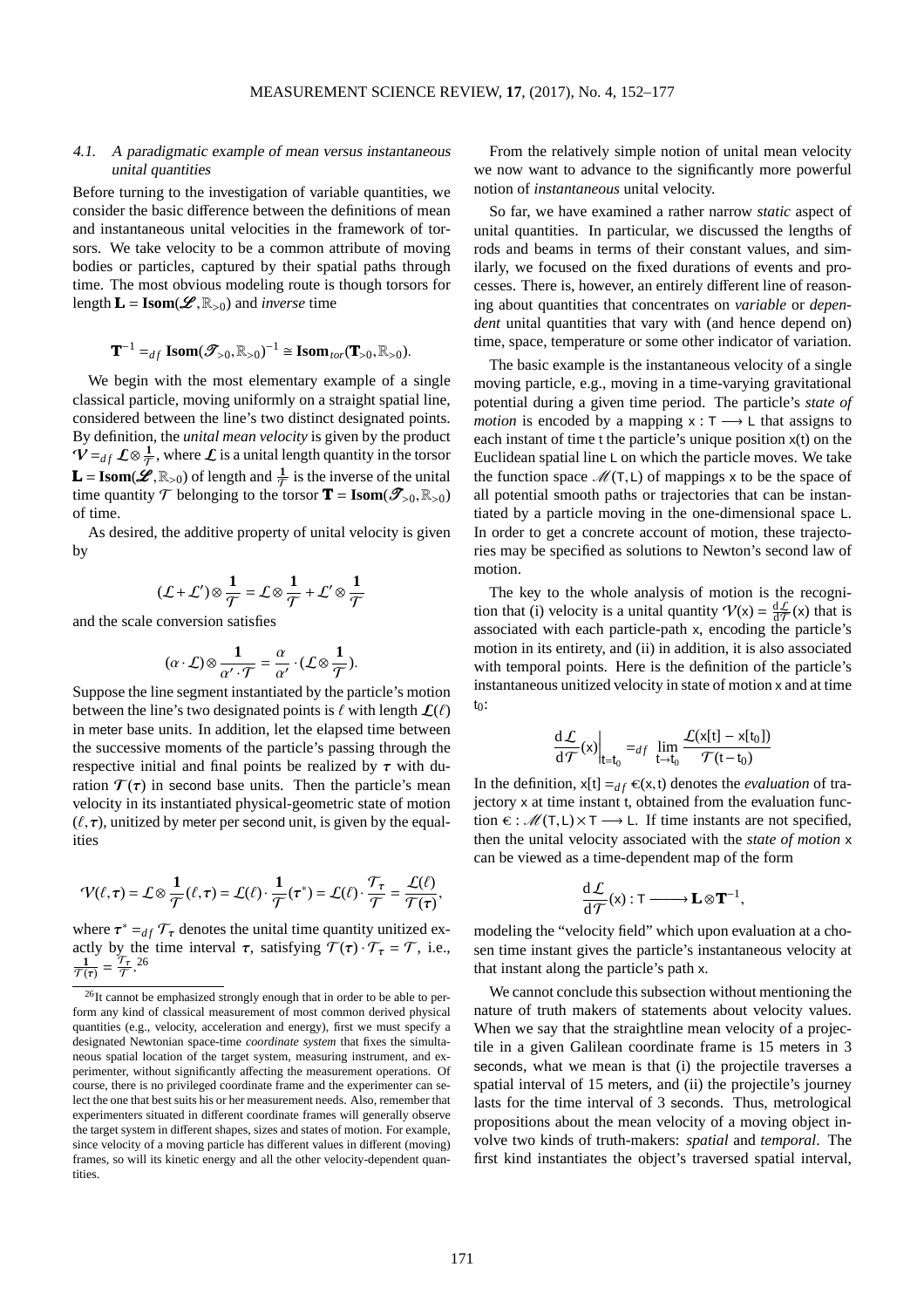### 4.1. A paradigmatic example of mean versus instantaneous unital quantities

Before turning to the investigation of variable quantities, we consider the basic difference between the definitions of mean and instantaneous unital velocities in the framework of torsors. We take velocity to be a common attribute of moving bodies or particles, captured by their spatial paths through time. The most obvious modeling route is though torsors for length $\mathbf{L} = \mathbf{Isom}(\mathscr{L}, \mathbb{R}_{>0})$ and *inverse* time

$$\mathbf{T}^{-1} =_{df} \mathbf{Isom}(\mathscr{T}_{>0}, \mathbb{R}_{>0})^{-1} \cong \mathbf{Isom}_{tor}(\mathbf{T}_{>0}, \mathbb{R}_{>0}).$$

We begin with the most elementary example of a single classical particle, moving uniformly on a straight spatial line, considered between the line's two distinct designated points. By definition, the *unital mean velocity* is given by the product $\mathcal{V} =_{df} \mathcal{L} \otimes \frac{\mathbf{1}}{\mathcal{T}}$, where $\mathcal{L}$ is a unital length quantity in the torsor $\mathbf{L} = \mathbf{Isom}(\mathscr{L}, \mathbb{R}_{>0})$ of length and $\frac{\mathbf{1}}{\mathcal{T}}$ is the inverse of the unital time quantity $\mathcal{T}$ belonging to the torsor $\mathbf{T} = \mathbf{Isom}(\mathscr{T}_{>0}, \mathbb{R}_{>0})$ of time.

As desired, the additive property of unital velocity is given by

$$(\mathcal{L} + \mathcal{L}') \otimes \frac{\mathbf{1}}{\mathcal{T}} = \mathcal{L} \otimes \frac{\mathbf{1}}{\mathcal{T}} + \mathcal{L}' \otimes \frac{\mathbf{1}}{\mathcal{T}}$$

and the scale conversion satisfies

$$(\alpha \cdot \mathcal{L}) \otimes \frac{\mathbf{1}}{\alpha' \cdot \mathcal{T}} = \frac{\alpha}{\alpha'} \cdot (\mathcal{L} \otimes \frac{\mathbf{1}}{\mathcal{T}}).$$

Suppose the line segment instantiated by the particle's motion between the line's two designated points is $\ell$ with length $\mathcal{L}(\ell)$ in meter base units. In addition, let the elapsed time between the successive moments of the particle's passing through the respective initial and final points be realized by $\tau$ with duration $\mathcal{T}(\tau)$ in second base units. Then the particle's mean velocity in its instantiated physical-geometric state of motion $(\ell, \tau)$, unitized by meter per second unit, is given by the equalities

$$\mathcal{V}(\ell, \tau) = \mathcal{L} \otimes \frac{\mathbf{1}}{\mathcal{T}}(\ell, \tau) = \mathcal{L}(\ell) \cdot \frac{\mathbf{1}}{\mathcal{T}}(\tau^*) = \mathcal{L}(\ell) \cdot \frac{\mathcal{T}_\tau}{\mathcal{T}} = \frac{\mathcal{L}(\ell)}{\mathcal{T}(\tau)},$$

where $\tau^* =_{df} \mathcal{T}_\tau$ denotes the unital time quantity unitized exactly by the time interval $\tau$, satisfying $\mathcal{T}(\tau) \cdot \mathcal{T}_\tau = \mathcal{T}$, i.e., $\frac{\mathbf{1}}{\mathcal{T}(\tau)} = \frac{\mathcal{T}_\tau}{\mathcal{T}}$.[26]

From the relatively simple notion of unital mean velocity we now want to advance to the significantly more powerful notion of *instantaneous* unital velocity.

So far, we have examined a rather narrow *static* aspect of unital quantities. In particular, we discussed the lengths of rods and beams in terms of their constant values, and similarly, we focused on the fixed durations of events and processes. There is, however, an entirely different line of reasoning about quantities that concentrates on *variable* or *dependent* unital quantities that vary with (and hence depend on) time, space, temperature or some other indicator of variation.

The basic example is the instantaneous velocity of a single moving particle, e.g., moving in a time-varying gravitational potential during a given time period. The particle's *state of motion* is encoded by a mapping $\mathsf{x} : \mathsf{T} \longrightarrow \mathsf{L}$ that assigns to each instant of time $\mathsf{t}$ the particle's unique position $\mathsf{x}(\mathsf{t})$ on the Euclidean spatial line $\mathsf{L}$ on which the particle moves. We take the function space $\mathscr{M}(\mathsf{T}, \mathsf{L})$ of mappings $\mathsf{x}$ to be the space of all potential smooth paths or trajectories that can be instantiated by a particle moving in the one-dimensional space $\mathsf{L}$. In order to get a concrete account of motion, these trajectories may be specified as solutions to Newton's second law of motion.

The key to the whole analysis of motion is the recognition that (i) velocity is a unital quantity $\mathcal{V}(\mathsf{x}) = \frac{d\mathcal{L}}{d\mathcal{T}}(\mathsf{x})$ that is associated with each particle-path $\mathsf{x}$, encoding the particle's motion in its entirety, and (ii) in addition, it is also associated with temporal points. Here is the definition of the particle's instantaneous unitized velocity in state of motion $\mathsf{x}$ and at time $\mathsf{t}_0$:

$$\frac{d\mathcal{L}}{d\mathcal{T}}(\mathsf{x})\bigg|_{\mathsf{t}=\mathsf{t}_0} =_{df} \lim_{\mathsf{t} \to \mathsf{t}_0} \frac{\mathcal{L}(\mathsf{x}[\mathsf{t}] - \mathsf{x}[\mathsf{t}_0])}{\mathcal{T}(\mathsf{t} - \mathsf{t}_0)}$$

In the definition, $\mathsf{x}[\mathsf{t}] =_{df} \epsilon(\mathsf{x}, \mathsf{t})$ denotes the *evaluation* of trajectory $\mathsf{x}$ at time instant $\mathsf{t}$, obtained from the evaluation function $\epsilon : \mathscr{M}(\mathsf{T}, \mathsf{L}) \times \mathsf{T} \longrightarrow \mathsf{L}$. If time instants are not specified, then the unital velocity associated with the *state of motion* $\mathsf{x}$ can be viewed as a time-dependent map of the form

$$\frac{d\mathcal{L}}{d\mathcal{T}}(\mathsf{x}) : \mathsf{T} \longrightarrow \mathbf{L} \otimes \mathbf{T}^{-1},$$

modeling the "velocity field" which upon evaluation at a chosen time instant gives the particle's instantaneous velocity at that instant along the particle's path $\mathsf{x}$.

We cannot conclude this subsection without mentioning the nature of truth makers of statements about velocity values. When we say that the straightline mean velocity of a projectile in a given Galilean coordinate frame is 15 meters in 3 seconds, what we mean is that (i) the projectile traverses a spatial interval of 15 meters, and (ii) the projectile's journey lasts for the time interval of 3 seconds. Thus, metrological propositions about the mean velocity of a moving object involve two kinds of truth-makers: *spatial* and *temporal*. The first kind instantiates the object's traversed spatial interval,

---

[26] It cannot be emphasized strongly enough that in order to be able to perform any kind of classical measurement of most common derived physical quantities (e.g., velocity, acceleration and energy), first we must specify a designated Newtonian space-time *coordinate system* that fixes the simultaneous spatial location of the target system, measuring instrument, and experimenter, without significantly affecting the measurement operations. Of course, there is no privileged coordinate frame and the experimenter can select the one that best suits his or her measurement needs. Also, remember that experimenters situated in different coordinate frames will generally observe the target system in different shapes, sizes and states of motion. For example, since velocity of a moving particle has different values in different (moving) frames, so will its kinetic energy and all the other velocity-dependent quantities.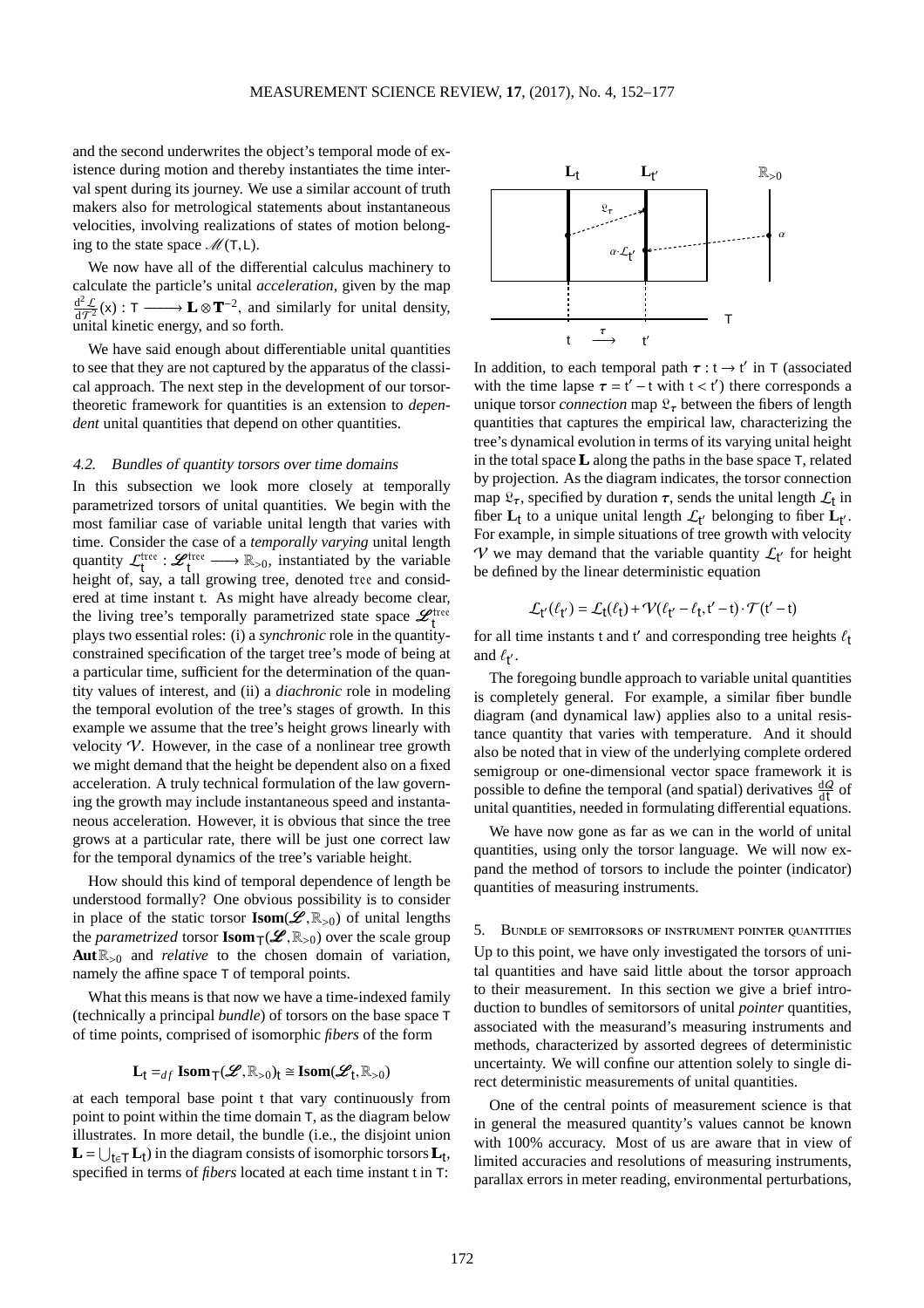and the second underwrites the object's temporal mode of existence during motion and thereby instantiates the time interval spent during its journey. We use a similar account of truth makers also for metrological statements about instantaneous velocities, involving realizations of states of motion belonging to the state space $\mathscr{M}(\mathsf{T},\mathsf{L})$.

We now have all of the differential calculus machinery to calculate the particle's unital *acceleration*, given by the map $\frac{\mathrm{d}^2\mathcal{L}}{\mathrm{d}\mathcal{T}^2}(\mathsf{x}) : \mathsf{T} \longrightarrow \mathbf{L}\otimes\mathbf{T}^{-2}$, and similarly for unital density, unital kinetic energy, and so forth.

We have said enough about differentiable unital quantities to see that they are not captured by the apparatus of the classical approach. The next step in the development of our torsor-theoretic framework for quantities is an extension to *dependent* unital quantities that depend on other quantities.

### 4.2. Bundles of quantity torsors over time domains

In this subsection we look more closely at temporally parametrized torsors of unital quantities. We begin with the most familiar case of variable unital length that varies with time. Consider the case of a *temporally varying* unital length quantity $\mathcal{L}^{\text{tree}}_{\mathsf{t}} : \mathscr{L}^{\text{tree}}_{\mathsf{t}} \longrightarrow \mathbb{R}_{>0}$, instantiated by the variable height of, say, a tall growing tree, denoted $\mathtt{tree}$ and considered at time instant t. As might have already become clear, the living tree's temporally parametrized state space $\mathscr{L}^{\text{tree}}_{\mathsf{t}}$ plays two essential roles: (i) a *synchronic* role in the quantity-constrained specification of the target tree's mode of being at a particular time, sufficient for the determination of the quantity values of interest, and (ii) a *diachronic* role in modeling the temporal evolution of the tree's stages of growth. In this example we assume that the tree's height grows linearly with velocity $\mathcal{V}$. However, in the case of a nonlinear tree growth we might demand that the height be dependent also on a fixed acceleration. A truly technical formulation of the law governing the growth may include instantaneous speed and instantaneous acceleration. However, it is obvious that since the tree grows at a particular rate, there will be just one correct law for the temporal dynamics of the tree's variable height.

How should this kind of temporal dependence of length be understood formally? One obvious possibility is to consider in place of the static torsor $\mathbf{Isom}(\mathscr{L},\mathbb{R}_{>0})$ of unital lengths the *parametrized* torsor $\mathbf{Isom}_{\mathsf{T}}(\mathscr{L},\mathbb{R}_{>0})$ over the scale group $\mathbf{Aut}\,\mathbb{R}_{>0}$ and *relative* to the chosen domain of variation, namely the affine space T of temporal points.

What this means is that now we have a time-indexed family (technically a principal *bundle*) of torsors on the base space T of time points, comprised of isomorphic *fibers* of the form

$$\mathbf{L}_{\mathsf{t}} =_{df} \mathbf{Isom}_{\mathsf{T}}(\mathscr{L},\mathbb{R}_{>0})_{\mathsf{t}} \cong \mathbf{Isom}(\mathscr{L}_{\mathsf{t}},\mathbb{R}_{>0})$$

at each temporal base point t that vary continuously from point to point within the time domain T, as the diagram below illustrates. In more detail, the bundle (i.e., the disjoint union $\mathbf{L} = \bigcup_{\mathsf{t}\in\mathsf{T}}\mathbf{L}_{\mathsf{t}}$) in the diagram consists of isomorphic torsors $\mathbf{L}_{\mathsf{t}}$, specified in terms of *fibers* located at each time instant t in T:

In addition, to each temporal path $\tau : \mathsf{t} \to \mathsf{t}'$ in T (associated with the time lapse $\tau = \mathsf{t}' - \mathsf{t}$ with $\mathsf{t} < \mathsf{t}'$) there corresponds a unique torsor *connection* map $\mathfrak{L}_\tau$ between the fibers of length quantities that captures the empirical law, characterizing the tree's dynamical evolution in terms of its varying unital height in the total space $\mathbf{L}$ along the paths in the base space T, related by projection. As the diagram indicates, the torsor connection map $\mathfrak{L}_\tau$, specified by duration $\tau$, sends the unital length $\mathcal{L}_{\mathsf{t}}$ in fiber $\mathbf{L}_{\mathsf{t}}$ to a unique unital length $\mathcal{L}_{\mathsf{t}'}$ belonging to fiber $\mathbf{L}_{\mathsf{t}'}$. For example, in simple situations of tree growth with velocity $\mathcal{V}$ we may demand that the variable quantity $\mathcal{L}_{\mathsf{t}'}$ for height be defined by the linear deterministic equation

$$\mathcal{L}_{\mathsf{t}'}(\ell_{\mathsf{t}'}) = \mathcal{L}_{\mathsf{t}}(\ell_{\mathsf{t}}) + \mathcal{V}(\ell_{\mathsf{t}'} - \ell_{\mathsf{t}}, \mathsf{t}' - \mathsf{t}) \cdot \mathcal{T}(\mathsf{t}' - \mathsf{t})$$

for all time instants t and t′ and corresponding tree heights $\ell_{\mathsf{t}}$ and $\ell_{\mathsf{t}'}$.

The foregoing bundle approach to variable unital quantities is completely general. For example, a similar fiber bundle diagram (and dynamical law) applies also to a unital resistance quantity that varies with temperature. And it should also be noted that in view of the underlying complete ordered semigroup or one-dimensional vector space framework it is possible to define the temporal (and spatial) derivatives $\frac{\mathrm{d}\mathcal{Q}}{\mathrm{d}\mathsf{t}}$ of unital quantities, needed in formulating differential equations.

We have now gone as far as we can in the world of unital quantities, using only the torsor language. We will now expand the method of torsors to include the pointer (indicator) quantities of measuring instruments.

## 5. Bundle of semitorsors of instrument pointer quantities

Up to this point, we have only investigated the torsors of unital quantities and have said little about the torsor approach to their measurement. In this section we give a brief introduction to bundles of semitorsors of unital *pointer* quantities, associated with the measurand's measuring instruments and methods, characterized by assorted degrees of deterministic uncertainty. We will confine our attention solely to single direct deterministic measurements of unital quantities.

One of the central points of measurement science is that in general the measured quantity's values cannot be known with 100% accuracy. Most of us are aware that in view of limited accuracies and resolutions of measuring instruments, parallax errors in meter reading, environmental perturbations,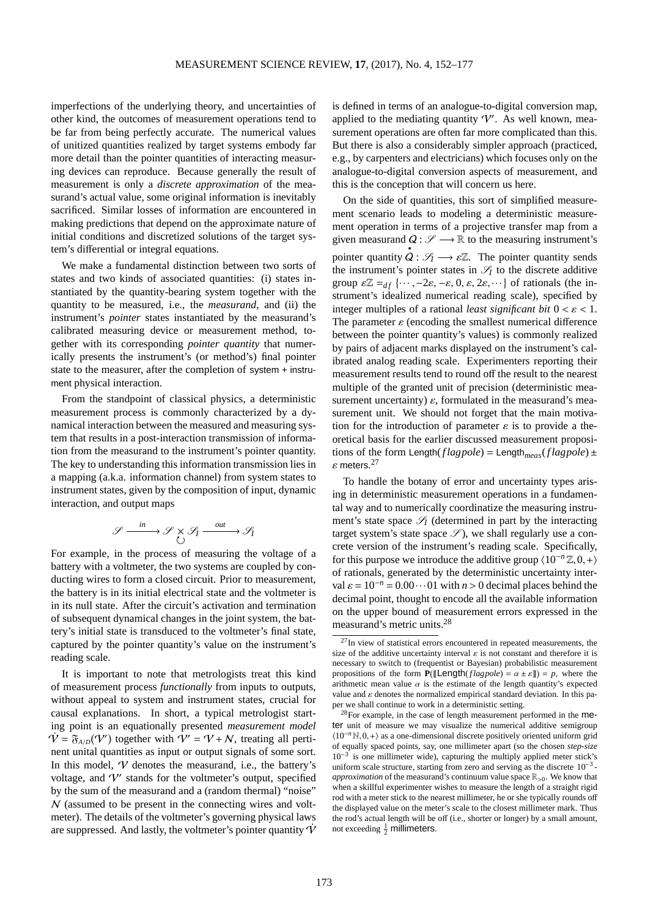imperfections of the underlying theory, and uncertainties of other kind, the outcomes of measurement operations tend to be far from being perfectly accurate. The numerical values of unitized quantities realized by target systems embody far more detail than the pointer quantities of interacting measuring devices can reproduce. Because generally the result of measurement is only a *discrete approximation* of the measurand's actual value, some original information is inevitably sacrificed. Similar losses of information are encountered in making predictions that depend on the approximate nature of initial conditions and discretized solutions of the target system's differential or integral equations.

We make a fundamental distinction between two sorts of states and two kinds of associated quantities: (i) states instantiated by the quantity-bearing system together with the quantity to be measured, i.e., the *measurand*, and (ii) the instrument's *pointer* states instantiated by the measurand's calibrated measuring device or measurement method, together with its corresponding *pointer quantity* that numerically presents the instrument's (or method's) final pointer state to the measurer, after the completion of system + instrument physical interaction.

From the standpoint of classical physics, a deterministic measurement process is commonly characterized by a dynamical interaction between the measured and measuring system that results in a post-interaction transmission of information from the measurand to the instrument's pointer quantity. The key to understanding this information transmission lies in a mapping (a.k.a. information channel) from system states to instrument states, given by the composition of input, dynamic interaction, and output maps

$$\mathscr{S} \xrightarrow{\;in\;} \mathscr{S} \underset{\circlearrowleft}{\times} \mathscr{S}_I \xrightarrow{\;out\;} \mathscr{S}_I$$

For example, in the process of measuring the voltage of a battery with a voltmeter, the two systems are coupled by conducting wires to form a closed circuit. Prior to measurement, the battery is in its initial electrical state and the voltmeter is in its null state. After the circuit's activation and termination of subsequent dynamical changes in the joint system, the battery's initial state is transduced to the voltmeter's final state, captured by the pointer quantity's value on the instrument's reading scale.

It is important to note that metrologists treat this kind of measurement process *functionally* from inputs to outputs, without appeal to system and instrument states, crucial for causal explanations. In short, a typical metrologist starting point is an equationally presented *measurement model* $\dot{\mathcal{V}} = \mathfrak{F}_{A/D}(\mathcal{V}')$ together with $\mathcal{V}' = \mathcal{V} + \mathcal{N}$, treating all pertinent unital quantities as input or output signals of some sort. In this model, $\mathcal{V}$ denotes the measurand, i.e., the battery's voltage, and $\mathcal{V}'$ stands for the voltmeter's output, specified by the sum of the measurand and a (random thermal) "noise" $\mathcal{N}$ (assumed to be present in the connecting wires and voltmeter). The details of the voltmeter's governing physical laws are suppressed. And lastly, the voltmeter's pointer quantity $\dot{\mathcal{V}}$ is defined in terms of an analogue-to-digital conversion map, applied to the mediating quantity $\mathcal{V}'$. As well known, measurement operations are often far more complicated than this. But there is also a considerably simpler approach (practiced, e.g., by carpenters and electricians) which focuses only on the analogue-to-digital conversion aspects of measurement, and this is the conception that will concern us here.

On the side of quantities, this sort of simplified measurement scenario leads to modeling a deterministic measurement operation in terms of a projective transfer map from a given measurand $Q : \mathscr{S} \longrightarrow \mathbb{R}$ to the measuring instrument's pointer quantity $\dot{Q} : \mathscr{S}_I \longrightarrow \varepsilon\mathbb{Z}$. The pointer quantity sends the instrument's pointer states in $\mathscr{S}_I$ to the discrete additive group $\varepsilon\mathbb{Z} =_{df} \{\cdots, -2\varepsilon, -\varepsilon, 0, \varepsilon, 2\varepsilon, \cdots\}$ of rationals (the instrument's idealized numerical reading scale), specified by integer multiples of a rational *least significant bit* $0 < \varepsilon < 1$. The parameter $\varepsilon$ (encoding the smallest numerical difference between the pointer quantity's values) is commonly realized by pairs of adjacent marks displayed on the instrument's calibrated analog reading scale. Experimenters reporting their measurement results tend to round off the result to the nearest multiple of the granted unit of precision (deterministic measurement uncertainty) $\varepsilon$, formulated in the measurand's measurement unit. We should not forget that the main motivation for the introduction of parameter $\varepsilon$ is to provide a theoretical basis for the earlier discussed measurement propositions of the form $\mathsf{Length}(flagpole) = \mathsf{Length}_{meas}(flagpole) \pm \varepsilon$ meters.[27]

To handle the botany of error and uncertainty types arising in deterministic measurement operations in a fundamental way and to numerically coordinatize the measuring instrument's state space $\mathscr{S}_I$ (determined in part by the interacting target system's state space $\mathscr{S}$), we shall regularly use a concrete version of the instrument's reading scale. Specifically, for this purpose we introduce the additive group $\langle 10^{-n}\mathbb{Z}, 0, +\rangle$ of rationals, generated by the deterministic uncertainty interval $\varepsilon = 10^{-n} = 0.00\cdots01$ with $n > 0$ decimal places behind the decimal point, thought to encode all the available information on the upper bound of measurement errors expressed in the measurand's metric units.[28]

[27] In view of statistical errors encountered in repeated measurements, the size of the additive uncertainty interval $\varepsilon$ is not constant and therefore it is necessary to switch to (frequentist or Bayesian) probabilistic measurement propositions of the form $\mathbf{P}(\llbracket \mathsf{Length}(flagpole) = \alpha \pm \varepsilon \rrbracket) = p$, where the arithmetic mean value $\alpha$ is the estimate of the length quantity's expected value and $\varepsilon$ denotes the normalized empirical standard deviation. In this paper we shall continue to work in a deterministic setting.

[28] For example, in the case of length measurement performed in the meter unit of measure we may visualize the numerical additive semigroup $\langle 10^{-n}\mathbb{N}, 0, +\rangle$ as a one-dimensional discrete positively oriented uniform grid of equally spaced points, say, one millimeter apart (so the chosen *step-size* $10^{-3}$ is one millimeter wide), capturing the multiply applied meter stick's uniform scale structure, starting from zero and serving as the discrete $10^{-3}$-*approximation* of the measurand's continuum value space $\mathbb{R}_{>0}$. We know that when a skillful experimenter wishes to measure the length of a straight rigid rod with a meter stick to the nearest millimeter, he or she typically rounds off the displayed value on the meter's scale to the closest millimeter mark. Thus the rod's actual length will be off (i.e., shorter or longer) by a small amount, not exceeding $\frac{1}{2}$ millimeters.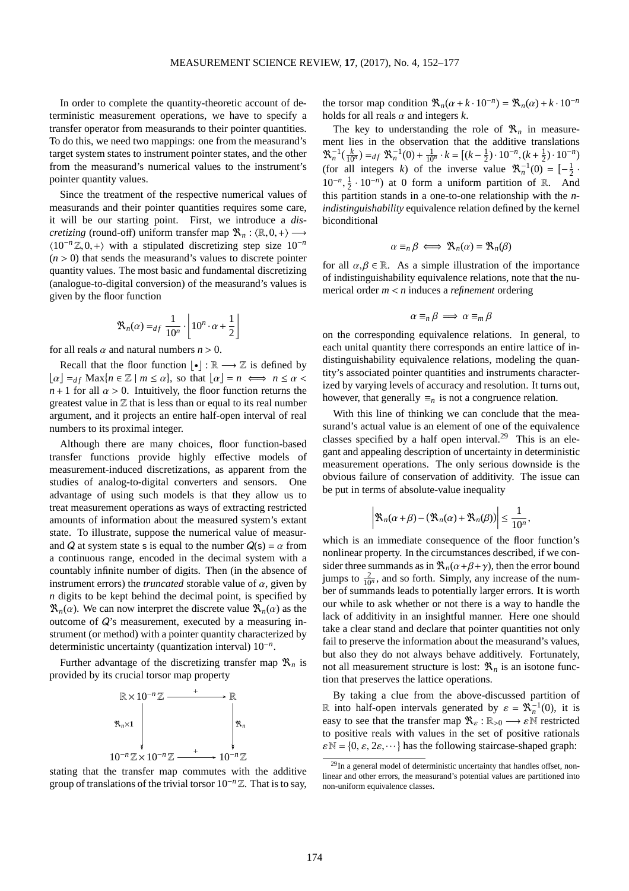In order to complete the quantity-theoretic account of deterministic measurement operations, we have to specify a transfer operator from measurands to their pointer quantities. To do this, we need two mappings: one from the measurand's target system states to instrument pointer states, and the other from the measurand's numerical values to the instrument's pointer quantity values.

Since the treatment of the respective numerical values of measurands and their pointer quantities requires some care, it will be our starting point. First, we introduce a *discretizing* (round-off) uniform transfer map $\mathfrak{R}_n : \langle \mathbb{R}, 0, + \rangle \longrightarrow \langle 10^{-n}\mathbb{Z}, 0, + \rangle$ with a stipulated discretizing step size $10^{-n}$ ($n > 0$) that sends the measurand's values to discrete pointer quantity values. The most basic and fundamental discretizing (analogue-to-digital conversion) of the measurand's values is given by the floor function

$$\mathfrak{R}_n(\alpha) =_{df} \frac{1}{10^n} \cdot \left\lfloor 10^n \cdot \alpha + \frac{1}{2} \right\rfloor$$

for all reals $\alpha$ and natural numbers $n > 0$.

Recall that the floor function $\lfloor \bullet \rfloor : \mathbb{R} \longrightarrow \mathbb{Z}$ is defined by $\lfloor \alpha \rfloor =_{df} \mathrm{Max}\{n \in \mathbb{Z} \mid m \leq \alpha\}$, so that $\lfloor \alpha \rfloor = n \iff n \leq \alpha < n+1$ for all $\alpha > 0$. Intuitively, the floor function returns the greatest value in $\mathbb{Z}$ that is less than or equal to its real number argument, and it projects an entire half-open interval of real numbers to its proximal integer.

Although there are many choices, floor function-based transfer functions provide highly effective models of measurement-induced discretizations, as apparent from the studies of analog-to-digital converters and sensors. One advantage of using such models is that they allow us to treat measurement operations as ways of extracting restricted amounts of information about the measured system's extant state. To illustrate, suppose the numerical value of measurand $\mathcal{Q}$ at system state $\mathsf{s}$ is equal to the number $\mathcal{Q}(\mathsf{s}) = \alpha$ from a continuous range, encoded in the decimal system with a countably infinite number of digits. Then (in the absence of instrument errors) the *truncated* storable value of $\alpha$, given by $n$ digits to be kept behind the decimal point, is specified by $\mathfrak{R}_n(\alpha)$. We can now interpret the discrete value $\mathfrak{R}_n(\alpha)$ as the outcome of $\mathcal{Q}$'s measurement, executed by a measuring instrument (or method) with a pointer quantity characterized by deterministic uncertainty (quantization interval) $10^{-n}$.

Further advantage of the discretizing transfer map $\mathfrak{R}_n$ is provided by its crucial torsor map property

$$\begin{array}{ccc}
\mathbb{R} \times 10^{-n}\mathbb{Z} & \xrightarrow{\quad + \quad} & \mathbb{R} \\
\Big\downarrow {\scriptstyle \mathfrak{R}_n \times \mathbf{1}} & & \Big\downarrow {\scriptstyle \mathfrak{R}_n} \\
10^{-n}\mathbb{Z} \times 10^{-n}\mathbb{Z} & \xrightarrow{\quad + \quad} & 10^{-n}\mathbb{Z}
\end{array}$$

stating that the transfer map commutes with the additive group of translations of the trivial torsor $10^{-n}\mathbb{Z}$. That is to say, the torsor map condition $\mathfrak{R}_n(\alpha + k \cdot 10^{-n}) = \mathfrak{R}_n(\alpha) + k \cdot 10^{-n}$ holds for all reals $\alpha$ and integers $k$.

The key to understanding the role of $\mathfrak{R}_n$ in measurement lies in the observation that the additive translations $\mathfrak{R}_n^{-1}(\frac{k}{10^n}) =_{df} \mathfrak{R}_n^{-1}(0) + \frac{1}{10^n} \cdot k = [(k - \frac{1}{2}) \cdot 10^{-n}, (k + \frac{1}{2}) \cdot 10^{-n})$ (for all integers $k$) of the inverse value $\mathfrak{R}_n^{-1}(0) = [-\frac{1}{2} \cdot 10^{-n}, \frac{1}{2} \cdot 10^{-n})$ at 0 form a uniform partition of $\mathbb{R}$. And this partition stands in a one-to-one relationship with the *n-indistinguishability* equivalence relation defined by the kernel biconditional

$$\alpha \equiv_n \beta \iff \mathfrak{R}_n(\alpha) = \mathfrak{R}_n(\beta)$$

for all $\alpha, \beta \in \mathbb{R}$. As a simple illustration of the importance of indistinguishability equivalence relations, note that the numerical order $m < n$ induces a *refinement* ordering

$$\alpha \equiv_n \beta \implies \alpha \equiv_m \beta$$

on the corresponding equivalence relations. In general, to each unital quantity there corresponds an entire lattice of indistinguishability equivalence relations, modeling the quantity's associated pointer quantities and instruments characterized by varying levels of accuracy and resolution. It turns out, however, that generally $\equiv_n$ is not a congruence relation.

With this line of thinking we can conclude that the measurand's actual value is an element of one of the equivalence classes specified by a half open interval.[29] This is an elegant and appealing description of uncertainty in deterministic measurement operations. The only serious downside is the obvious failure of conservation of additivity. The issue can be put in terms of absolute-value inequality

$$\left| \mathfrak{R}_n(\alpha + \beta) - (\mathfrak{R}_n(\alpha) + \mathfrak{R}_n(\beta)) \right| \leq \frac{1}{10^n},$$

which is an immediate consequence of the floor function's nonlinear property. In the circumstances described, if we consider three summands as in $\mathfrak{R}_n(\alpha + \beta + \gamma)$, then the error bound jumps to $\frac{2}{10^n}$, and so forth. Simply, any increase of the number of summands leads to potentially larger errors. It is worth our while to ask whether or not there is a way to handle the lack of additivity in an insightful manner. Here one should take a clear stand and declare that pointer quantities not only fail to preserve the information about the measurand's values, but also they do not always behave additively. Fortunately, not all measurement structure is lost: $\mathfrak{R}_n$ is an isotone function that preserves the lattice operations.

By taking a clue from the above-discussed partition of $\mathbb{R}$ into half-open intervals generated by $\varepsilon = \mathfrak{R}_n^{-1}(0)$, it is easy to see that the transfer map $\mathfrak{R}_\varepsilon : \mathbb{R}_{>0} \longrightarrow \varepsilon\mathbb{N}$ restricted to positive reals with values in the set of positive rationals $\varepsilon\mathbb{N} = \{0, \varepsilon, 2\varepsilon, \cdots\}$ has the following staircase-shaped graph:

[29] In a general model of deterministic uncertainty that handles offset, nonlinear and other errors, the measurand's potential values are partitioned into non-uniform equivalence classes.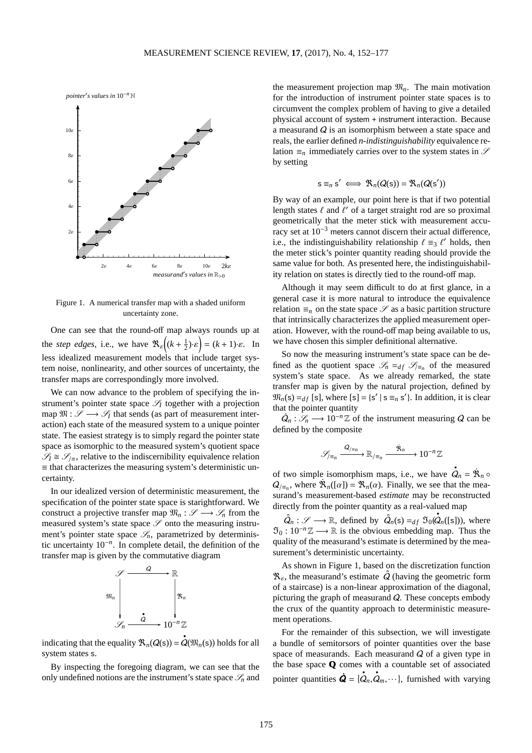Figure 1. A numerical transfer map with a shaded uniform uncertainty zone.

One can see that the round-off map always rounds up at the *step edges*, i.e., we have $\mathfrak{R}_\varepsilon\Big((k+\frac{1}{2})\cdot\varepsilon\Big) = (k+1)\cdot\varepsilon$. In less idealized measurement models that include target system noise, nonlinearity, and other sources of uncertainty, the transfer maps are correspondingly more involved.

We can now advance to the problem of specifying the instrument's pointer state space $\mathscr{S}_I$ together with a projection map $\mathfrak{M} : \mathscr{S} \longrightarrow \mathscr{S}_I$ that sends (as part of measurement interaction) each state of the measured system to a unique pointer state. The easiest strategy is to simply regard the pointer state space as isomorphic to the measured system's quotient space $\mathscr{S}_I \cong \mathscr{S}_{/\equiv}$, relative to the indiscernibility equivalence relation $\equiv$ that characterizes the measuring system's deterministic uncertainty.

In our idealized version of deterministic measurement, the specification of the pointer state space is starightforward. We construct a projective transfer map $\mathfrak{M}_n : \mathscr{S} \longrightarrow \mathscr{S}_n$ from the measured system's state space $\mathscr{S}$ onto the measuring instrument's pointer state space $\mathscr{S}_n$, parametrized by deterministic uncertainty $10^{-n}$. In complete detail, the definition of the transfer map is given by the commutative diagram

$$\begin{array}{ccc} \mathscr{S} & \xrightarrow{\ Q\ } & \mathbb{R} \\ {\scriptstyle \mathfrak{M}_n}\downarrow & & \downarrow{\scriptstyle \mathfrak{R}_n} \\ \mathscr{S}_n & \xrightarrow{\ \dot{Q}\ } & 10^{-n}\mathbb{Z} \end{array}$$

indicating that the equality $\mathfrak{R}_n(Q(\mathsf{s})) = \dot{Q}(\mathfrak{M}_n(\mathsf{s}))$ holds for all system states $\mathsf{s}$.

By inspecting the foregoing diagram, we can see that the only undefined notions are the instrument's state space $\mathscr{S}_n$ and the measurement projection map $\mathfrak{M}_n$. The main motivation for the introduction of instrument pointer state spaces is to circumvent the complex problem of having to give a detailed physical account of system + instrument interaction. Because a measurand $Q$ is an isomorphism between a state space and reals, the earlier defined *n-indistinguishability* equivalence relation $\equiv_n$ immediately carries over to the system states in $\mathscr{S}$ by setting

$$\mathsf{s} \equiv_n \mathsf{s}' \iff \mathfrak{R}_n(Q(\mathsf{s})) = \mathfrak{R}_n(Q(\mathsf{s}'))$$

By way of an example, our point here is that if two potential length states $\ell$ and $\ell'$ of a target straight rod are so proximal geometrically that the meter stick with measurement accuracy set at $10^{-3}$ meters cannot discern their actual difference, i.e., the indistinguishability relationship $\ell \equiv_3 \ell'$ holds, then the meter stick's pointer quantity reading should provide the same value for both. As presented here, the indistinguishability relation on states is directly tied to the round-off map.

Although it may seem difficult to do at first glance, in a general case it is more natural to introduce the equivalence relation $\equiv_n$ on the state space $\mathscr{S}$ as a basic partition structure that intrinsically characterizes the applied measurement operation. However, with the round-off map being available to us, we have chosen this simpler definitional alternative.

So now the measuring instrument's state space can be defined as the quotient space $\mathscr{S}_n =_{df} \mathscr{S}_{/\equiv_n}$ of the measured system's state space. As we already remarked, the state transfer map is given by the natural projection, defined by $\mathfrak{M}_n(\mathsf{s}) =_{df} [\mathsf{s}]$, where $[\mathsf{s}] = \{\mathsf{s}' \mid \mathsf{s} \equiv_n \mathsf{s}'\}$. In addition, it is clear that the pointer quantity $\dot{Q}_n : \mathscr{S}_n \longrightarrow 10^{-n}\mathbb{Z}$ of the instrument measuring $Q$ can be defined by the composite

$$\mathscr{S}_{/\equiv_n} \xrightarrow{\ Q_{/\equiv_n}\ } \mathbb{R}_{/\equiv_n} \xrightarrow{\ \dot{\mathfrak{R}}_n\ } 10^{-n}\mathbb{Z}$$

of two simple isomorphism maps, i.e., we have $\dot{Q}_n = \dot{\mathfrak{R}}_n \circ Q_{/\equiv_n}$, where $\dot{\mathfrak{R}}_n([\alpha]) = \mathfrak{R}_n(\alpha)$. Finally, we see that the measurand's measurement-based *estimate* may be reconstructed directly from the pointer quantity as a real-valued map

$\hat{Q}_n : \mathscr{S} \longrightarrow \mathbb{R}$, defined by $\hat{Q}_n(\mathsf{s}) =_{df} \mathfrak{I}_0(\dot{Q}_n([\mathsf{s}]))$, where $\mathfrak{I}_0 : 10^{-n}\mathbb{Z} \longrightarrow \mathbb{R}$ is the obvious embedding map. Thus the quality of the measurand's estimate is determined by the measurement's deterministic uncertainty.

As shown in Figure 1, based on the discretization function $\mathfrak{R}_\varepsilon$, the measurand's estimate $\hat{Q}$ (having the geometric form of a staircase) is a non-linear approximation of the diagonal, picturing the graph of measurand $Q$. These concepts embody the crux of the quantity approach to deterministic measurement operations.

For the remainder of this subsection, we will investigate a bundle of semitorsors of pointer quantities over the base space of measurands. Each measurand $Q$ of a given type in the base space $\mathbf{Q}$ comes with a countable set of associated pointer quantities $\dot{\boldsymbol{Q}} = \{\dot{Q}_n, \dot{Q}_m, \cdots\}$, furnished with varying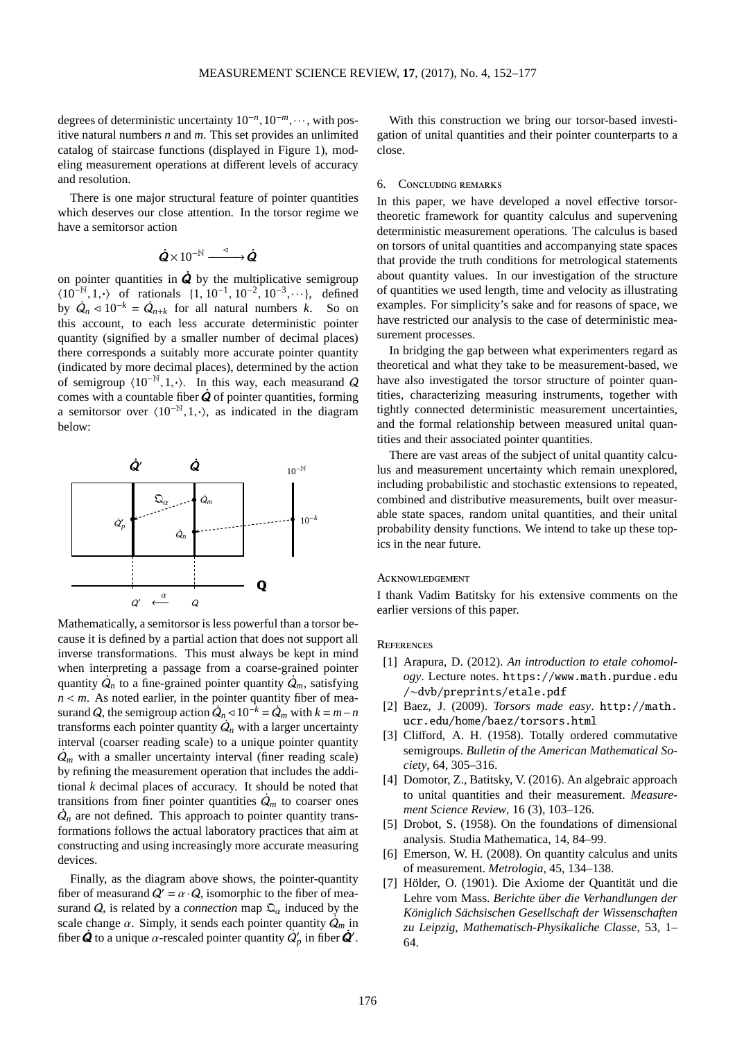degrees of deterministic uncertainty $10^{-n}, 10^{-m}, \cdots$, with positive natural numbers $n$ and $m$. This set provides an unlimited catalog of staircase functions (displayed in Figure 1), modeling measurement operations at different levels of accuracy and resolution.

There is one major structural feature of pointer quantities which deserves our close attention. In the torsor regime we have a semitorsor action

$$\dot{\boldsymbol{Q}} \times 10^{-\mathbb{N}} \xrightarrow{\triangleleft} \dot{\boldsymbol{Q}}$$

on pointer quantities in $\dot{\boldsymbol{Q}}$ by the multiplicative semigroup $\langle 10^{-\mathbb{N}}, 1, \cdot \rangle$ of rationals $\{1, 10^{-1}, 10^{-2}, 10^{-3}, \cdots\}$, defined by $\dot{Q}_n \triangleleft 10^{-k} = \dot{Q}_{n+k}$ for all natural numbers $k$. So on this account, to each less accurate deterministic pointer quantity (signified by a smaller number of decimal places) there corresponds a suitably more accurate pointer quantity (indicated by more decimal places), determined by the action of semigroup $\langle 10^{-\mathbb{N}}, 1, \cdot \rangle$. In this way, each measurand $Q$ comes with a countable fiber $\dot{\boldsymbol{Q}}$ of pointer quantities, forming a semitorsor over $\langle 10^{-\mathbb{N}}, 1, \cdot \rangle$, as indicated in the diagram below:

Mathematically, a semitorsor is less powerful than a torsor because it is defined by a partial action that does not support all inverse transformations. This must always be kept in mind when interpreting a passage from a coarse-grained pointer quantity $\dot{Q}_n$ to a fine-grained pointer quantity $\dot{Q}_m$, satisfying $n < m$. As noted earlier, in the pointer quantity fiber of measurand $Q$, the semigroup action $\dot{Q}_n \triangleleft 10^{-k} = \dot{Q}_m$ with $k = m - n$ transforms each pointer quantity $\dot{Q}_n$ with a larger uncertainty interval (coarser reading scale) to a unique pointer quantity $\dot{Q}_m$ with a smaller uncertainty interval (finer reading scale) by refining the measurement operation that includes the additional $k$ decimal places of accuracy. It should be noted that transitions from finer pointer quantities $\dot{Q}_m$ to coarser ones $\dot{Q}_n$ are not defined. This approach to pointer quantity transformations follows the actual laboratory practices that aim at constructing and using increasingly more accurate measuring devices.

Finally, as the diagram above shows, the pointer-quantity fiber of measurand $Q' = \alpha \cdot Q$, isomorphic to the fiber of measurand $Q$, is related by a *connection* map $\mathfrak{Q}_\alpha$ induced by the scale change $\alpha$. Simply, it sends each pointer quantity $\dot{Q}_m$ in fiber $\dot{\boldsymbol{Q}}$ to a unique $\alpha$-rescaled pointer quantity $\dot{Q}'_p$ in fiber $\dot{\boldsymbol{Q}}'$.

With this construction we bring our torsor-based investigation of unital quantities and their pointer counterparts to a close.

## 6. Concluding remarks

In this paper, we have developed a novel effective torsor-theoretic framework for quantity calculus and supervening deterministic measurement operations. The calculus is based on torsors of unital quantities and accompanying state spaces that provide the truth conditions for metrological statements about quantity values. In our investigation of the structure of quantities we used length, time and velocity as illustrating examples. For simplicity's sake and for reasons of space, we have restricted our analysis to the case of deterministic measurement processes.

In bridging the gap between what experimenters regard as theoretical and what they take to be measurement-based, we have also investigated the torsor structure of pointer quantities, characterizing measuring instruments, together with tightly connected deterministic measurement uncertainties, and the formal relationship between measured unital quantities and their associated pointer quantities.

There are vast areas of the subject of unital quantity calculus and measurement uncertainty which remain unexplored, including probabilistic and stochastic extensions to repeated, combined and distributive measurements, built over measurable state spaces, random unital quantities, and their unital probability density functions. We intend to take up these topics in the near future.

## Acknowledgement

I thank Vadim Batitsky for his extensive comments on the earlier versions of this paper.

## References

[1] Arapura, D. (2012). *An introduction to etale cohomology*. Lecture notes. https://www.math.purdue.edu/~dvb/preprints/etale.pdf

[2] Baez, J. (2009). *Torsors made easy*. http://math.ucr.edu/home/baez/torsors.html

[3] Clifford, A. H. (1958). Totally ordered commutative semigroups. *Bulletin of the American Mathematical Society*, 64, 305–316.

[4] Domotor, Z., Batitsky, V. (2016). An algebraic approach to unital quantities and their measurement. *Measurement Science Review*, 16 (3), 103–126.

[5] Drobot, S. (1958). On the foundations of dimensional analysis. Studia Mathematica, 14, 84–99.

[6] Emerson, W. H. (2008). On quantity calculus and units of measurement. *Metrologia*, 45, 134–138.

[7] Hölder, O. (1901). Die Axiome der Quantität und die Lehre vom Mass. *Berichte über die Verhandlungen der Königlich Sächsischen Gesellschaft der Wissenschaften zu Leipzig, Mathematisch-Physikaliche Classe*, 53, 1–64.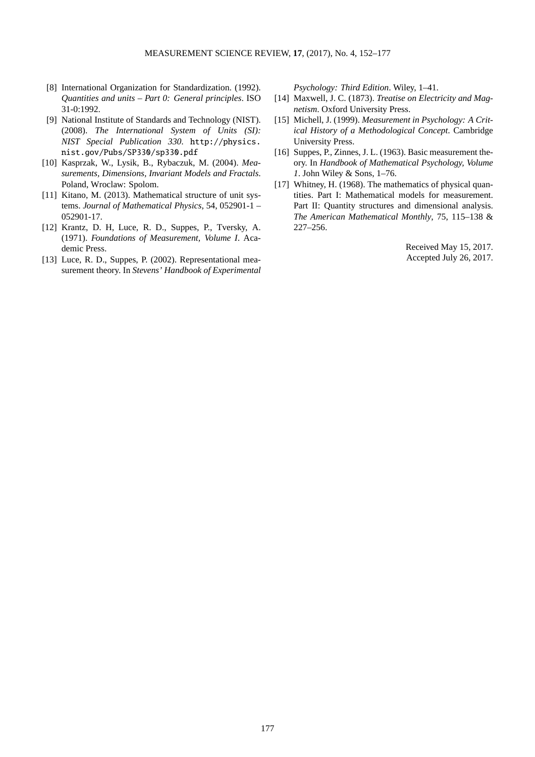[8] International Organization for Standardization. (1992). *Quantities and units – Part 0: General principles*. ISO 31-0:1992.

[9] National Institute of Standards and Technology (NIST). (2008). *The International System of Units (SI): NIST Special Publication 330*. http://physics.nist.gov/Pubs/SP330/sp330.pdf

[10] Kasprzak, W., Lysik, B., Rybaczuk, M. (2004). *Measurements, Dimensions, Invariant Models and Fractals*. Poland, Wroclaw: Spolom.

[11] Kitano, M. (2013). Mathematical structure of unit systems. *Journal of Mathematical Physics*, 54, 052901-1 – 052901-17.

[12] Krantz, D. H, Luce, R. D., Suppes, P., Tversky, A. (1971). *Foundations of Measurement, Volume I*. Academic Press.

[13] Luce, R. D., Suppes, P. (2002). Representational measurement theory. In *Stevens' Handbook of Experimental Psychology: Third Edition*. Wiley, 1–41.

[14] Maxwell, J. C. (1873). *Treatise on Electricity and Magnetism*. Oxford University Press.

[15] Michell, J. (1999). *Measurement in Psychology: A Critical History of a Methodological Concept*. Cambridge University Press.

[16] Suppes, P., Zinnes, J. L. (1963). Basic measurement theory. In *Handbook of Mathematical Psychology, Volume 1*. John Wiley & Sons, 1–76.

[17] Whitney, H. (1968). The mathematics of physical quantities. Part I: Mathematical models for measurement. Part II: Quantity structures and dimensional analysis. *The American Mathematical Monthly*, 75, 115–138 & 227–256.

Received May 15, 2017.
Accepted July 26, 2017.